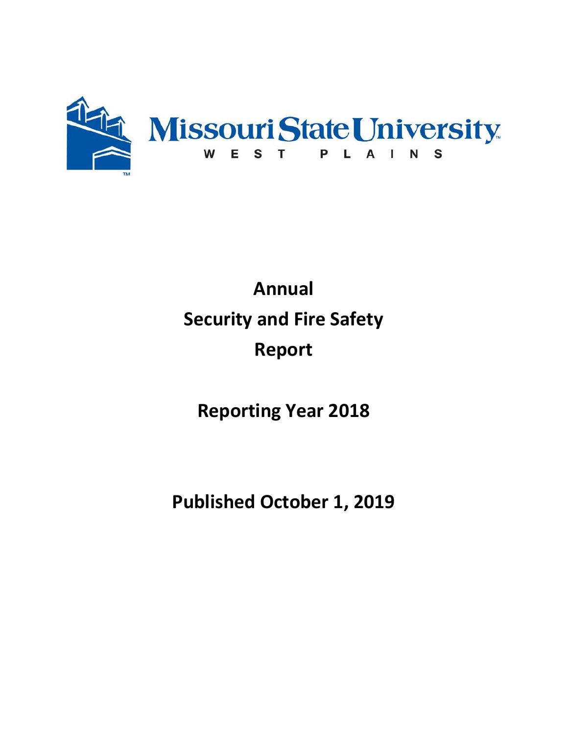Missouri State University
WEST PLAINS

# Annual Security and Fire Safety Report

## Reporting Year 2018

## Published October 1, 2019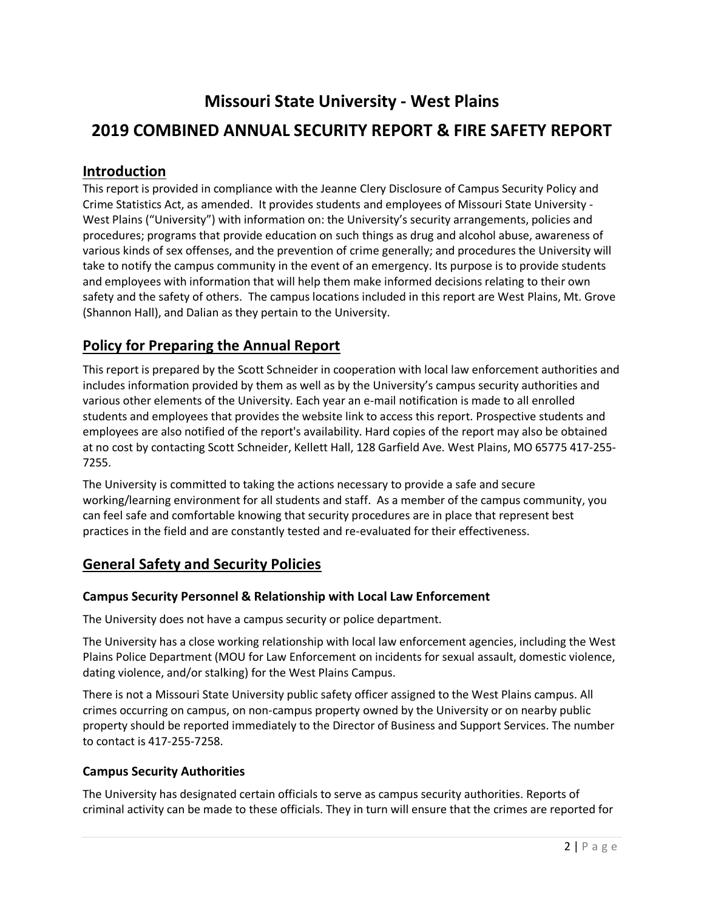# Missouri State University - West Plains

# 2019 COMBINED ANNUAL SECURITY REPORT & FIRE SAFETY REPORT

## Introduction

This report is provided in compliance with the Jeanne Clery Disclosure of Campus Security Policy and Crime Statistics Act, as amended. It provides students and employees of Missouri State University - West Plains ("University") with information on: the University's security arrangements, policies and procedures; programs that provide education on such things as drug and alcohol abuse, awareness of various kinds of sex offenses, and the prevention of crime generally; and procedures the University will take to notify the campus community in the event of an emergency. Its purpose is to provide students and employees with information that will help them make informed decisions relating to their own safety and the safety of others. The campus locations included in this report are West Plains, Mt. Grove (Shannon Hall), and Dalian as they pertain to the University.

## Policy for Preparing the Annual Report

This report is prepared by the Scott Schneider in cooperation with local law enforcement authorities and includes information provided by them as well as by the University's campus security authorities and various other elements of the University. Each year an e-mail notification is made to all enrolled students and employees that provides the website link to access this report. Prospective students and employees are also notified of the report's availability. Hard copies of the report may also be obtained at no cost by contacting Scott Schneider, Kellett Hall, 128 Garfield Ave. West Plains, MO 65775 417-255-7255.

The University is committed to taking the actions necessary to provide a safe and secure working/learning environment for all students and staff. As a member of the campus community, you can feel safe and comfortable knowing that security procedures are in place that represent best practices in the field and are constantly tested and re-evaluated for their effectiveness.

## General Safety and Security Policies

### Campus Security Personnel & Relationship with Local Law Enforcement

The University does not have a campus security or police department.

The University has a close working relationship with local law enforcement agencies, including the West Plains Police Department (MOU for Law Enforcement on incidents for sexual assault, domestic violence, dating violence, and/or stalking) for the West Plains Campus.

There is not a Missouri State University public safety officer assigned to the West Plains campus. All crimes occurring on campus, on non-campus property owned by the University or on nearby public property should be reported immediately to the Director of Business and Support Services. The number to contact is 417-255-7258.

### Campus Security Authorities

The University has designated certain officials to serve as campus security authorities. Reports of criminal activity can be made to these officials. They in turn will ensure that the crimes are reported for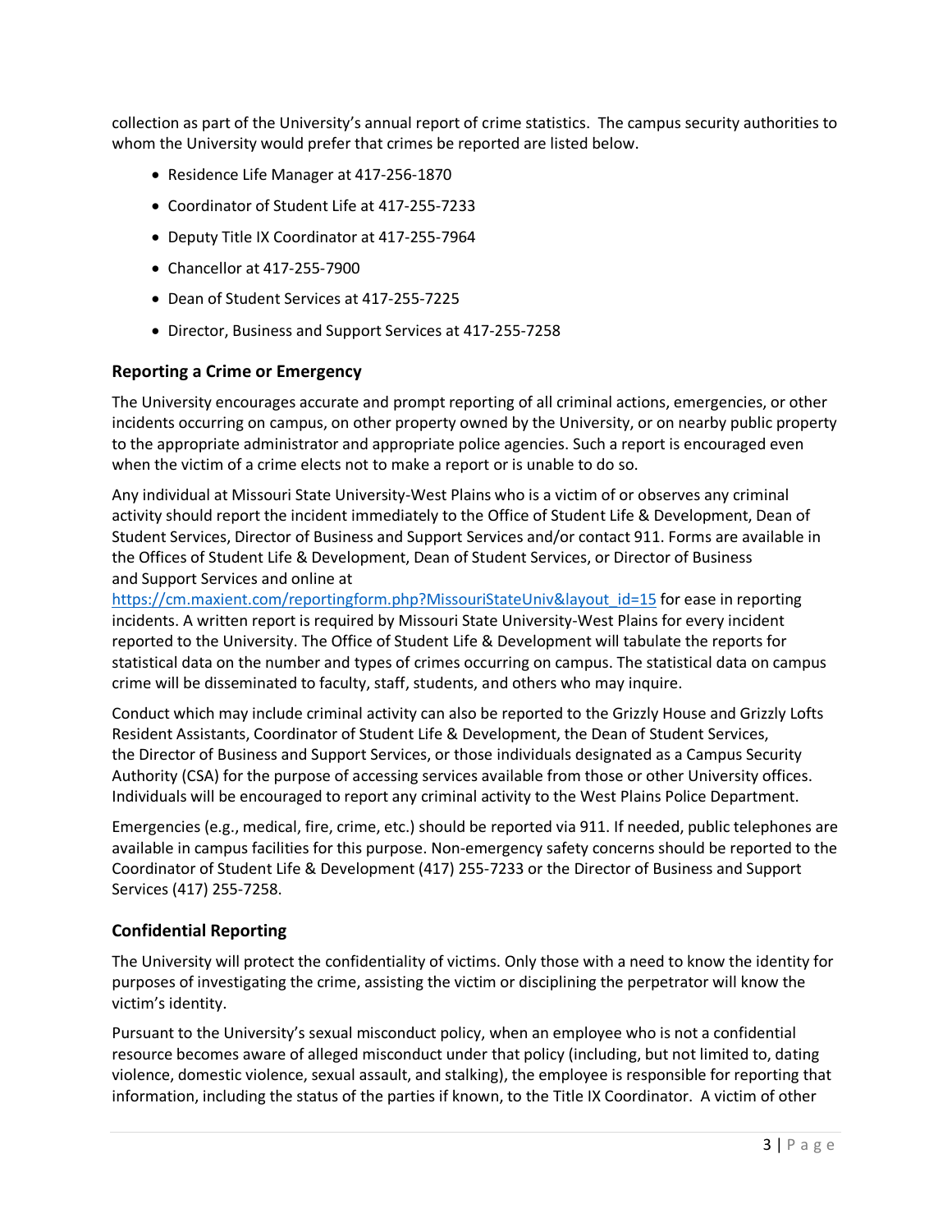collection as part of the University's annual report of crime statistics. The campus security authorities to whom the University would prefer that crimes be reported are listed below.

- Residence Life Manager at 417-256-1870
- Coordinator of Student Life at 417-255-7233
- Deputy Title IX Coordinator at 417-255-7964
- Chancellor at 417-255-7900
- Dean of Student Services at 417-255-7225
- Director, Business and Support Services at 417-255-7258

## Reporting a Crime or Emergency

The University encourages accurate and prompt reporting of all criminal actions, emergencies, or other incidents occurring on campus, on other property owned by the University, or on nearby public property to the appropriate administrator and appropriate police agencies. Such a report is encouraged even when the victim of a crime elects not to make a report or is unable to do so.

Any individual at Missouri State University-West Plains who is a victim of or observes any criminal activity should report the incident immediately to the Office of Student Life & Development, Dean of Student Services, Director of Business and Support Services and/or contact 911. Forms are available in the Offices of Student Life & Development, Dean of Student Services, or Director of Business and Support Services and online at https://cm.maxient.com/reportingform.php?MissouriStateUniv&layout_id=15 for ease in reporting incidents. A written report is required by Missouri State University-West Plains for every incident reported to the University. The Office of Student Life & Development will tabulate the reports for statistical data on the number and types of crimes occurring on campus. The statistical data on campus crime will be disseminated to faculty, staff, students, and others who may inquire.

Conduct which may include criminal activity can also be reported to the Grizzly House and Grizzly Lofts Resident Assistants, Coordinator of Student Life & Development, the Dean of Student Services, the Director of Business and Support Services, or those individuals designated as a Campus Security Authority (CSA) for the purpose of accessing services available from those or other University offices. Individuals will be encouraged to report any criminal activity to the West Plains Police Department.

Emergencies (e.g., medical, fire, crime, etc.) should be reported via 911. If needed, public telephones are available in campus facilities for this purpose. Non-emergency safety concerns should be reported to the Coordinator of Student Life & Development (417) 255-7233 or the Director of Business and Support Services (417) 255-7258.

## Confidential Reporting

The University will protect the confidentiality of victims. Only those with a need to know the identity for purposes of investigating the crime, assisting the victim or disciplining the perpetrator will know the victim's identity.

Pursuant to the University's sexual misconduct policy, when an employee who is not a confidential resource becomes aware of alleged misconduct under that policy (including, but not limited to, dating violence, domestic violence, sexual assault, and stalking), the employee is responsible for reporting that information, including the status of the parties if known, to the Title IX Coordinator. A victim of other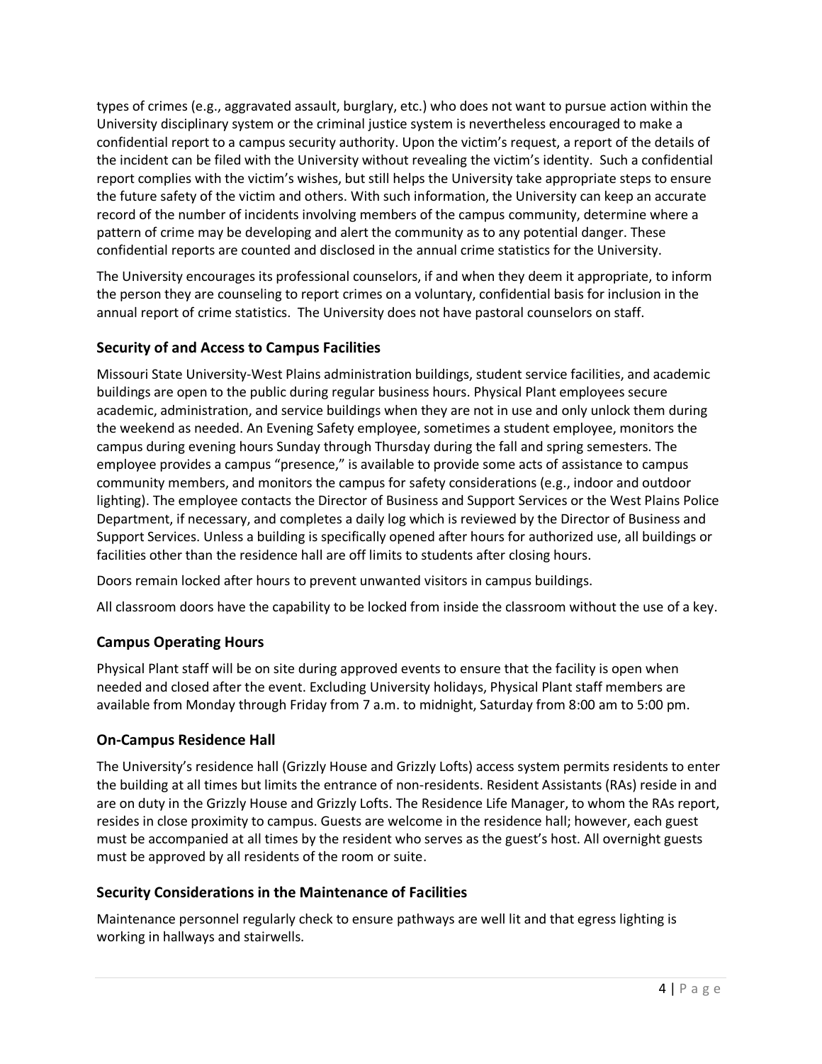types of crimes (e.g., aggravated assault, burglary, etc.) who does not want to pursue action within the University disciplinary system or the criminal justice system is nevertheless encouraged to make a confidential report to a campus security authority. Upon the victim's request, a report of the details of the incident can be filed with the University without revealing the victim's identity. Such a confidential report complies with the victim's wishes, but still helps the University take appropriate steps to ensure the future safety of the victim and others. With such information, the University can keep an accurate record of the number of incidents involving members of the campus community, determine where a pattern of crime may be developing and alert the community as to any potential danger. These confidential reports are counted and disclosed in the annual crime statistics for the University.

The University encourages its professional counselors, if and when they deem it appropriate, to inform the person they are counseling to report crimes on a voluntary, confidential basis for inclusion in the annual report of crime statistics. The University does not have pastoral counselors on staff.

### Security of and Access to Campus Facilities

Missouri State University-West Plains administration buildings, student service facilities, and academic buildings are open to the public during regular business hours. Physical Plant employees secure academic, administration, and service buildings when they are not in use and only unlock them during the weekend as needed. An Evening Safety employee, sometimes a student employee, monitors the campus during evening hours Sunday through Thursday during the fall and spring semesters. The employee provides a campus "presence," is available to provide some acts of assistance to campus community members, and monitors the campus for safety considerations (e.g., indoor and outdoor lighting). The employee contacts the Director of Business and Support Services or the West Plains Police Department, if necessary, and completes a daily log which is reviewed by the Director of Business and Support Services. Unless a building is specifically opened after hours for authorized use, all buildings or facilities other than the residence hall are off limits to students after closing hours.

Doors remain locked after hours to prevent unwanted visitors in campus buildings.

All classroom doors have the capability to be locked from inside the classroom without the use of a key.

### Campus Operating Hours

Physical Plant staff will be on site during approved events to ensure that the facility is open when needed and closed after the event. Excluding University holidays, Physical Plant staff members are available from Monday through Friday from 7 a.m. to midnight, Saturday from 8:00 am to 5:00 pm.

### On-Campus Residence Hall

The University's residence hall (Grizzly House and Grizzly Lofts) access system permits residents to enter the building at all times but limits the entrance of non-residents. Resident Assistants (RAs) reside in and are on duty in the Grizzly House and Grizzly Lofts. The Residence Life Manager, to whom the RAs report, resides in close proximity to campus. Guests are welcome in the residence hall; however, each guest must be accompanied at all times by the resident who serves as the guest's host. All overnight guests must be approved by all residents of the room or suite.

### Security Considerations in the Maintenance of Facilities

Maintenance personnel regularly check to ensure pathways are well lit and that egress lighting is working in hallways and stairwells.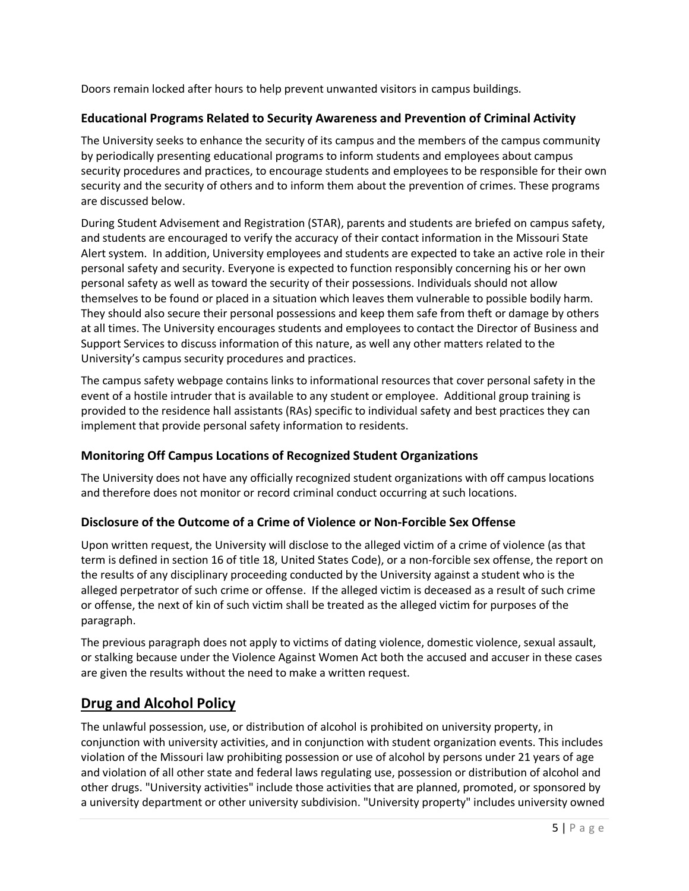Doors remain locked after hours to help prevent unwanted visitors in campus buildings.

### Educational Programs Related to Security Awareness and Prevention of Criminal Activity

The University seeks to enhance the security of its campus and the members of the campus community by periodically presenting educational programs to inform students and employees about campus security procedures and practices, to encourage students and employees to be responsible for their own security and the security of others and to inform them about the prevention of crimes. These programs are discussed below.

During Student Advisement and Registration (STAR), parents and students are briefed on campus safety, and students are encouraged to verify the accuracy of their contact information in the Missouri State Alert system. In addition, University employees and students are expected to take an active role in their personal safety and security. Everyone is expected to function responsibly concerning his or her own personal safety as well as toward the security of their possessions. Individuals should not allow themselves to be found or placed in a situation which leaves them vulnerable to possible bodily harm. They should also secure their personal possessions and keep them safe from theft or damage by others at all times. The University encourages students and employees to contact the Director of Business and Support Services to discuss information of this nature, as well any other matters related to the University's campus security procedures and practices.

The campus safety webpage contains links to informational resources that cover personal safety in the event of a hostile intruder that is available to any student or employee. Additional group training is provided to the residence hall assistants (RAs) specific to individual safety and best practices they can implement that provide personal safety information to residents.

### Monitoring Off Campus Locations of Recognized Student Organizations

The University does not have any officially recognized student organizations with off campus locations and therefore does not monitor or record criminal conduct occurring at such locations.

### Disclosure of the Outcome of a Crime of Violence or Non-Forcible Sex Offense

Upon written request, the University will disclose to the alleged victim of a crime of violence (as that term is defined in section 16 of title 18, United States Code), or a non-forcible sex offense, the report on the results of any disciplinary proceeding conducted by the University against a student who is the alleged perpetrator of such crime or offense. If the alleged victim is deceased as a result of such crime or offense, the next of kin of such victim shall be treated as the alleged victim for purposes of the paragraph.

The previous paragraph does not apply to victims of dating violence, domestic violence, sexual assault, or stalking because under the Violence Against Women Act both the accused and accuser in these cases are given the results without the need to make a written request.

## Drug and Alcohol Policy

The unlawful possession, use, or distribution of alcohol is prohibited on university property, in conjunction with university activities, and in conjunction with student organization events. This includes violation of the Missouri law prohibiting possession or use of alcohol by persons under 21 years of age and violation of all other state and federal laws regulating use, possession or distribution of alcohol and other drugs. "University activities" include those activities that are planned, promoted, or sponsored by a university department or other university subdivision. "University property" includes university owned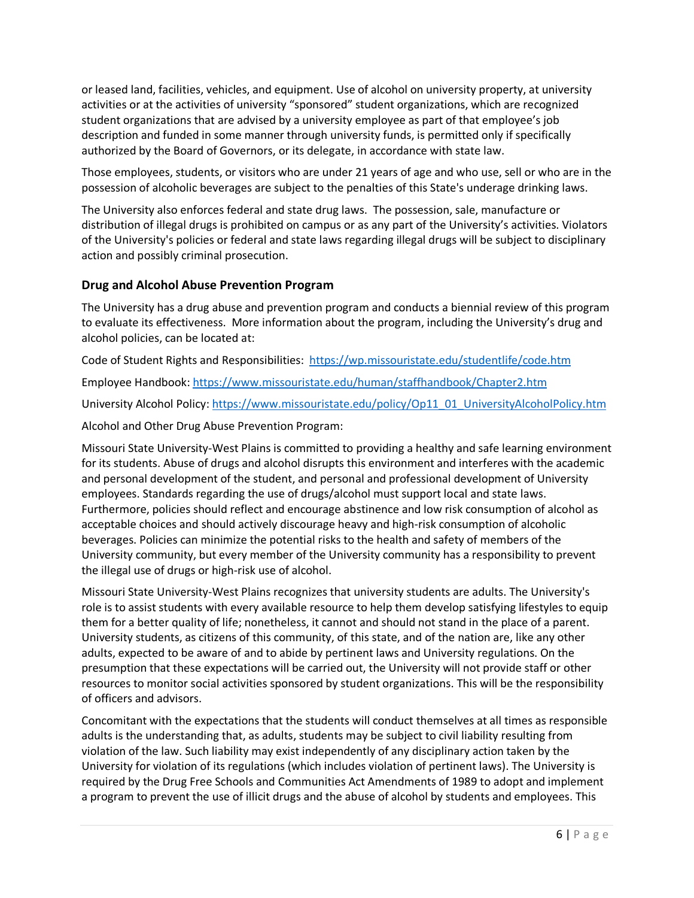or leased land, facilities, vehicles, and equipment. Use of alcohol on university property, at university activities or at the activities of university "sponsored" student organizations, which are recognized student organizations that are advised by a university employee as part of that employee's job description and funded in some manner through university funds, is permitted only if specifically authorized by the Board of Governors, or its delegate, in accordance with state law.

Those employees, students, or visitors who are under 21 years of age and who use, sell or who are in the possession of alcoholic beverages are subject to the penalties of this State's underage drinking laws.

The University also enforces federal and state drug laws. The possession, sale, manufacture or distribution of illegal drugs is prohibited on campus or as any part of the University's activities. Violators of the University's policies or federal and state laws regarding illegal drugs will be subject to disciplinary action and possibly criminal prosecution.

### Drug and Alcohol Abuse Prevention Program

The University has a drug abuse and prevention program and conducts a biennial review of this program to evaluate its effectiveness. More information about the program, including the University's drug and alcohol policies, can be located at:

Code of Student Rights and Responsibilities: https://wp.missouristate.edu/studentlife/code.htm

Employee Handbook: https://www.missouristate.edu/human/staffhandbook/Chapter2.htm

University Alcohol Policy: https://www.missouristate.edu/policy/Op11_01_UniversityAlcoholPolicy.htm

Alcohol and Other Drug Abuse Prevention Program:

Missouri State University-West Plains is committed to providing a healthy and safe learning environment for its students. Abuse of drugs and alcohol disrupts this environment and interferes with the academic and personal development of the student, and personal and professional development of University employees. Standards regarding the use of drugs/alcohol must support local and state laws. Furthermore, policies should reflect and encourage abstinence and low risk consumption of alcohol as acceptable choices and should actively discourage heavy and high-risk consumption of alcoholic beverages. Policies can minimize the potential risks to the health and safety of members of the University community, but every member of the University community has a responsibility to prevent the illegal use of drugs or high-risk use of alcohol.

Missouri State University-West Plains recognizes that university students are adults. The University's role is to assist students with every available resource to help them develop satisfying lifestyles to equip them for a better quality of life; nonetheless, it cannot and should not stand in the place of a parent. University students, as citizens of this community, of this state, and of the nation are, like any other adults, expected to be aware of and to abide by pertinent laws and University regulations. On the presumption that these expectations will be carried out, the University will not provide staff or other resources to monitor social activities sponsored by student organizations. This will be the responsibility of officers and advisors.

Concomitant with the expectations that the students will conduct themselves at all times as responsible adults is the understanding that, as adults, students may be subject to civil liability resulting from violation of the law. Such liability may exist independently of any disciplinary action taken by the University for violation of its regulations (which includes violation of pertinent laws). The University is required by the Drug Free Schools and Communities Act Amendments of 1989 to adopt and implement a program to prevent the use of illicit drugs and the abuse of alcohol by students and employees. This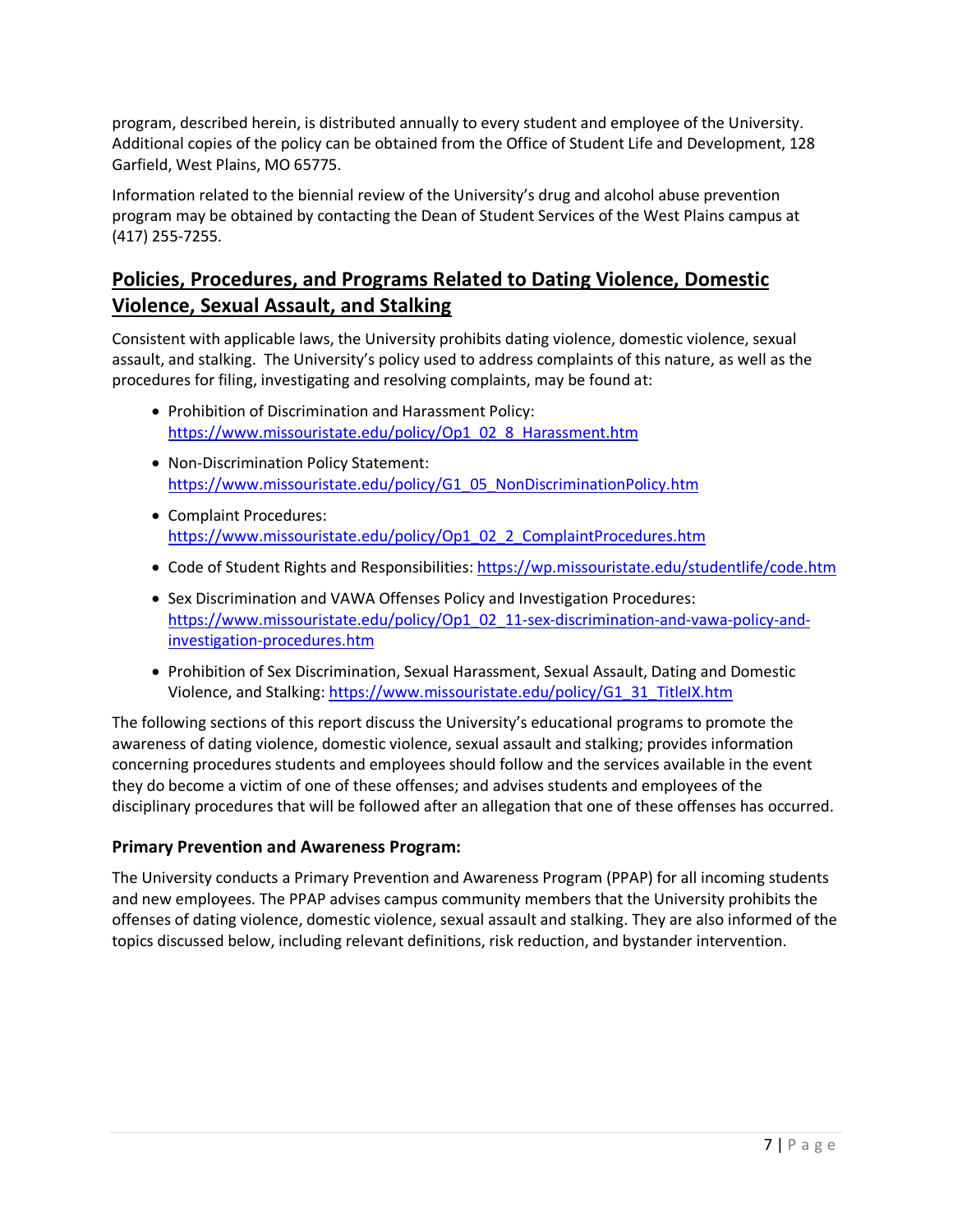program, described herein, is distributed annually to every student and employee of the University. Additional copies of the policy can be obtained from the Office of Student Life and Development, 128 Garfield, West Plains, MO 65775.

Information related to the biennial review of the University's drug and alcohol abuse prevention program may be obtained by contacting the Dean of Student Services of the West Plains campus at (417) 255-7255.

## Policies, Procedures, and Programs Related to Dating Violence, Domestic Violence, Sexual Assault, and Stalking

Consistent with applicable laws, the University prohibits dating violence, domestic violence, sexual assault, and stalking. The University's policy used to address complaints of this nature, as well as the procedures for filing, investigating and resolving complaints, may be found at:

- Prohibition of Discrimination and Harassment Policy: https://www.missouristate.edu/policy/Op1_02_8_Harassment.htm
- Non-Discrimination Policy Statement: https://www.missouristate.edu/policy/G1_05_NonDiscriminationPolicy.htm
- Complaint Procedures: https://www.missouristate.edu/policy/Op1_02_2_ComplaintProcedures.htm
- Code of Student Rights and Responsibilities: https://wp.missouristate.edu/studentlife/code.htm
- Sex Discrimination and VAWA Offenses Policy and Investigation Procedures: https://www.missouristate.edu/policy/Op1_02_11-sex-discrimination-and-vawa-policy-and-investigation-procedures.htm
- Prohibition of Sex Discrimination, Sexual Harassment, Sexual Assault, Dating and Domestic Violence, and Stalking: https://www.missouristate.edu/policy/G1_31_TitleIX.htm

The following sections of this report discuss the University's educational programs to promote the awareness of dating violence, domestic violence, sexual assault and stalking; provides information concerning procedures students and employees should follow and the services available in the event they do become a victim of one of these offenses; and advises students and employees of the disciplinary procedures that will be followed after an allegation that one of these offenses has occurred.

### Primary Prevention and Awareness Program:

The University conducts a Primary Prevention and Awareness Program (PPAP) for all incoming students and new employees. The PPAP advises campus community members that the University prohibits the offenses of dating violence, domestic violence, sexual assault and stalking. They are also informed of the topics discussed below, including relevant definitions, risk reduction, and bystander intervention.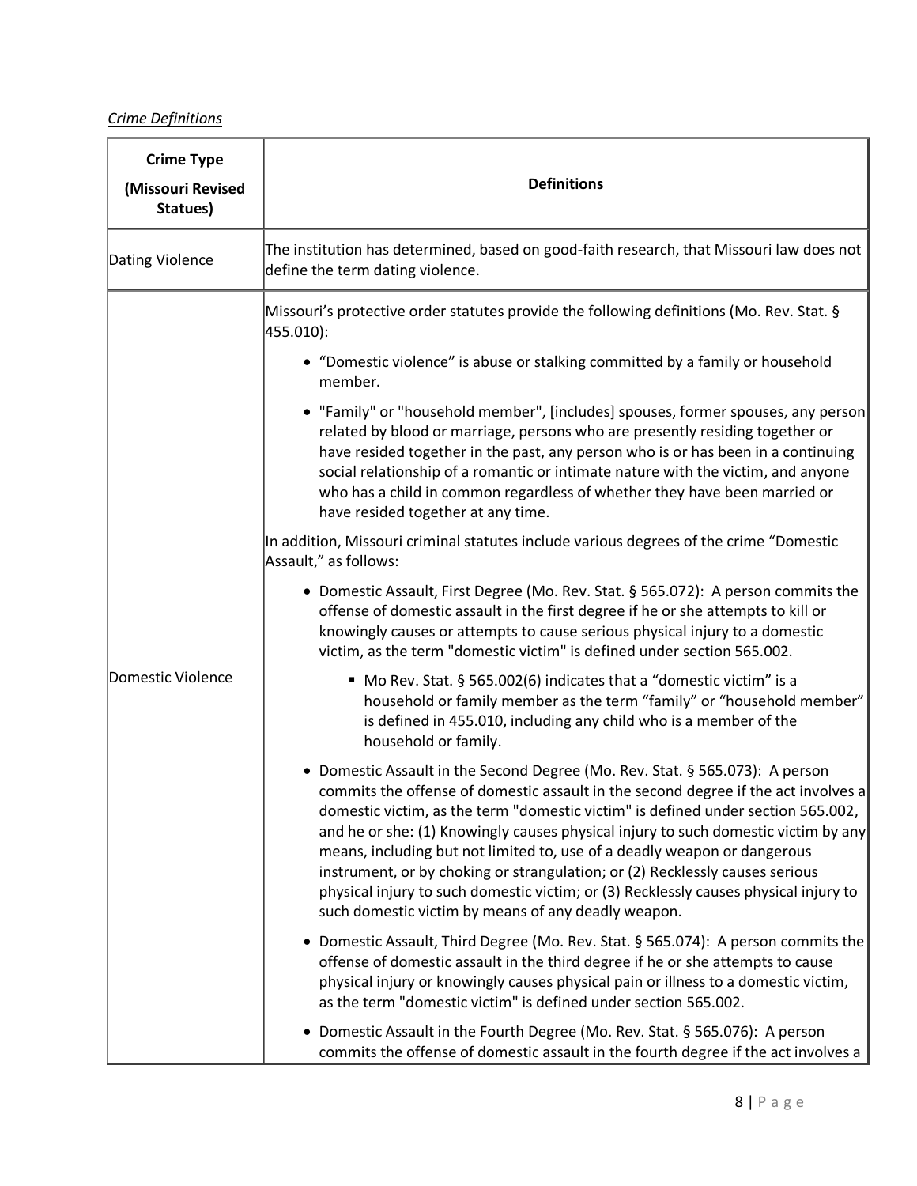*Crime Definitions*

| Crime Type (Missouri Revised Statues) | Definitions |
|---|---|
| Dating Violence | The institution has determined, based on good-faith research, that Missouri law does not define the term dating violence. |
| Domestic Violence | Missouri's protective order statutes provide the following definitions (Mo. Rev. Stat. § 455.010): <br>• "Domestic violence" is abuse or stalking committed by a family or household member. <br>• "Family" or "household member", [includes] spouses, former spouses, any person related by blood or marriage, persons who are presently residing together or have resided together in the past, any person who is or has been in a continuing social relationship of a romantic or intimate nature with the victim, and anyone who has a child in common regardless of whether they have been married or have resided together at any time. <br>In addition, Missouri criminal statutes include various degrees of the crime "Domestic Assault," as follows: <br>• Domestic Assault, First Degree (Mo. Rev. Stat. § 565.072): A person commits the offense of domestic assault in the first degree if he or she attempts to kill or knowingly causes or attempts to cause serious physical injury to a domestic victim, as the term "domestic victim" is defined under section 565.002. <br>&nbsp;&nbsp;&nbsp;&nbsp;▪ Mo Rev. Stat. § 565.002(6) indicates that a "domestic victim" is a household or family member as the term "family" or "household member" is defined in 455.010, including any child who is a member of the household or family. <br>• Domestic Assault in the Second Degree (Mo. Rev. Stat. § 565.073): A person commits the offense of domestic assault in the second degree if the act involves a domestic victim, as the term "domestic victim" is defined under section 565.002, and he or she: (1) Knowingly causes physical injury to such domestic victim by any means, including but not limited to, use of a deadly weapon or dangerous instrument, or by choking or strangulation; or (2) Recklessly causes serious physical injury to such domestic victim; or (3) Recklessly causes physical injury to such domestic victim by means of any deadly weapon. <br>• Domestic Assault, Third Degree (Mo. Rev. Stat. § 565.074): A person commits the offense of domestic assault in the third degree if he or she attempts to cause physical injury or knowingly causes physical pain or illness to a domestic victim, as the term "domestic victim" is defined under section 565.002. <br>• Domestic Assault in the Fourth Degree (Mo. Rev. Stat. § 565.076): A person commits the offense of domestic assault in the fourth degree if the act involves a |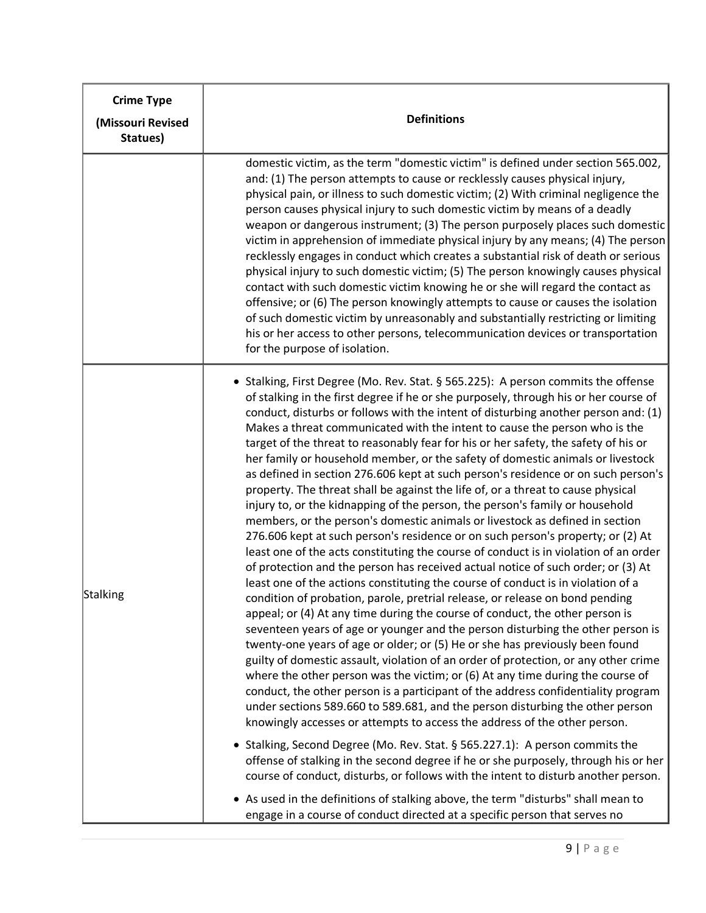| Crime Type (Missouri Revised Statues) | Definitions |
| --- | --- |
| | domestic victim, as the term "domestic victim" is defined under section 565.002, and: (1) The person attempts to cause or recklessly causes physical injury, physical pain, or illness to such domestic victim; (2) With criminal negligence the person causes physical injury to such domestic victim by means of a deadly weapon or dangerous instrument; (3) The person purposely places such domestic victim in apprehension of immediate physical injury by any means; (4) The person recklessly engages in conduct which creates a substantial risk of death or serious physical injury to such domestic victim; (5) The person knowingly causes physical contact with such domestic victim knowing he or she will regard the contact as offensive; or (6) The person knowingly attempts to cause or causes the isolation of such domestic victim by unreasonably and substantially restricting or limiting his or her access to other persons, telecommunication devices or transportation for the purpose of isolation. |
| Stalking | • Stalking, First Degree (Mo. Rev. Stat. § 565.225): A person commits the offense of stalking in the first degree if he or she purposely, through his or her course of conduct, disturbs or follows with the intent of disturbing another person and: (1) Makes a threat communicated with the intent to cause the person who is the target of the threat to reasonably fear for his or her safety, the safety of his or her family or household member, or the safety of domestic animals or livestock as defined in section 276.606 kept at such person's residence or on such person's property. The threat shall be against the life of, or a threat to cause physical injury to, or the kidnapping of the person, the person's family or household members, or the person's domestic animals or livestock as defined in section 276.606 kept at such person's residence or on such person's property; or (2) At least one of the acts constituting the course of conduct is in violation of an order of protection and the person has received actual notice of such order; or (3) At least one of the actions constituting the course of conduct is in violation of a condition of probation, parole, pretrial release, or release on bond pending appeal; or (4) At any time during the course of conduct, the other person is seventeen years of age or younger and the person disturbing the other person is twenty-one years of age or older; or (5) He or she has previously been found guilty of domestic assault, violation of an order of protection, or any other crime where the other person was the victim; or (6) At any time during the course of conduct, the other person is a participant of the address confidentiality program under sections 589.660 to 589.681, and the person disturbing the other person knowingly accesses or attempts to access the address of the other person.<br>• Stalking, Second Degree (Mo. Rev. Stat. § 565.227.1): A person commits the offense of stalking in the second degree if he or she purposely, through his or her course of conduct, disturbs, or follows with the intent to disturb another person.<br>• As used in the definitions of stalking above, the term "disturbs" shall mean to engage in a course of conduct directed at a specific person that serves no |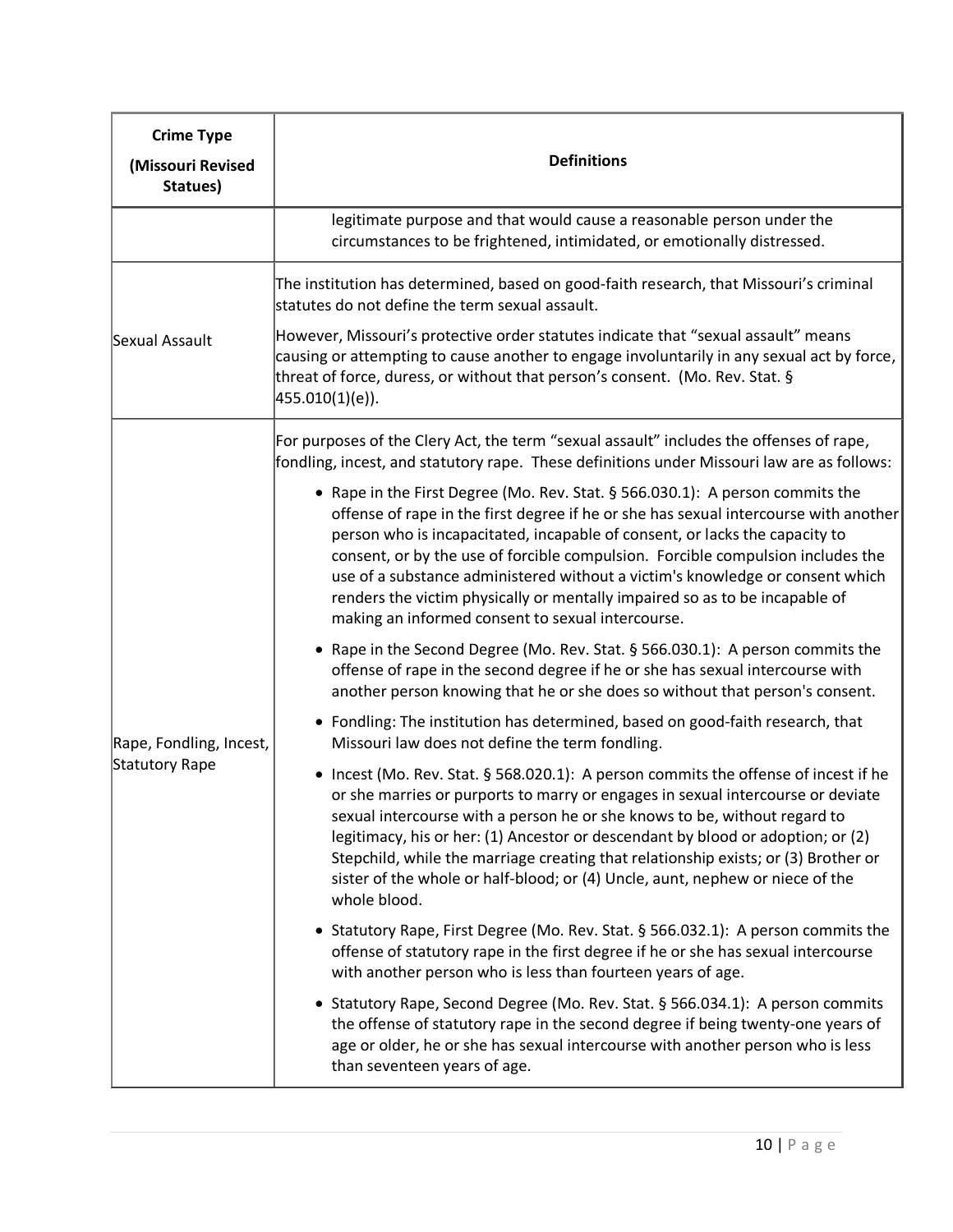| Crime Type (Missouri Revised Statues) | Definitions |
| --- | --- |
| | legitimate purpose and that would cause a reasonable person under the circumstances to be frightened, intimidated, or emotionally distressed. |
| Sexual Assault | The institution has determined, based on good-faith research, that Missouri's criminal statutes do not define the term sexual assault.<br><br>However, Missouri's protective order statutes indicate that "sexual assault" means causing or attempting to cause another to engage involuntarily in any sexual act by force, threat of force, duress, or without that person's consent. (Mo. Rev. Stat. § 455.010(1)(e)). |
| Rape, Fondling, Incest, Statutory Rape | For purposes of the Clery Act, the term "sexual assault" includes the offenses of rape, fondling, incest, and statutory rape. These definitions under Missouri law are as follows:<br><br>• Rape in the First Degree (Mo. Rev. Stat. § 566.030.1): A person commits the offense of rape in the first degree if he or she has sexual intercourse with another person who is incapacitated, incapable of consent, or lacks the capacity to consent, or by the use of forcible compulsion. Forcible compulsion includes the use of a substance administered without a victim's knowledge or consent which renders the victim physically or mentally impaired so as to be incapable of making an informed consent to sexual intercourse.<br><br>• Rape in the Second Degree (Mo. Rev. Stat. § 566.030.1): A person commits the offense of rape in the second degree if he or she has sexual intercourse with another person knowing that he or she does so without that person's consent.<br><br>• Fondling: The institution has determined, based on good-faith research, that Missouri law does not define the term fondling.<br><br>• Incest (Mo. Rev. Stat. § 568.020.1): A person commits the offense of incest if he or she marries or purports to marry or engages in sexual intercourse or deviate sexual intercourse with a person he or she knows to be, without regard to legitimacy, his or her: (1) Ancestor or descendant by blood or adoption; or (2) Stepchild, while the marriage creating that relationship exists; or (3) Brother or sister of the whole or half-blood; or (4) Uncle, aunt, nephew or niece of the whole blood.<br><br>• Statutory Rape, First Degree (Mo. Rev. Stat. § 566.032.1): A person commits the offense of statutory rape in the first degree if he or she has sexual intercourse with another person who is less than fourteen years of age.<br><br>• Statutory Rape, Second Degree (Mo. Rev. Stat. § 566.034.1): A person commits the offense of statutory rape in the second degree if being twenty-one years of age or older, he or she has sexual intercourse with another person who is less than seventeen years of age. |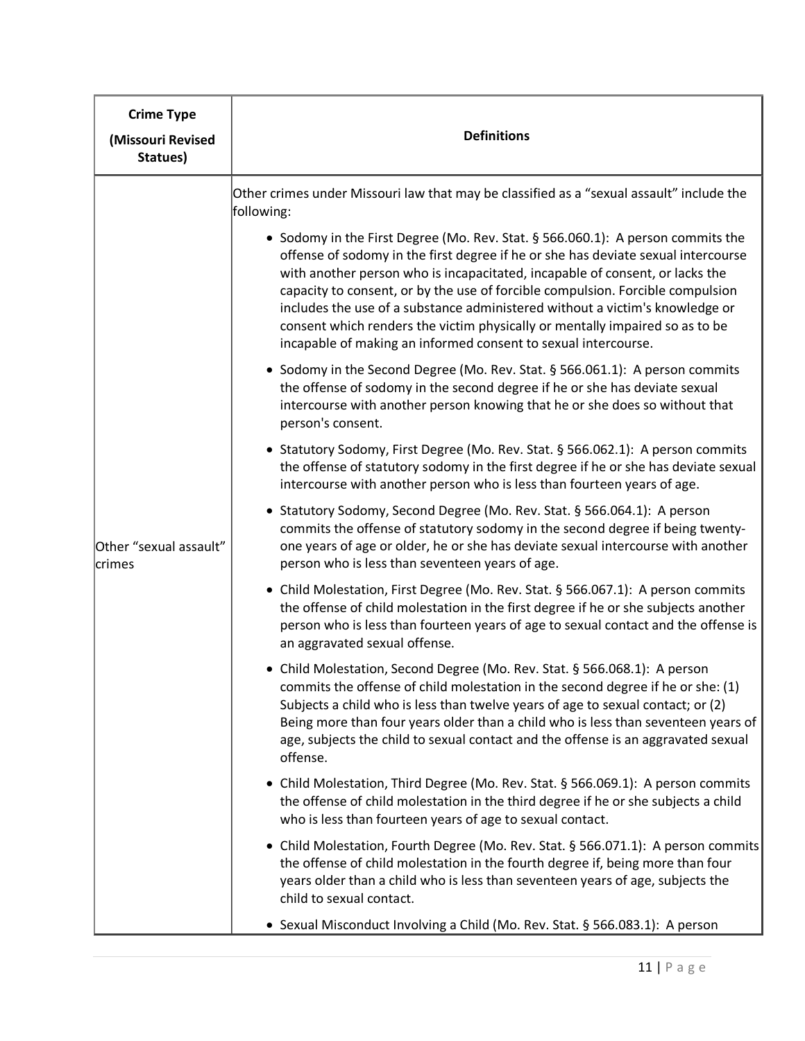| Crime Type (Missouri Revised Statues) | Definitions |
|---|---|
| Other "sexual assault" crimes | Other crimes under Missouri law that may be classified as a "sexual assault" include the following:<br><br>• Sodomy in the First Degree (Mo. Rev. Stat. § 566.060.1): A person commits the offense of sodomy in the first degree if he or she has deviate sexual intercourse with another person who is incapacitated, incapable of consent, or lacks the capacity to consent, or by the use of forcible compulsion. Forcible compulsion includes the use of a substance administered without a victim's knowledge or consent which renders the victim physically or mentally impaired so as to be incapable of making an informed consent to sexual intercourse.<br><br>• Sodomy in the Second Degree (Mo. Rev. Stat. § 566.061.1): A person commits the offense of sodomy in the second degree if he or she has deviate sexual intercourse with another person knowing that he or she does so without that person's consent.<br><br>• Statutory Sodomy, First Degree (Mo. Rev. Stat. § 566.062.1): A person commits the offense of statutory sodomy in the first degree if he or she has deviate sexual intercourse with another person who is less than fourteen years of age.<br><br>• Statutory Sodomy, Second Degree (Mo. Rev. Stat. § 566.064.1): A person commits the offense of statutory sodomy in the second degree if being twenty-one years of age or older, he or she has deviate sexual intercourse with another person who is less than seventeen years of age.<br><br>• Child Molestation, First Degree (Mo. Rev. Stat. § 566.067.1): A person commits the offense of child molestation in the first degree if he or she subjects another person who is less than fourteen years of age to sexual contact and the offense is an aggravated sexual offense.<br><br>• Child Molestation, Second Degree (Mo. Rev. Stat. § 566.068.1): A person commits the offense of child molestation in the second degree if he or she: (1) Subjects a child who is less than twelve years of age to sexual contact; or (2) Being more than four years older than a child who is less than seventeen years of age, subjects the child to sexual contact and the offense is an aggravated sexual offense.<br><br>• Child Molestation, Third Degree (Mo. Rev. Stat. § 566.069.1): A person commits the offense of child molestation in the third degree if he or she subjects a child who is less than fourteen years of age to sexual contact.<br><br>• Child Molestation, Fourth Degree (Mo. Rev. Stat. § 566.071.1): A person commits the offense of child molestation in the fourth degree if, being more than four years older than a child who is less than seventeen years of age, subjects the child to sexual contact.<br><br>• Sexual Misconduct Involving a Child (Mo. Rev. Stat. § 566.083.1): A person |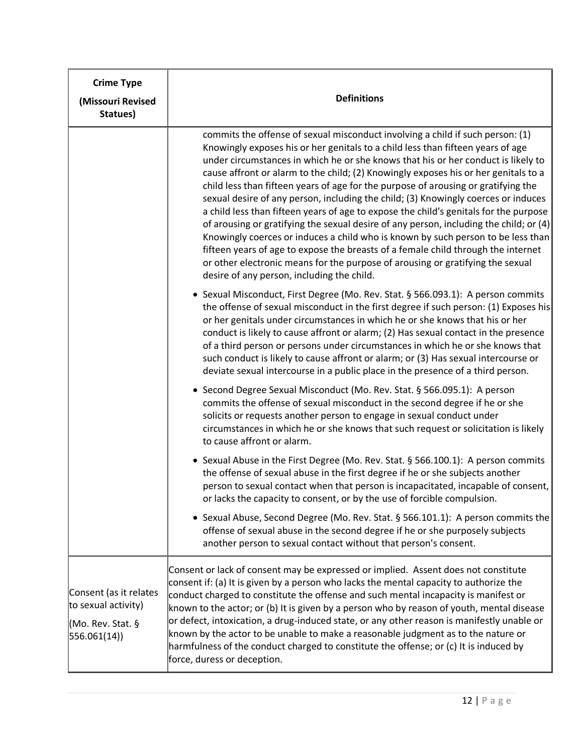| Crime Type (Missouri Revised Statues) | Definitions |
|---|---|
| | commits the offense of sexual misconduct involving a child if such person: (1) Knowingly exposes his or her genitals to a child less than fifteen years of age under circumstances in which he or she knows that his or her conduct is likely to cause affront or alarm to the child; (2) Knowingly exposes his or her genitals to a child less than fifteen years of age for the purpose of arousing or gratifying the sexual desire of any person, including the child; (3) Knowingly coerces or induces a child less than fifteen years of age to expose the child's genitals for the purpose of arousing or gratifying the sexual desire of any person, including the child; or (4) Knowingly coerces or induces a child who is known by such person to be less than fifteen years of age to expose the breasts of a female child through the internet or other electronic means for the purpose of arousing or gratifying the sexual desire of any person, including the child.<br><br>• Sexual Misconduct, First Degree (Mo. Rev. Stat. § 566.093.1): A person commits the offense of sexual misconduct in the first degree if such person: (1) Exposes his or her genitals under circumstances in which he or she knows that his or her conduct is likely to cause affront or alarm; (2) Has sexual contact in the presence of a third person or persons under circumstances in which he or she knows that such conduct is likely to cause affront or alarm; or (3) Has sexual intercourse or deviate sexual intercourse in a public place in the presence of a third person.<br><br>• Second Degree Sexual Misconduct (Mo. Rev. Stat. § 566.095.1): A person commits the offense of sexual misconduct in the second degree if he or she solicits or requests another person to engage in sexual conduct under circumstances in which he or she knows that such request or solicitation is likely to cause affront or alarm.<br><br>• Sexual Abuse in the First Degree (Mo. Rev. Stat. § 566.100.1): A person commits the offense of sexual abuse in the first degree if he or she subjects another person to sexual contact when that person is incapacitated, incapable of consent, or lacks the capacity to consent, or by the use of forcible compulsion.<br><br>• Sexual Abuse, Second Degree (Mo. Rev. Stat. § 566.101.1): A person commits the offense of sexual abuse in the second degree if he or she purposely subjects another person to sexual contact without that person's consent. |
| Consent (as it relates to sexual activity)<br><br>(Mo. Rev. Stat. § 556.061(14)) | Consent or lack of consent may be expressed or implied. Assent does not constitute consent if: (a) It is given by a person who lacks the mental capacity to authorize the conduct charged to constitute the offense and such mental incapacity is manifest or known to the actor; or (b) It is given by a person who by reason of youth, mental disease or defect, intoxication, a drug-induced state, or any other reason is manifestly unable or known by the actor to be unable to make a reasonable judgment as to the nature or harmfulness of the conduct charged to constitute the offense; or (c) It is induced by force, duress or deception. |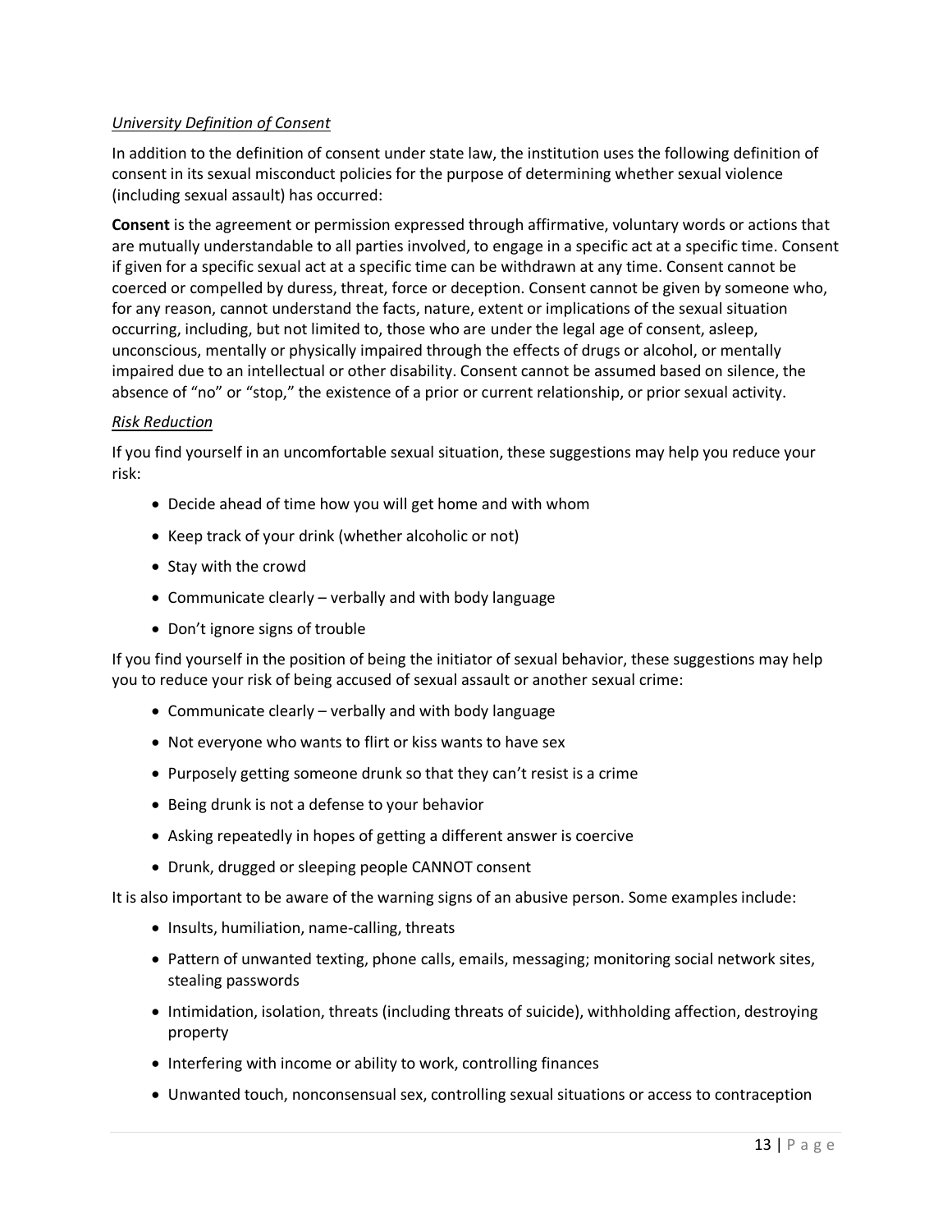*University Definition of Consent*

In addition to the definition of consent under state law, the institution uses the following definition of consent in its sexual misconduct policies for the purpose of determining whether sexual violence (including sexual assault) has occurred:

**Consent** is the agreement or permission expressed through affirmative, voluntary words or actions that are mutually understandable to all parties involved, to engage in a specific act at a specific time. Consent if given for a specific sexual act at a specific time can be withdrawn at any time. Consent cannot be coerced or compelled by duress, threat, force or deception. Consent cannot be given by someone who, for any reason, cannot understand the facts, nature, extent or implications of the sexual situation occurring, including, but not limited to, those who are under the legal age of consent, asleep, unconscious, mentally or physically impaired through the effects of drugs or alcohol, or mentally impaired due to an intellectual or other disability. Consent cannot be assumed based on silence, the absence of "no" or "stop," the existence of a prior or current relationship, or prior sexual activity.

*Risk Reduction*

If you find yourself in an uncomfortable sexual situation, these suggestions may help you reduce your risk:

- Decide ahead of time how you will get home and with whom
- Keep track of your drink (whether alcoholic or not)
- Stay with the crowd
- Communicate clearly – verbally and with body language
- Don't ignore signs of trouble

If you find yourself in the position of being the initiator of sexual behavior, these suggestions may help you to reduce your risk of being accused of sexual assault or another sexual crime:

- Communicate clearly – verbally and with body language
- Not everyone who wants to flirt or kiss wants to have sex
- Purposely getting someone drunk so that they can't resist is a crime
- Being drunk is not a defense to your behavior
- Asking repeatedly in hopes of getting a different answer is coercive
- Drunk, drugged or sleeping people CANNOT consent

It is also important to be aware of the warning signs of an abusive person. Some examples include:

- Insults, humiliation, name-calling, threats
- Pattern of unwanted texting, phone calls, emails, messaging; monitoring social network sites, stealing passwords
- Intimidation, isolation, threats (including threats of suicide), withholding affection, destroying property
- Interfering with income or ability to work, controlling finances
- Unwanted touch, nonconsensual sex, controlling sexual situations or access to contraception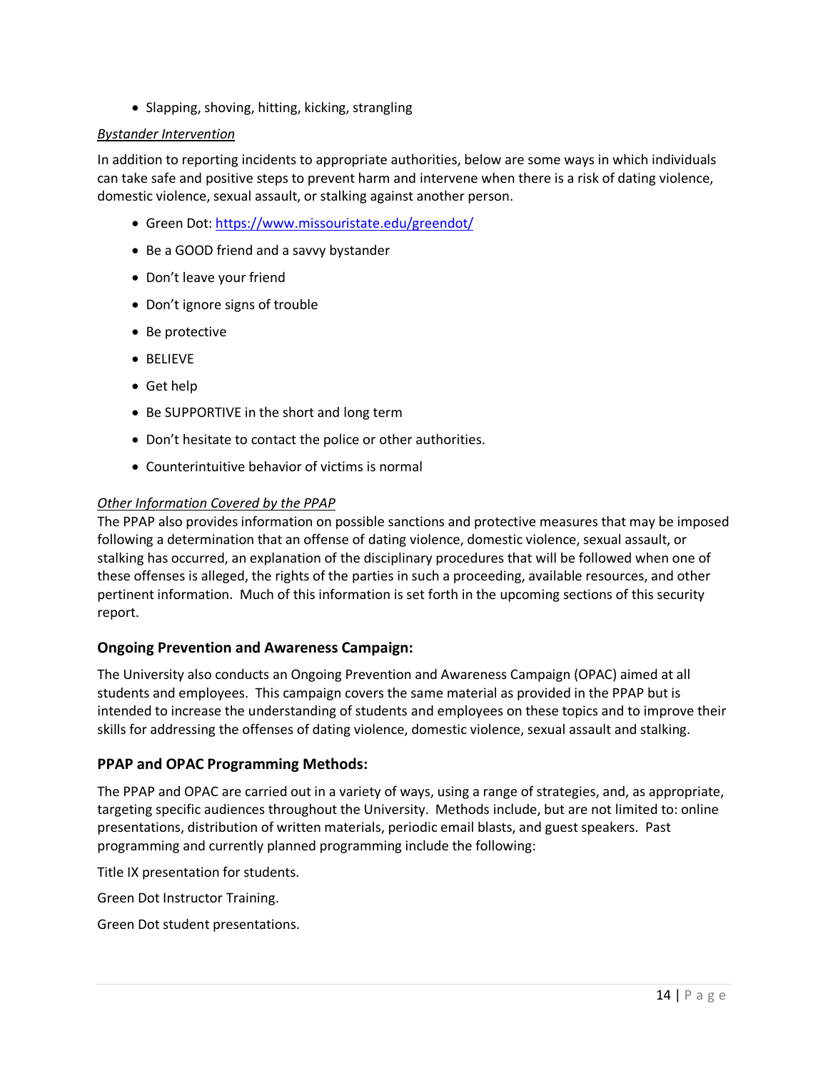- Slapping, shoving, hitting, kicking, strangling

*Bystander Intervention*

In addition to reporting incidents to appropriate authorities, below are some ways in which individuals can take safe and positive steps to prevent harm and intervene when there is a risk of dating violence, domestic violence, sexual assault, or stalking against another person.

- Green Dot: https://www.missouristate.edu/greendot/
- Be a GOOD friend and a savvy bystander
- Don't leave your friend
- Don't ignore signs of trouble
- Be protective
- BELIEVE
- Get help
- Be SUPPORTIVE in the short and long term
- Don't hesitate to contact the police or other authorities.
- Counterintuitive behavior of victims is normal

*Other Information Covered by the PPAP*

The PPAP also provides information on possible sanctions and protective measures that may be imposed following a determination that an offense of dating violence, domestic violence, sexual assault, or stalking has occurred, an explanation of the disciplinary procedures that will be followed when one of these offenses is alleged, the rights of the parties in such a proceeding, available resources, and other pertinent information. Much of this information is set forth in the upcoming sections of this security report.

### Ongoing Prevention and Awareness Campaign:

The University also conducts an Ongoing Prevention and Awareness Campaign (OPAC) aimed at all students and employees. This campaign covers the same material as provided in the PPAP but is intended to increase the understanding of students and employees on these topics and to improve their skills for addressing the offenses of dating violence, domestic violence, sexual assault and stalking.

### PPAP and OPAC Programming Methods:

The PPAP and OPAC are carried out in a variety of ways, using a range of strategies, and, as appropriate, targeting specific audiences throughout the University. Methods include, but are not limited to: online presentations, distribution of written materials, periodic email blasts, and guest speakers. Past programming and currently planned programming include the following:

Title IX presentation for students.

Green Dot Instructor Training.

Green Dot student presentations.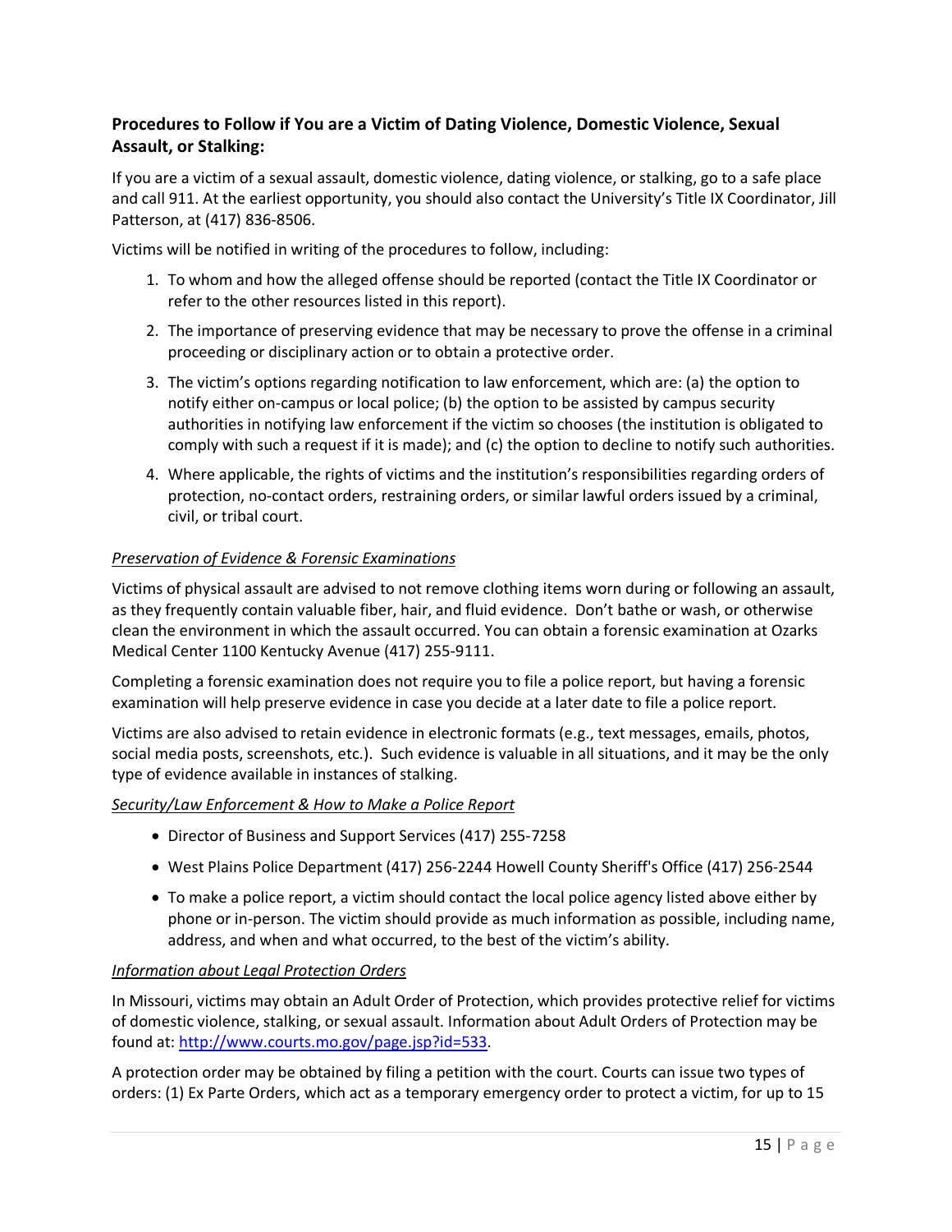### Procedures to Follow if You are a Victim of Dating Violence, Domestic Violence, Sexual Assault, or Stalking:

If you are a victim of a sexual assault, domestic violence, dating violence, or stalking, go to a safe place and call 911. At the earliest opportunity, you should also contact the University's Title IX Coordinator, Jill Patterson, at (417) 836-8506.

Victims will be notified in writing of the procedures to follow, including:

1. To whom and how the alleged offense should be reported (contact the Title IX Coordinator or refer to the other resources listed in this report).
2. The importance of preserving evidence that may be necessary to prove the offense in a criminal proceeding or disciplinary action or to obtain a protective order.
3. The victim's options regarding notification to law enforcement, which are: (a) the option to notify either on-campus or local police; (b) the option to be assisted by campus security authorities in notifying law enforcement if the victim so chooses (the institution is obligated to comply with such a request if it is made); and (c) the option to decline to notify such authorities.
4. Where applicable, the rights of victims and the institution's responsibilities regarding orders of protection, no-contact orders, restraining orders, or similar lawful orders issued by a criminal, civil, or tribal court.

*Preservation of Evidence & Forensic Examinations*

Victims of physical assault are advised to not remove clothing items worn during or following an assault, as they frequently contain valuable fiber, hair, and fluid evidence. Don't bathe or wash, or otherwise clean the environment in which the assault occurred. You can obtain a forensic examination at Ozarks Medical Center 1100 Kentucky Avenue (417) 255-9111.

Completing a forensic examination does not require you to file a police report, but having a forensic examination will help preserve evidence in case you decide at a later date to file a police report.

Victims are also advised to retain evidence in electronic formats (e.g., text messages, emails, photos, social media posts, screenshots, etc.). Such evidence is valuable in all situations, and it may be the only type of evidence available in instances of stalking.

*Security/Law Enforcement & How to Make a Police Report*

- Director of Business and Support Services (417) 255-7258
- West Plains Police Department (417) 256-2244 Howell County Sheriff's Office (417) 256-2544
- To make a police report, a victim should contact the local police agency listed above either by phone or in-person. The victim should provide as much information as possible, including name, address, and when and what occurred, to the best of the victim's ability.

*Information about Legal Protection Orders*

In Missouri, victims may obtain an Adult Order of Protection, which provides protective relief for victims of domestic violence, stalking, or sexual assault. Information about Adult Orders of Protection may be found at: [http://www.courts.mo.gov/page.jsp?id=533](http://www.courts.mo.gov/page.jsp?id=533).

A protection order may be obtained by filing a petition with the court. Courts can issue two types of orders: (1) Ex Parte Orders, which act as a temporary emergency order to protect a victim, for up to 15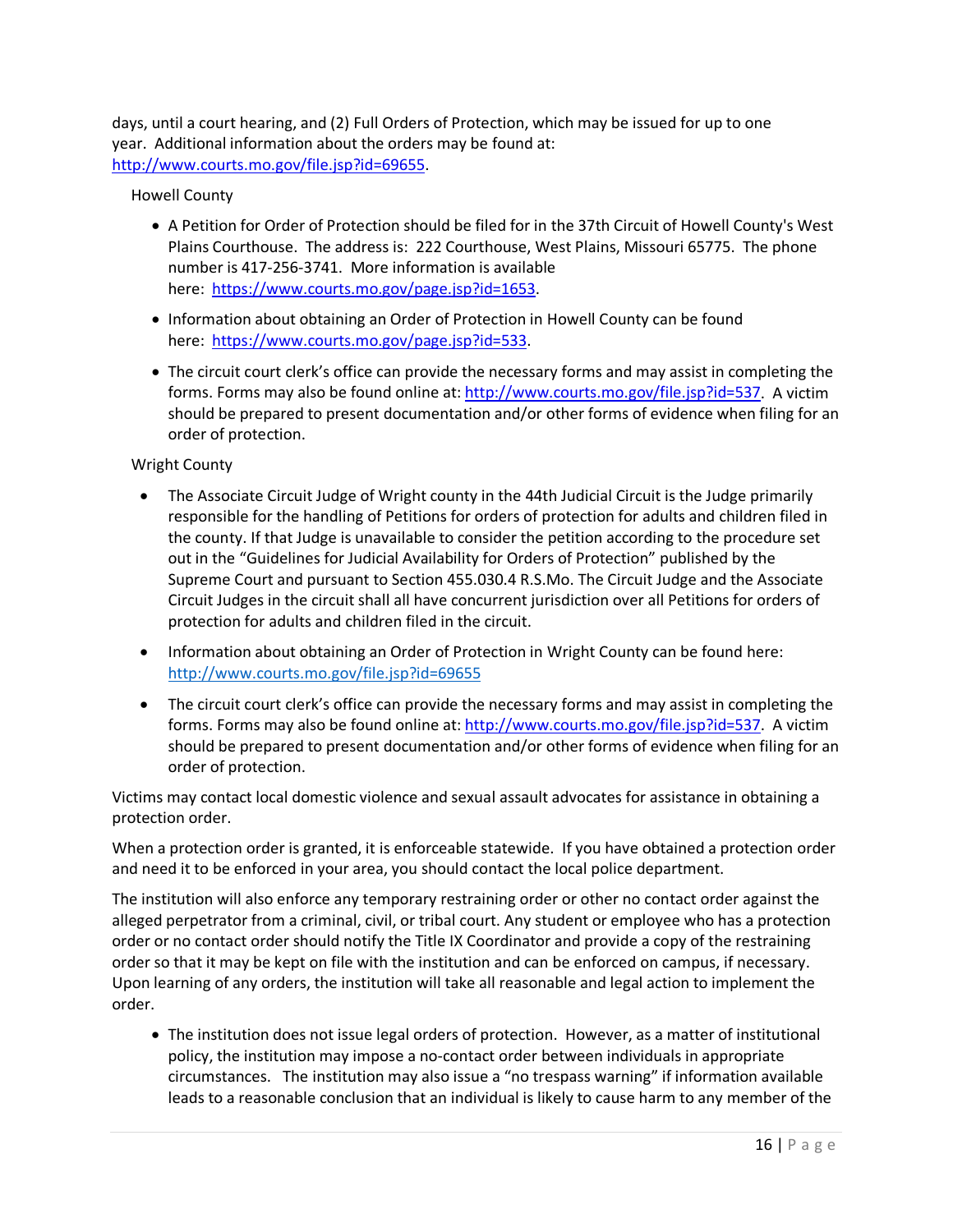days, until a court hearing, and (2) Full Orders of Protection, which may be issued for up to one year. Additional information about the orders may be found at: http://www.courts.mo.gov/file.jsp?id=69655.

Howell County

- A Petition for Order of Protection should be filed for in the 37th Circuit of Howell County's West Plains Courthouse. The address is: 222 Courthouse, West Plains, Missouri 65775. The phone number is 417-256-3741. More information is available here: https://www.courts.mo.gov/page.jsp?id=1653.
- Information about obtaining an Order of Protection in Howell County can be found here: https://www.courts.mo.gov/page.jsp?id=533.
- The circuit court clerk's office can provide the necessary forms and may assist in completing the forms. Forms may also be found online at: http://www.courts.mo.gov/file.jsp?id=537. A victim should be prepared to present documentation and/or other forms of evidence when filing for an order of protection.

Wright County

- The Associate Circuit Judge of Wright county in the 44th Judicial Circuit is the Judge primarily responsible for the handling of Petitions for orders of protection for adults and children filed in the county. If that Judge is unavailable to consider the petition according to the procedure set out in the "Guidelines for Judicial Availability for Orders of Protection" published by the Supreme Court and pursuant to Section 455.030.4 R.S.Mo. The Circuit Judge and the Associate Circuit Judges in the circuit shall all have concurrent jurisdiction over all Petitions for orders of protection for adults and children filed in the circuit.
- Information about obtaining an Order of Protection in Wright County can be found here: http://www.courts.mo.gov/file.jsp?id=69655
- The circuit court clerk's office can provide the necessary forms and may assist in completing the forms. Forms may also be found online at: http://www.courts.mo.gov/file.jsp?id=537. A victim should be prepared to present documentation and/or other forms of evidence when filing for an order of protection.

Victims may contact local domestic violence and sexual assault advocates for assistance in obtaining a protection order.

When a protection order is granted, it is enforceable statewide. If you have obtained a protection order and need it to be enforced in your area, you should contact the local police department.

The institution will also enforce any temporary restraining order or other no contact order against the alleged perpetrator from a criminal, civil, or tribal court. Any student or employee who has a protection order or no contact order should notify the Title IX Coordinator and provide a copy of the restraining order so that it may be kept on file with the institution and can be enforced on campus, if necessary. Upon learning of any orders, the institution will take all reasonable and legal action to implement the order.

- The institution does not issue legal orders of protection. However, as a matter of institutional policy, the institution may impose a no-contact order between individuals in appropriate circumstances. The institution may also issue a "no trespass warning" if information available leads to a reasonable conclusion that an individual is likely to cause harm to any member of the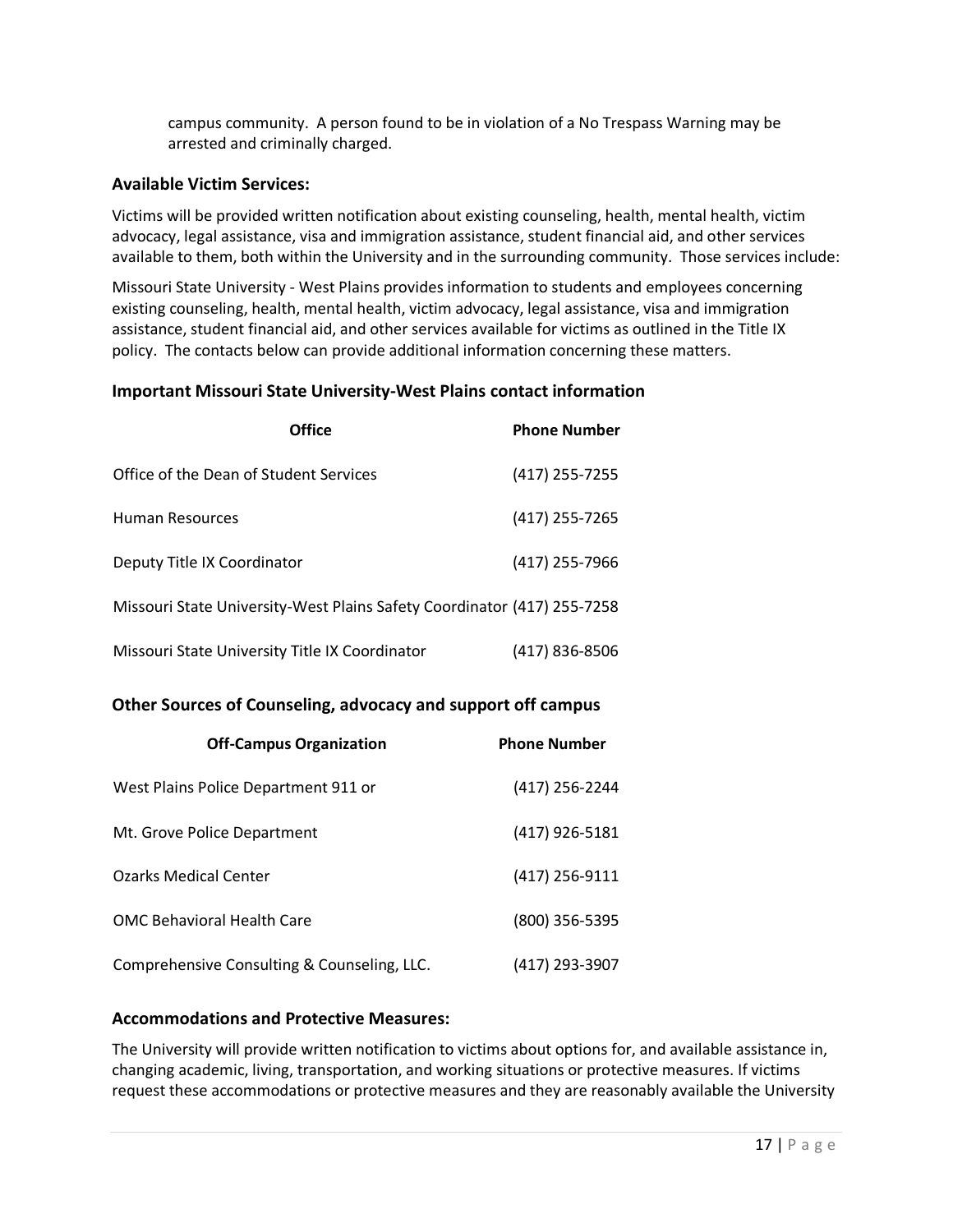campus community. A person found to be in violation of a No Trespass Warning may be arrested and criminally charged.

### Available Victim Services:

Victims will be provided written notification about existing counseling, health, mental health, victim advocacy, legal assistance, visa and immigration assistance, student financial aid, and other services available to them, both within the University and in the surrounding community. Those services include:

Missouri State University - West Plains provides information to students and employees concerning existing counseling, health, mental health, victim advocacy, legal assistance, visa and immigration assistance, student financial aid, and other services available for victims as outlined in the Title IX policy. The contacts below can provide additional information concerning these matters.

### Important Missouri State University-West Plains contact information

| Office | Phone Number |
|---|---|
| Office of the Dean of Student Services | (417) 255-7255 |
| Human Resources | (417) 255-7265 |
| Deputy Title IX Coordinator | (417) 255-7966 |
| Missouri State University-West Plains Safety Coordinator | (417) 255-7258 |
| Missouri State University Title IX Coordinator | (417) 836-8506 |

### Other Sources of Counseling, advocacy and support off campus

| Off-Campus Organization | Phone Number |
|---|---|
| West Plains Police Department 911 or | (417) 256-2244 |
| Mt. Grove Police Department | (417) 926-5181 |
| Ozarks Medical Center | (417) 256-9111 |
| OMC Behavioral Health Care | (800) 356-5395 |
| Comprehensive Consulting & Counseling, LLC. | (417) 293-3907 |

### Accommodations and Protective Measures:

The University will provide written notification to victims about options for, and available assistance in, changing academic, living, transportation, and working situations or protective measures. If victims request these accommodations or protective measures and they are reasonably available the University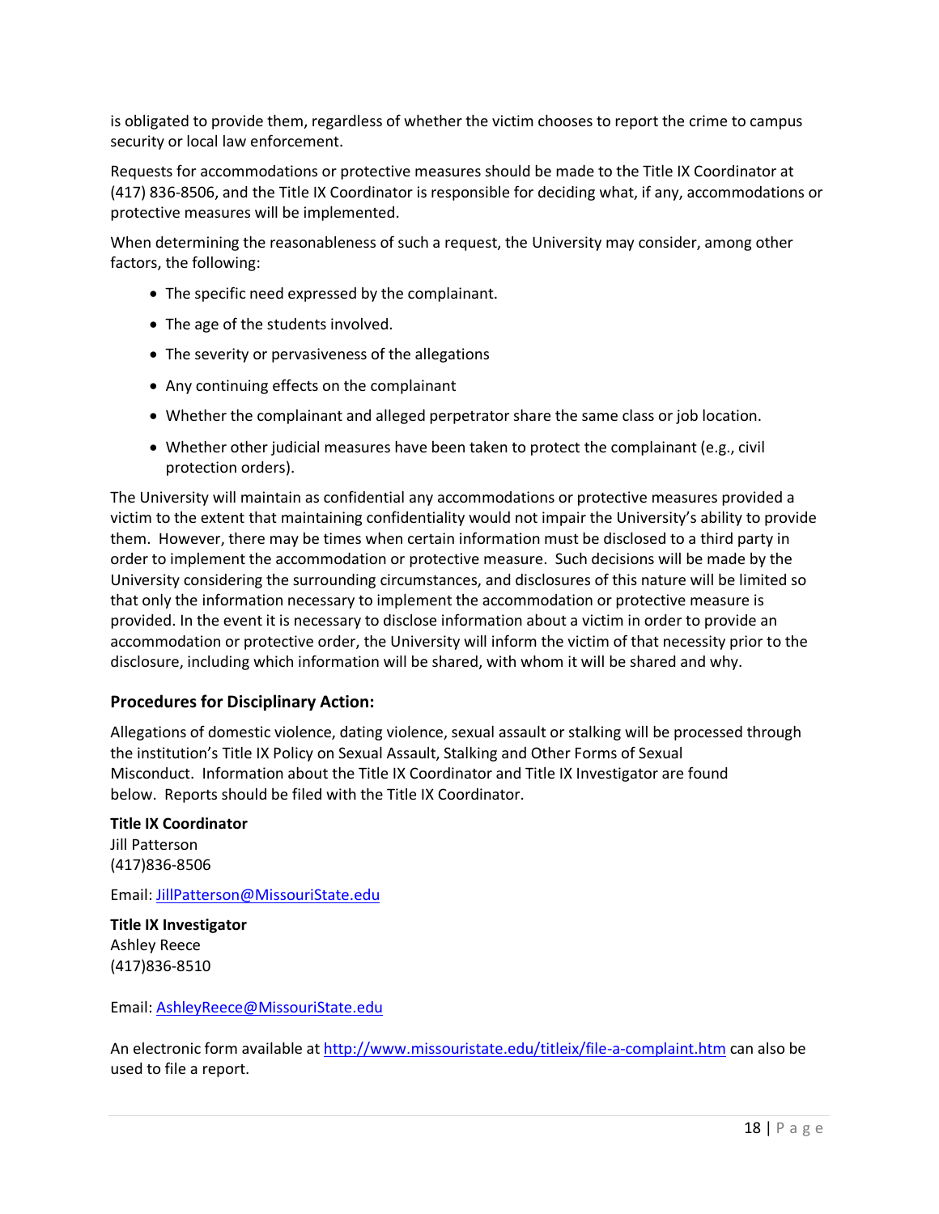is obligated to provide them, regardless of whether the victim chooses to report the crime to campus security or local law enforcement.

Requests for accommodations or protective measures should be made to the Title IX Coordinator at (417) 836-8506, and the Title IX Coordinator is responsible for deciding what, if any, accommodations or protective measures will be implemented.

When determining the reasonableness of such a request, the University may consider, among other factors, the following:

- The specific need expressed by the complainant.
- The age of the students involved.
- The severity or pervasiveness of the allegations
- Any continuing effects on the complainant
- Whether the complainant and alleged perpetrator share the same class or job location.
- Whether other judicial measures have been taken to protect the complainant (e.g., civil protection orders).

The University will maintain as confidential any accommodations or protective measures provided a victim to the extent that maintaining confidentiality would not impair the University's ability to provide them. However, there may be times when certain information must be disclosed to a third party in order to implement the accommodation or protective measure. Such decisions will be made by the University considering the surrounding circumstances, and disclosures of this nature will be limited so that only the information necessary to implement the accommodation or protective measure is provided. In the event it is necessary to disclose information about a victim in order to provide an accommodation or protective order, the University will inform the victim of that necessity prior to the disclosure, including which information will be shared, with whom it will be shared and why.

### Procedures for Disciplinary Action:

Allegations of domestic violence, dating violence, sexual assault or stalking will be processed through the institution's Title IX Policy on Sexual Assault, Stalking and Other Forms of Sexual Misconduct. Information about the Title IX Coordinator and Title IX Investigator are found below. Reports should be filed with the Title IX Coordinator.

**Title IX Coordinator**
Jill Patterson
(417)836-8506

Email: JillPatterson@MissouriState.edu

**Title IX Investigator**
Ashley Reece
(417)836-8510

Email: AshleyReece@MissouriState.edu

An electronic form available at http://www.missouristate.edu/titleix/file-a-complaint.htm can also be used to file a report.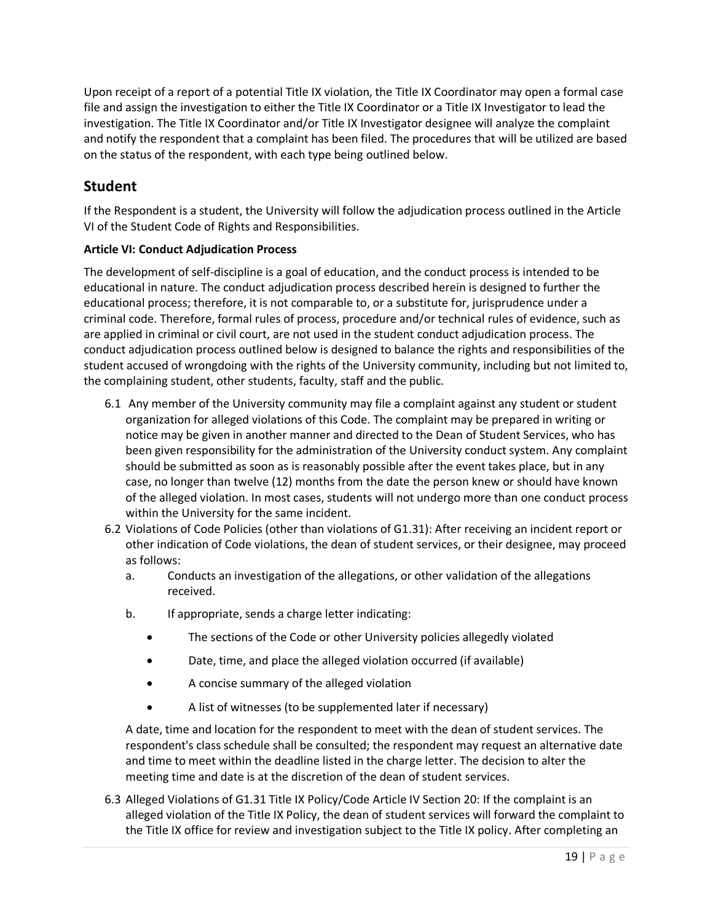Upon receipt of a report of a potential Title IX violation, the Title IX Coordinator may open a formal case file and assign the investigation to either the Title IX Coordinator or a Title IX Investigator to lead the investigation. The Title IX Coordinator and/or Title IX Investigator designee will analyze the complaint and notify the respondent that a complaint has been filed. The procedures that will be utilized are based on the status of the respondent, with each type being outlined below.

## Student

If the Respondent is a student, the University will follow the adjudication process outlined in the Article VI of the Student Code of Rights and Responsibilities.

**Article VI: Conduct Adjudication Process**

The development of self-discipline is a goal of education, and the conduct process is intended to be educational in nature. The conduct adjudication process described herein is designed to further the educational process; therefore, it is not comparable to, or a substitute for, jurisprudence under a criminal code. Therefore, formal rules of process, procedure and/or technical rules of evidence, such as are applied in criminal or civil court, are not used in the student conduct adjudication process. The conduct adjudication process outlined below is designed to balance the rights and responsibilities of the student accused of wrongdoing with the rights of the University community, including but not limited to, the complaining student, other students, faculty, staff and the public.

6.1 Any member of the University community may file a complaint against any student or student organization for alleged violations of this Code. The complaint may be prepared in writing or notice may be given in another manner and directed to the Dean of Student Services, who has been given responsibility for the administration of the University conduct system. Any complaint should be submitted as soon as is reasonably possible after the event takes place, but in any case, no longer than twelve (12) months from the date the person knew or should have known of the alleged violation. In most cases, students will not undergo more than one conduct process within the University for the same incident.

6.2 Violations of Code Policies (other than violations of G1.31): After receiving an incident report or other indication of Code violations, the dean of student services, or their designee, may proceed as follows:

a. Conducts an investigation of the allegations, or other validation of the allegations received.

b. If appropriate, sends a charge letter indicating:

- The sections of the Code or other University policies allegedly violated
- Date, time, and place the alleged violation occurred (if available)
- A concise summary of the alleged violation
- A list of witnesses (to be supplemented later if necessary)

A date, time and location for the respondent to meet with the dean of student services. The respondent's class schedule shall be consulted; the respondent may request an alternative date and time to meet within the deadline listed in the charge letter. The decision to alter the meeting time and date is at the discretion of the dean of student services.

6.3 Alleged Violations of G1.31 Title IX Policy/Code Article IV Section 20: If the complaint is an alleged violation of the Title IX Policy, the dean of student services will forward the complaint to the Title IX office for review and investigation subject to the Title IX policy. After completing an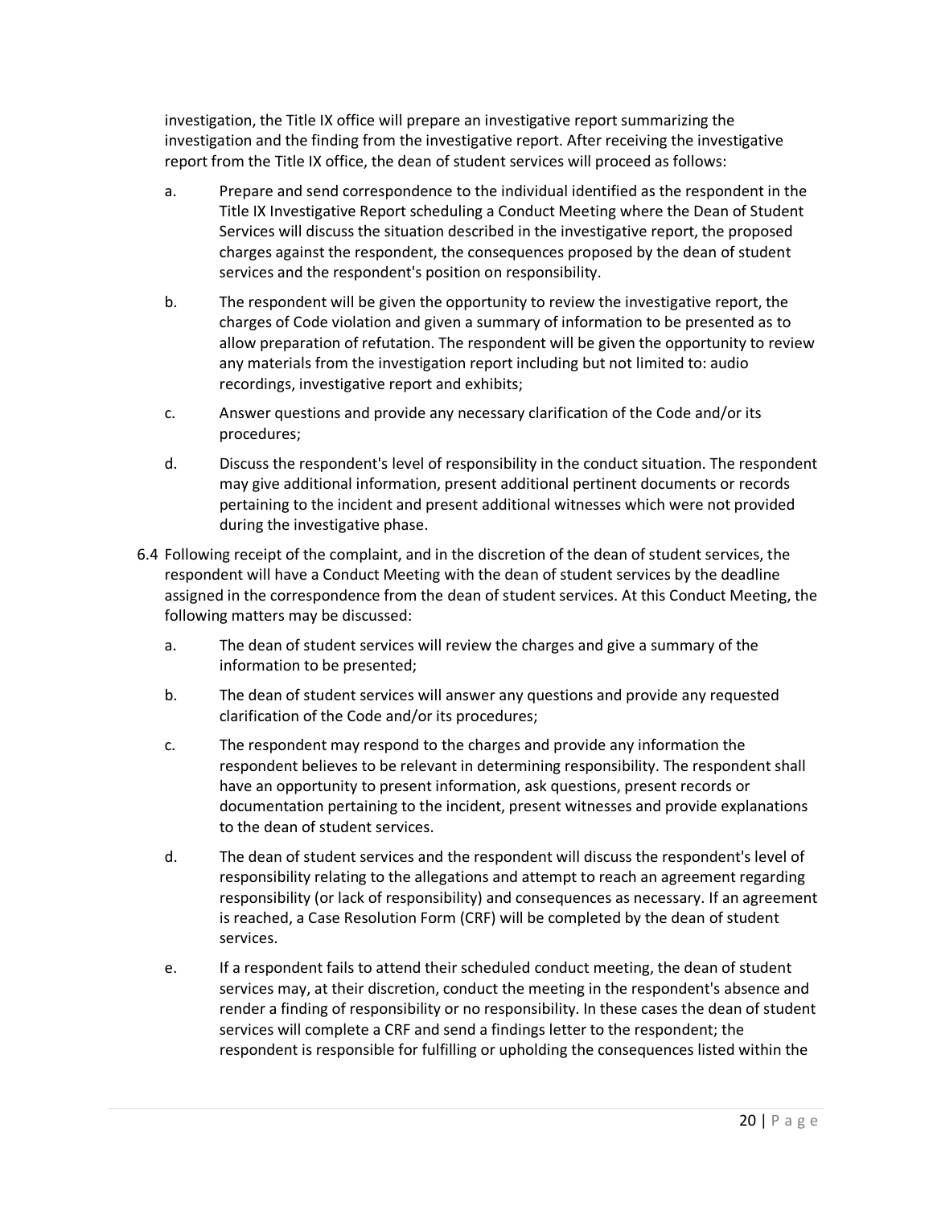investigation, the Title IX office will prepare an investigative report summarizing the investigation and the finding from the investigative report. After receiving the investigative report from the Title IX office, the dean of student services will proceed as follows:

a. Prepare and send correspondence to the individual identified as the respondent in the Title IX Investigative Report scheduling a Conduct Meeting where the Dean of Student Services will discuss the situation described in the investigative report, the proposed charges against the respondent, the consequences proposed by the dean of student services and the respondent's position on responsibility.

b. The respondent will be given the opportunity to review the investigative report, the charges of Code violation and given a summary of information to be presented as to allow preparation of refutation. The respondent will be given the opportunity to review any materials from the investigation report including but not limited to: audio recordings, investigative report and exhibits;

c. Answer questions and provide any necessary clarification of the Code and/or its procedures;

d. Discuss the respondent's level of responsibility in the conduct situation. The respondent may give additional information, present additional pertinent documents or records pertaining to the incident and present additional witnesses which were not provided during the investigative phase.

6.4 Following receipt of the complaint, and in the discretion of the dean of student services, the respondent will have a Conduct Meeting with the dean of student services by the deadline assigned in the correspondence from the dean of student services. At this Conduct Meeting, the following matters may be discussed:

a. The dean of student services will review the charges and give a summary of the information to be presented;

b. The dean of student services will answer any questions and provide any requested clarification of the Code and/or its procedures;

c. The respondent may respond to the charges and provide any information the respondent believes to be relevant in determining responsibility. The respondent shall have an opportunity to present information, ask questions, present records or documentation pertaining to the incident, present witnesses and provide explanations to the dean of student services.

d. The dean of student services and the respondent will discuss the respondent's level of responsibility relating to the allegations and attempt to reach an agreement regarding responsibility (or lack of responsibility) and consequences as necessary. If an agreement is reached, a Case Resolution Form (CRF) will be completed by the dean of student services.

e. If a respondent fails to attend their scheduled conduct meeting, the dean of student services may, at their discretion, conduct the meeting in the respondent's absence and render a finding of responsibility or no responsibility. In these cases the dean of student services will complete a CRF and send a findings letter to the respondent; the respondent is responsible for fulfilling or upholding the consequences listed within the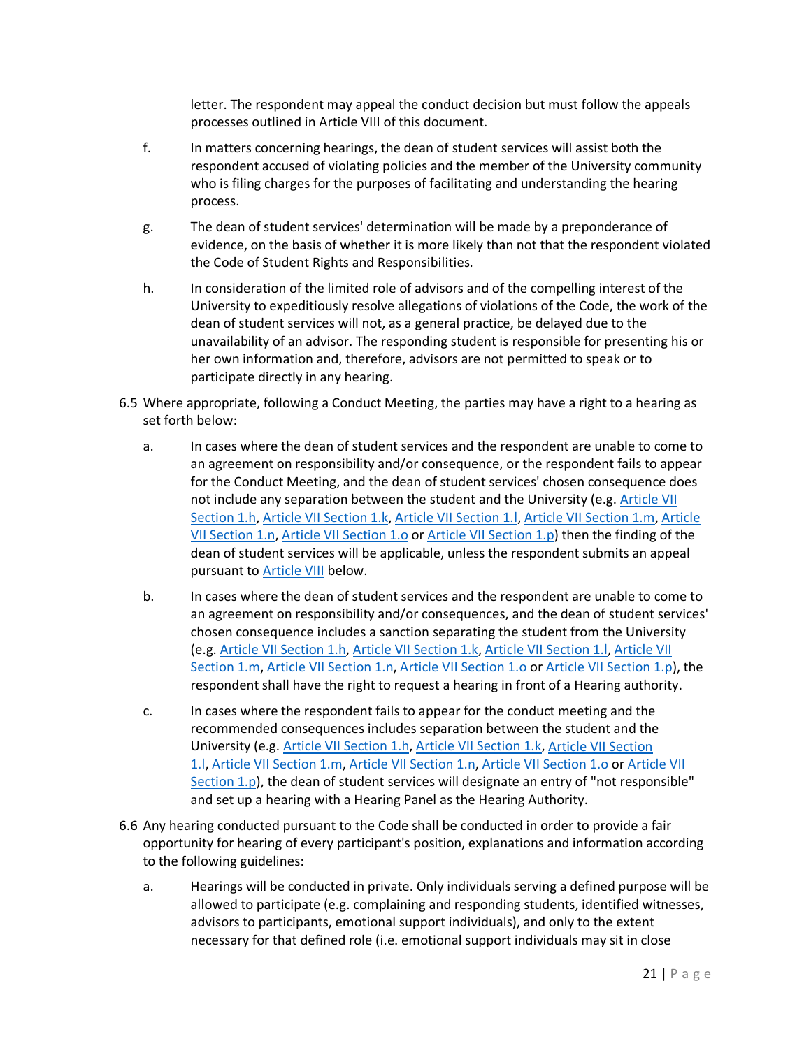letter. The respondent may appeal the conduct decision but must follow the appeals processes outlined in Article VIII of this document.

f. In matters concerning hearings, the dean of student services will assist both the respondent accused of violating policies and the member of the University community who is filing charges for the purposes of facilitating and understanding the hearing process.

g. The dean of student services' determination will be made by a preponderance of evidence, on the basis of whether it is more likely than not that the respondent violated the Code of Student Rights and Responsibilities.

h. In consideration of the limited role of advisors and of the compelling interest of the University to expeditiously resolve allegations of violations of the Code, the work of the dean of student services will not, as a general practice, be delayed due to the unavailability of an advisor. The responding student is responsible for presenting his or her own information and, therefore, advisors are not permitted to speak or to participate directly in any hearing.

6.5 Where appropriate, following a Conduct Meeting, the parties may have a right to a hearing as set forth below:

a. In cases where the dean of student services and the respondent are unable to come to an agreement on responsibility and/or consequence, or the respondent fails to appear for the Conduct Meeting, and the dean of student services' chosen consequence does not include any separation between the student and the University (e.g. Article VII Section 1.h, Article VII Section 1.k, Article VII Section 1.l, Article VII Section 1.m, Article VII Section 1.n, Article VII Section 1.o or Article VII Section 1.p) then the finding of the dean of student services will be applicable, unless the respondent submits an appeal pursuant to Article VIII below.

b. In cases where the dean of student services and the respondent are unable to come to an agreement on responsibility and/or consequences, and the dean of student services' chosen consequence includes a sanction separating the student from the University (e.g. Article VII Section 1.h, Article VII Section 1.k, Article VII Section 1.l, Article VII Section 1.m, Article VII Section 1.n, Article VII Section 1.o or Article VII Section 1.p), the respondent shall have the right to request a hearing in front of a Hearing authority.

c. In cases where the respondent fails to appear for the conduct meeting and the recommended consequences includes separation between the student and the University (e.g. Article VII Section 1.h, Article VII Section 1.k, Article VII Section 1.l, Article VII Section 1.m, Article VII Section 1.n, Article VII Section 1.o or Article VII Section 1.p), the dean of student services will designate an entry of "not responsible" and set up a hearing with a Hearing Panel as the Hearing Authority.

6.6 Any hearing conducted pursuant to the Code shall be conducted in order to provide a fair opportunity for hearing of every participant's position, explanations and information according to the following guidelines:

a. Hearings will be conducted in private. Only individuals serving a defined purpose will be allowed to participate (e.g. complaining and responding students, identified witnesses, advisors to participants, emotional support individuals), and only to the extent necessary for that defined role (i.e. emotional support individuals may sit in close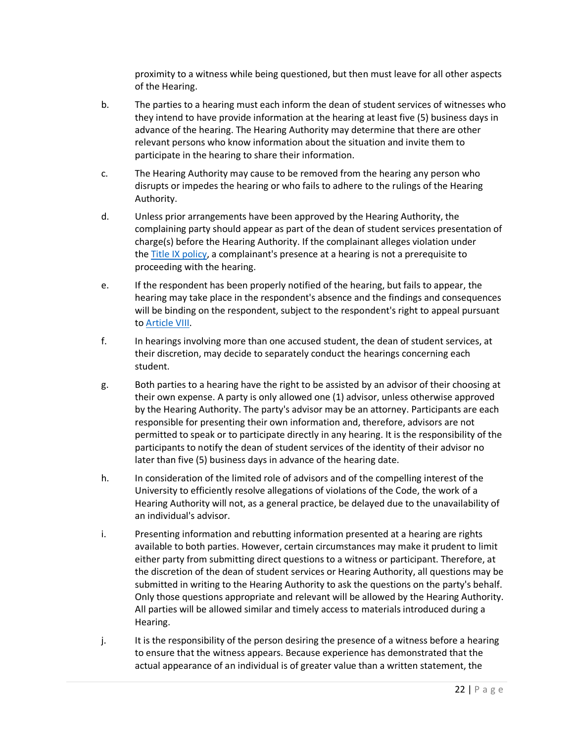proximity to a witness while being questioned, but then must leave for all other aspects of the Hearing.

b. The parties to a hearing must each inform the dean of student services of witnesses who they intend to have provide information at the hearing at least five (5) business days in advance of the hearing. The Hearing Authority may determine that there are other relevant persons who know information about the situation and invite them to participate in the hearing to share their information.

c. The Hearing Authority may cause to be removed from the hearing any person who disrupts or impedes the hearing or who fails to adhere to the rulings of the Hearing Authority.

d. Unless prior arrangements have been approved by the Hearing Authority, the complaining party should appear as part of the dean of student services presentation of charge(s) before the Hearing Authority. If the complainant alleges violation under the Title IX policy, a complainant's presence at a hearing is not a prerequisite to proceeding with the hearing.

e. If the respondent has been properly notified of the hearing, but fails to appear, the hearing may take place in the respondent's absence and the findings and consequences will be binding on the respondent, subject to the respondent's right to appeal pursuant to Article VIII.

f. In hearings involving more than one accused student, the dean of student services, at their discretion, may decide to separately conduct the hearings concerning each student.

g. Both parties to a hearing have the right to be assisted by an advisor of their choosing at their own expense. A party is only allowed one (1) advisor, unless otherwise approved by the Hearing Authority. The party's advisor may be an attorney. Participants are each responsible for presenting their own information and, therefore, advisors are not permitted to speak or to participate directly in any hearing. It is the responsibility of the participants to notify the dean of student services of the identity of their advisor no later than five (5) business days in advance of the hearing date.

h. In consideration of the limited role of advisors and of the compelling interest of the University to efficiently resolve allegations of violations of the Code, the work of a Hearing Authority will not, as a general practice, be delayed due to the unavailability of an individual's advisor.

i. Presenting information and rebutting information presented at a hearing are rights available to both parties. However, certain circumstances may make it prudent to limit either party from submitting direct questions to a witness or participant. Therefore, at the discretion of the dean of student services or Hearing Authority, all questions may be submitted in writing to the Hearing Authority to ask the questions on the party's behalf. Only those questions appropriate and relevant will be allowed by the Hearing Authority. All parties will be allowed similar and timely access to materials introduced during a Hearing.

j. It is the responsibility of the person desiring the presence of a witness before a hearing to ensure that the witness appears. Because experience has demonstrated that the actual appearance of an individual is of greater value than a written statement, the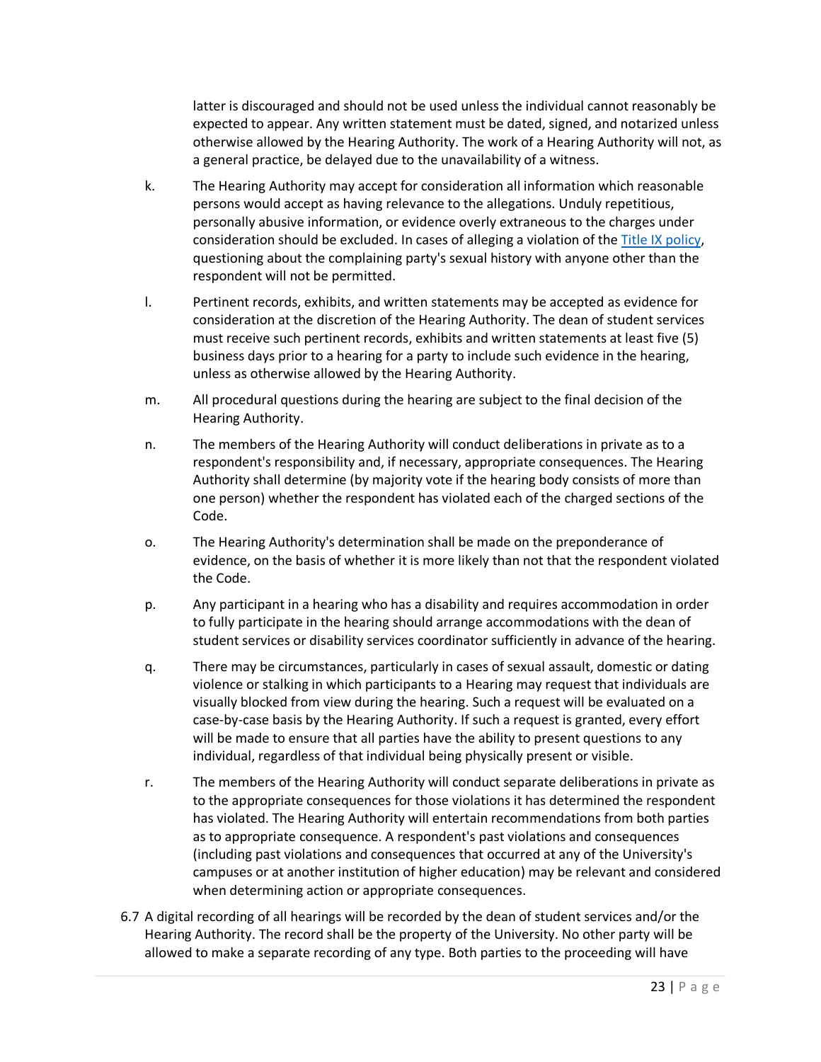latter is discouraged and should not be used unless the individual cannot reasonably be expected to appear. Any written statement must be dated, signed, and notarized unless otherwise allowed by the Hearing Authority. The work of a Hearing Authority will not, as a general practice, be delayed due to the unavailability of a witness.

k. The Hearing Authority may accept for consideration all information which reasonable persons would accept as having relevance to the allegations. Unduly repetitious, personally abusive information, or evidence overly extraneous to the charges under consideration should be excluded. In cases of alleging a violation of the [Title IX policy](), questioning about the complaining party's sexual history with anyone other than the respondent will not be permitted.

l. Pertinent records, exhibits, and written statements may be accepted as evidence for consideration at the discretion of the Hearing Authority. The dean of student services must receive such pertinent records, exhibits and written statements at least five (5) business days prior to a hearing for a party to include such evidence in the hearing, unless as otherwise allowed by the Hearing Authority.

m. All procedural questions during the hearing are subject to the final decision of the Hearing Authority.

n. The members of the Hearing Authority will conduct deliberations in private as to a respondent's responsibility and, if necessary, appropriate consequences. The Hearing Authority shall determine (by majority vote if the hearing body consists of more than one person) whether the respondent has violated each of the charged sections of the Code.

o. The Hearing Authority's determination shall be made on the preponderance of evidence, on the basis of whether it is more likely than not that the respondent violated the Code.

p. Any participant in a hearing who has a disability and requires accommodation in order to fully participate in the hearing should arrange accommodations with the dean of student services or disability services coordinator sufficiently in advance of the hearing.

q. There may be circumstances, particularly in cases of sexual assault, domestic or dating violence or stalking in which participants to a Hearing may request that individuals are visually blocked from view during the hearing. Such a request will be evaluated on a case-by-case basis by the Hearing Authority. If such a request is granted, every effort will be made to ensure that all parties have the ability to present questions to any individual, regardless of that individual being physically present or visible.

r. The members of the Hearing Authority will conduct separate deliberations in private as to the appropriate consequences for those violations it has determined the respondent has violated. The Hearing Authority will entertain recommendations from both parties as to appropriate consequence. A respondent's past violations and consequences (including past violations and consequences that occurred at any of the University's campuses or at another institution of higher education) may be relevant and considered when determining action or appropriate consequences.

6.7 A digital recording of all hearings will be recorded by the dean of student services and/or the Hearing Authority. The record shall be the property of the University. No other party will be allowed to make a separate recording of any type. Both parties to the proceeding will have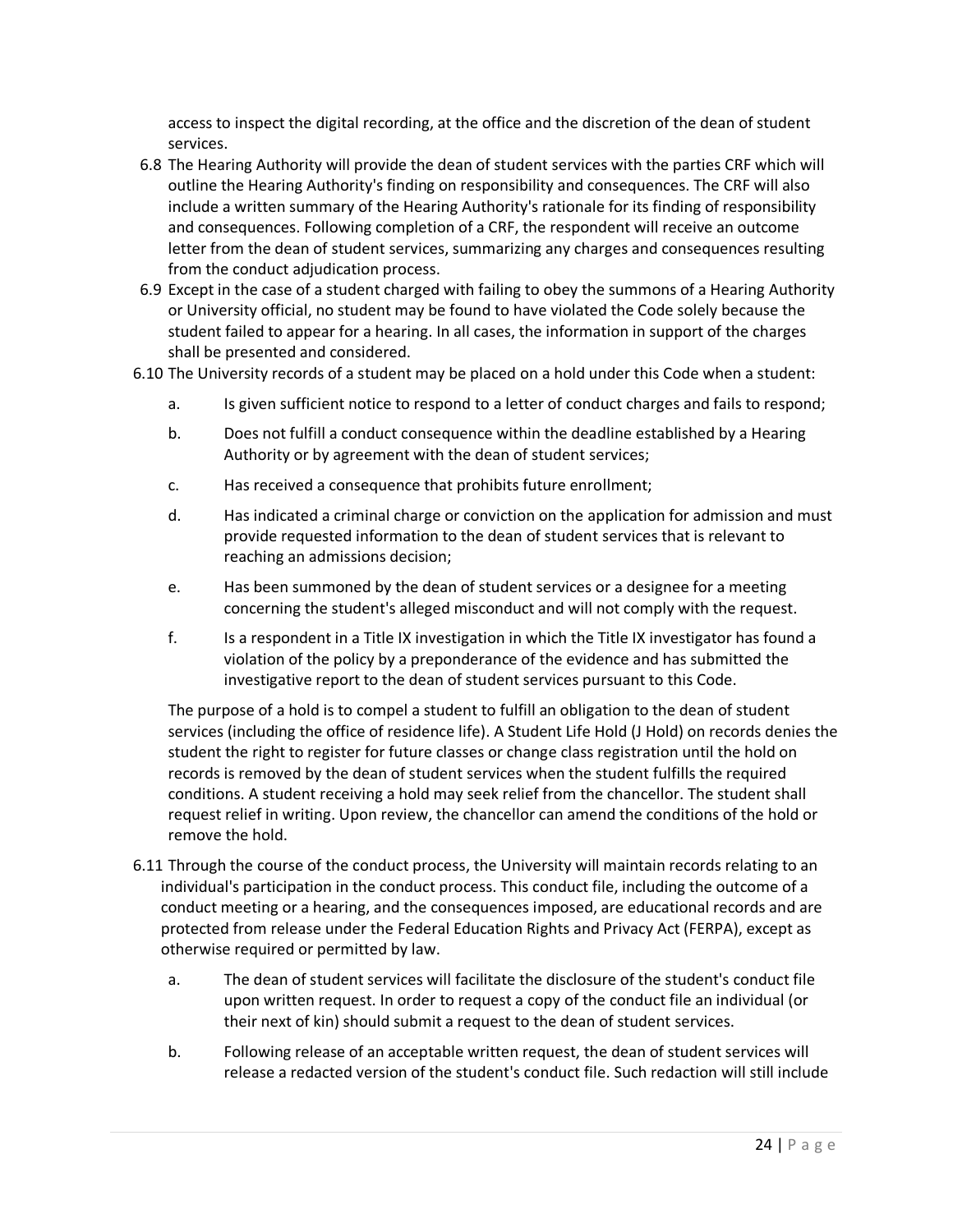access to inspect the digital recording, at the office and the discretion of the dean of student services.

6.8 The Hearing Authority will provide the dean of student services with the parties CRF which will outline the Hearing Authority's finding on responsibility and consequences. The CRF will also include a written summary of the Hearing Authority's rationale for its finding of responsibility and consequences. Following completion of a CRF, the respondent will receive an outcome letter from the dean of student services, summarizing any charges and consequences resulting from the conduct adjudication process.

6.9 Except in the case of a student charged with failing to obey the summons of a Hearing Authority or University official, no student may be found to have violated the Code solely because the student failed to appear for a hearing. In all cases, the information in support of the charges shall be presented and considered.

6.10 The University records of a student may be placed on a hold under this Code when a student:

a. Is given sufficient notice to respond to a letter of conduct charges and fails to respond;

b. Does not fulfill a conduct consequence within the deadline established by a Hearing Authority or by agreement with the dean of student services;

c. Has received a consequence that prohibits future enrollment;

d. Has indicated a criminal charge or conviction on the application for admission and must provide requested information to the dean of student services that is relevant to reaching an admissions decision;

e. Has been summoned by the dean of student services or a designee for a meeting concerning the student's alleged misconduct and will not comply with the request.

f. Is a respondent in a Title IX investigation in which the Title IX investigator has found a violation of the policy by a preponderance of the evidence and has submitted the investigative report to the dean of student services pursuant to this Code.

The purpose of a hold is to compel a student to fulfill an obligation to the dean of student services (including the office of residence life). A Student Life Hold (J Hold) on records denies the student the right to register for future classes or change class registration until the hold on records is removed by the dean of student services when the student fulfills the required conditions. A student receiving a hold may seek relief from the chancellor. The student shall request relief in writing. Upon review, the chancellor can amend the conditions of the hold or remove the hold.

6.11 Through the course of the conduct process, the University will maintain records relating to an individual's participation in the conduct process. This conduct file, including the outcome of a conduct meeting or a hearing, and the consequences imposed, are educational records and are protected from release under the Federal Education Rights and Privacy Act (FERPA), except as otherwise required or permitted by law.

a. The dean of student services will facilitate the disclosure of the student's conduct file upon written request. In order to request a copy of the conduct file an individual (or their next of kin) should submit a request to the dean of student services.

b. Following release of an acceptable written request, the dean of student services will release a redacted version of the student's conduct file. Such redaction will still include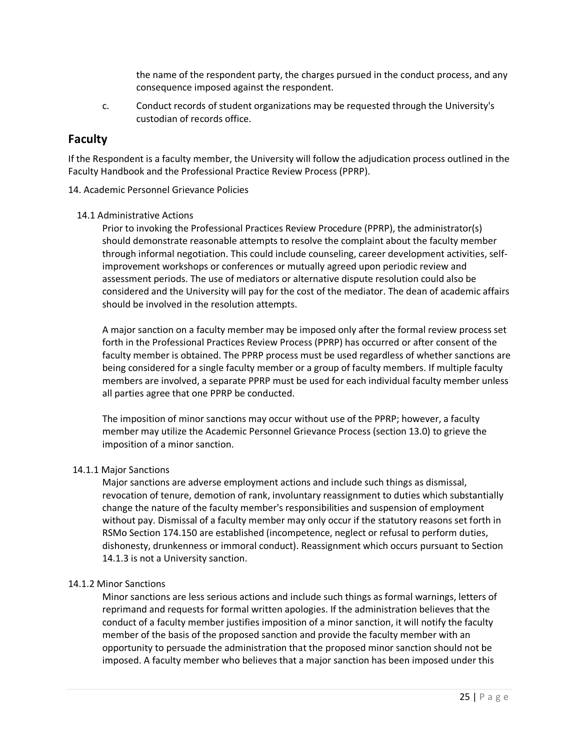the name of the respondent party, the charges pursued in the conduct process, and any consequence imposed against the respondent.

c. Conduct records of student organizations may be requested through the University's custodian of records office.

## Faculty

If the Respondent is a faculty member, the University will follow the adjudication process outlined in the Faculty Handbook and the Professional Practice Review Process (PPRP).

14. Academic Personnel Grievance Policies

14.1 Administrative Actions

Prior to invoking the Professional Practices Review Procedure (PPRP), the administrator(s) should demonstrate reasonable attempts to resolve the complaint about the faculty member through informal negotiation. This could include counseling, career development activities, self-improvement workshops or conferences or mutually agreed upon periodic review and assessment periods. The use of mediators or alternative dispute resolution could also be considered and the University will pay for the cost of the mediator. The dean of academic affairs should be involved in the resolution attempts.

A major sanction on a faculty member may be imposed only after the formal review process set forth in the Professional Practices Review Process (PPRP) has occurred or after consent of the faculty member is obtained. The PPRP process must be used regardless of whether sanctions are being considered for a single faculty member or a group of faculty members. If multiple faculty members are involved, a separate PPRP must be used for each individual faculty member unless all parties agree that one PPRP be conducted.

The imposition of minor sanctions may occur without use of the PPRP; however, a faculty member may utilize the Academic Personnel Grievance Process (section 13.0) to grieve the imposition of a minor sanction.

14.1.1 Major Sanctions

Major sanctions are adverse employment actions and include such things as dismissal, revocation of tenure, demotion of rank, involuntary reassignment to duties which substantially change the nature of the faculty member's responsibilities and suspension of employment without pay. Dismissal of a faculty member may only occur if the statutory reasons set forth in RSMo Section 174.150 are established (incompetence, neglect or refusal to perform duties, dishonesty, drunkenness or immoral conduct). Reassignment which occurs pursuant to Section 14.1.3 is not a University sanction.

14.1.2 Minor Sanctions

Minor sanctions are less serious actions and include such things as formal warnings, letters of reprimand and requests for formal written apologies. If the administration believes that the conduct of a faculty member justifies imposition of a minor sanction, it will notify the faculty member of the basis of the proposed sanction and provide the faculty member with an opportunity to persuade the administration that the proposed minor sanction should not be imposed. A faculty member who believes that a major sanction has been imposed under this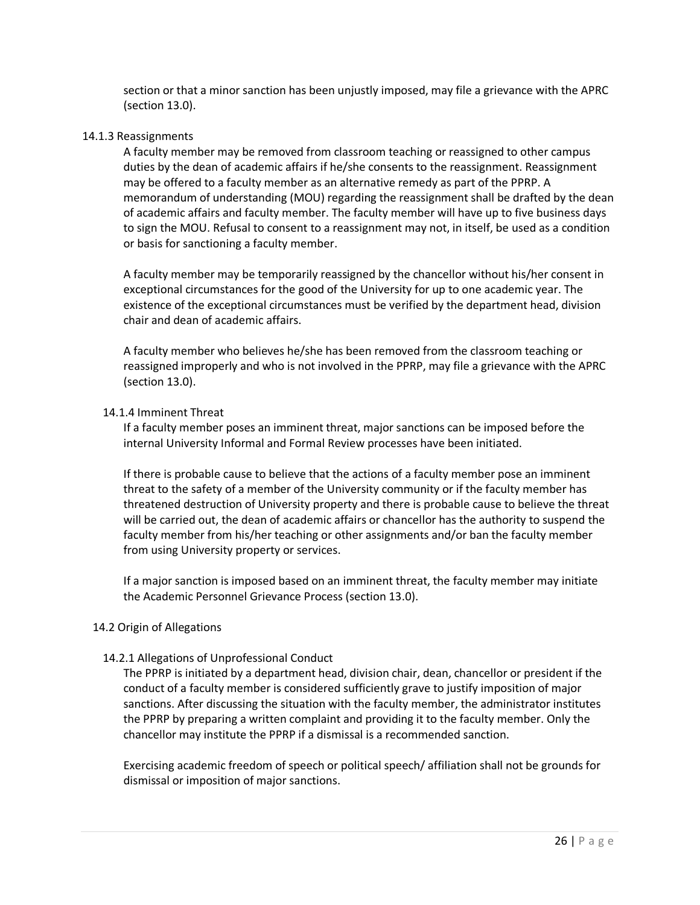section or that a minor sanction has been unjustly imposed, may file a grievance with the APRC (section 13.0).

#### 14.1.3 Reassignments

A faculty member may be removed from classroom teaching or reassigned to other campus duties by the dean of academic affairs if he/she consents to the reassignment. Reassignment may be offered to a faculty member as an alternative remedy as part of the PPRP. A memorandum of understanding (MOU) regarding the reassignment shall be drafted by the dean of academic affairs and faculty member. The faculty member will have up to five business days to sign the MOU. Refusal to consent to a reassignment may not, in itself, be used as a condition or basis for sanctioning a faculty member.

A faculty member may be temporarily reassigned by the chancellor without his/her consent in exceptional circumstances for the good of the University for up to one academic year. The existence of the exceptional circumstances must be verified by the department head, division chair and dean of academic affairs.

A faculty member who believes he/she has been removed from the classroom teaching or reassigned improperly and who is not involved in the PPRP, may file a grievance with the APRC (section 13.0).

#### 14.1.4 Imminent Threat

If a faculty member poses an imminent threat, major sanctions can be imposed before the internal University Informal and Formal Review processes have been initiated.

If there is probable cause to believe that the actions of a faculty member pose an imminent threat to the safety of a member of the University community or if the faculty member has threatened destruction of University property and there is probable cause to believe the threat will be carried out, the dean of academic affairs or chancellor has the authority to suspend the faculty member from his/her teaching or other assignments and/or ban the faculty member from using University property or services.

If a major sanction is imposed based on an imminent threat, the faculty member may initiate the Academic Personnel Grievance Process (section 13.0).

### 14.2 Origin of Allegations

#### 14.2.1 Allegations of Unprofessional Conduct

The PPRP is initiated by a department head, division chair, dean, chancellor or president if the conduct of a faculty member is considered sufficiently grave to justify imposition of major sanctions. After discussing the situation with the faculty member, the administrator institutes the PPRP by preparing a written complaint and providing it to the faculty member. Only the chancellor may institute the PPRP if a dismissal is a recommended sanction.

Exercising academic freedom of speech or political speech/ affiliation shall not be grounds for dismissal or imposition of major sanctions.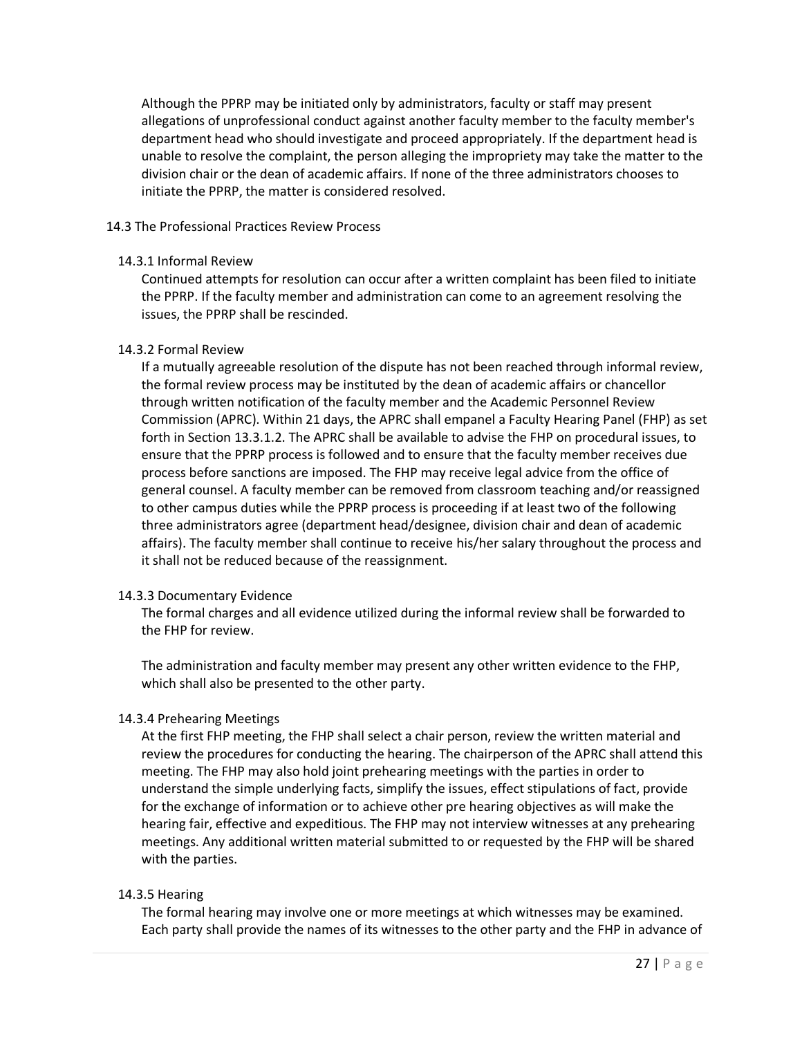Although the PPRP may be initiated only by administrators, faculty or staff may present allegations of unprofessional conduct against another faculty member to the faculty member's department head who should investigate and proceed appropriately. If the department head is unable to resolve the complaint, the person alleging the impropriety may take the matter to the division chair or the dean of academic affairs. If none of the three administrators chooses to initiate the PPRP, the matter is considered resolved.

## 14.3 The Professional Practices Review Process

### 14.3.1 Informal Review

Continued attempts for resolution can occur after a written complaint has been filed to initiate the PPRP. If the faculty member and administration can come to an agreement resolving the issues, the PPRP shall be rescinded.

### 14.3.2 Formal Review

If a mutually agreeable resolution of the dispute has not been reached through informal review, the formal review process may be instituted by the dean of academic affairs or chancellor through written notification of the faculty member and the Academic Personnel Review Commission (APRC). Within 21 days, the APRC shall empanel a Faculty Hearing Panel (FHP) as set forth in Section 13.3.1.2. The APRC shall be available to advise the FHP on procedural issues, to ensure that the PPRP process is followed and to ensure that the faculty member receives due process before sanctions are imposed. The FHP may receive legal advice from the office of general counsel. A faculty member can be removed from classroom teaching and/or reassigned to other campus duties while the PPRP process is proceeding if at least two of the following three administrators agree (department head/designee, division chair and dean of academic affairs). The faculty member shall continue to receive his/her salary throughout the process and it shall not be reduced because of the reassignment.

### 14.3.3 Documentary Evidence

The formal charges and all evidence utilized during the informal review shall be forwarded to the FHP for review.

The administration and faculty member may present any other written evidence to the FHP, which shall also be presented to the other party.

### 14.3.4 Prehearing Meetings

At the first FHP meeting, the FHP shall select a chair person, review the written material and review the procedures for conducting the hearing. The chairperson of the APRC shall attend this meeting. The FHP may also hold joint prehearing meetings with the parties in order to understand the simple underlying facts, simplify the issues, effect stipulations of fact, provide for the exchange of information or to achieve other pre hearing objectives as will make the hearing fair, effective and expeditious. The FHP may not interview witnesses at any prehearing meetings. Any additional written material submitted to or requested by the FHP will be shared with the parties.

### 14.3.5 Hearing

The formal hearing may involve one or more meetings at which witnesses may be examined. Each party shall provide the names of its witnesses to the other party and the FHP in advance of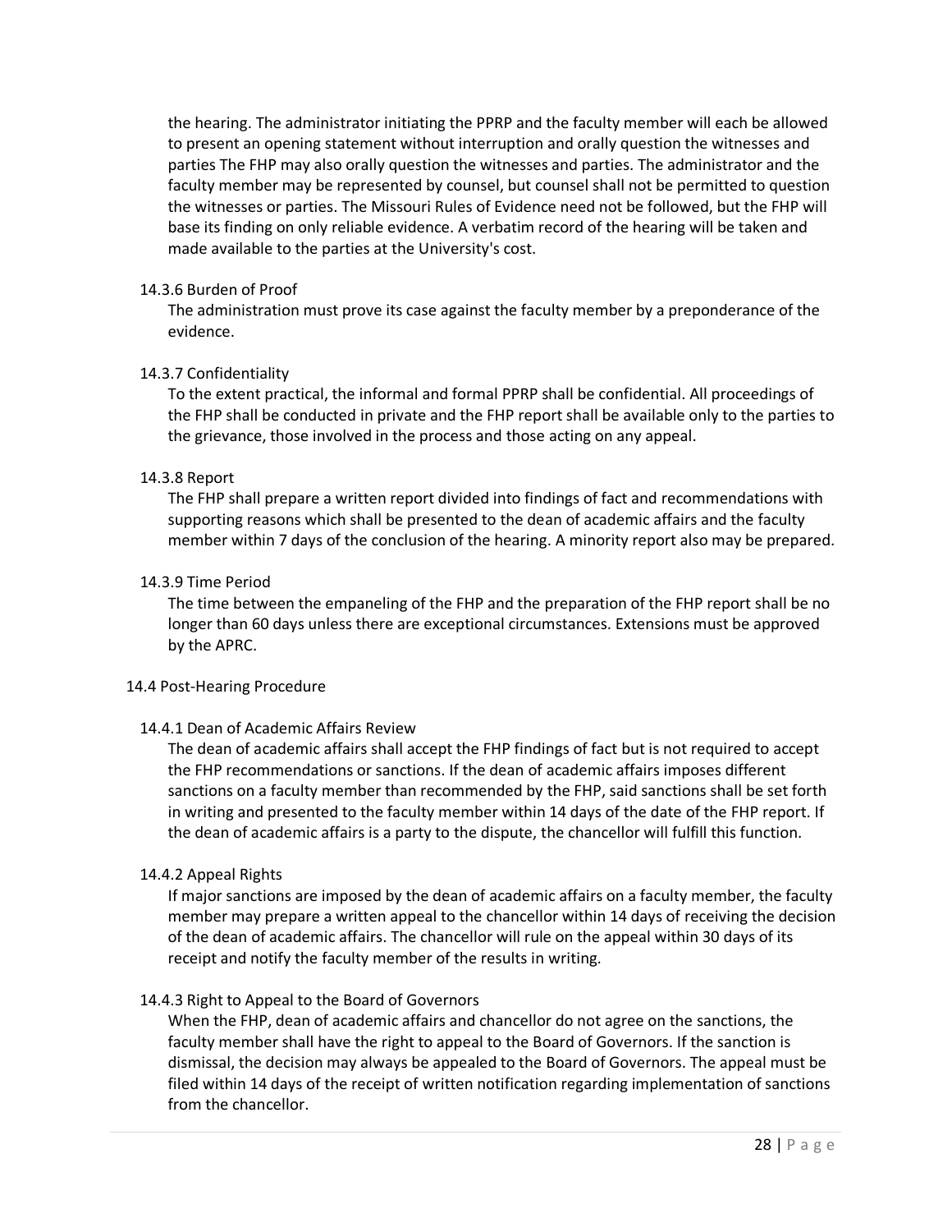the hearing. The administrator initiating the PPRP and the faculty member will each be allowed to present an opening statement without interruption and orally question the witnesses and parties The FHP may also orally question the witnesses and parties. The administrator and the faculty member may be represented by counsel, but counsel shall not be permitted to question the witnesses or parties. The Missouri Rules of Evidence need not be followed, but the FHP will base its finding on only reliable evidence. A verbatim record of the hearing will be taken and made available to the parties at the University's cost.

#### 14.3.6 Burden of Proof

The administration must prove its case against the faculty member by a preponderance of the evidence.

#### 14.3.7 Confidentiality

To the extent practical, the informal and formal PPRP shall be confidential. All proceedings of the FHP shall be conducted in private and the FHP report shall be available only to the parties to the grievance, those involved in the process and those acting on any appeal.

#### 14.3.8 Report

The FHP shall prepare a written report divided into findings of fact and recommendations with supporting reasons which shall be presented to the dean of academic affairs and the faculty member within 7 days of the conclusion of the hearing. A minority report also may be prepared.

#### 14.3.9 Time Period

The time between the empaneling of the FHP and the preparation of the FHP report shall be no longer than 60 days unless there are exceptional circumstances. Extensions must be approved by the APRC.

### 14.4 Post-Hearing Procedure

#### 14.4.1 Dean of Academic Affairs Review

The dean of academic affairs shall accept the FHP findings of fact but is not required to accept the FHP recommendations or sanctions. If the dean of academic affairs imposes different sanctions on a faculty member than recommended by the FHP, said sanctions shall be set forth in writing and presented to the faculty member within 14 days of the date of the FHP report. If the dean of academic affairs is a party to the dispute, the chancellor will fulfill this function.

#### 14.4.2 Appeal Rights

If major sanctions are imposed by the dean of academic affairs on a faculty member, the faculty member may prepare a written appeal to the chancellor within 14 days of receiving the decision of the dean of academic affairs. The chancellor will rule on the appeal within 30 days of its receipt and notify the faculty member of the results in writing.

#### 14.4.3 Right to Appeal to the Board of Governors

When the FHP, dean of academic affairs and chancellor do not agree on the sanctions, the faculty member shall have the right to appeal to the Board of Governors. If the sanction is dismissal, the decision may always be appealed to the Board of Governors. The appeal must be filed within 14 days of the receipt of written notification regarding implementation of sanctions from the chancellor.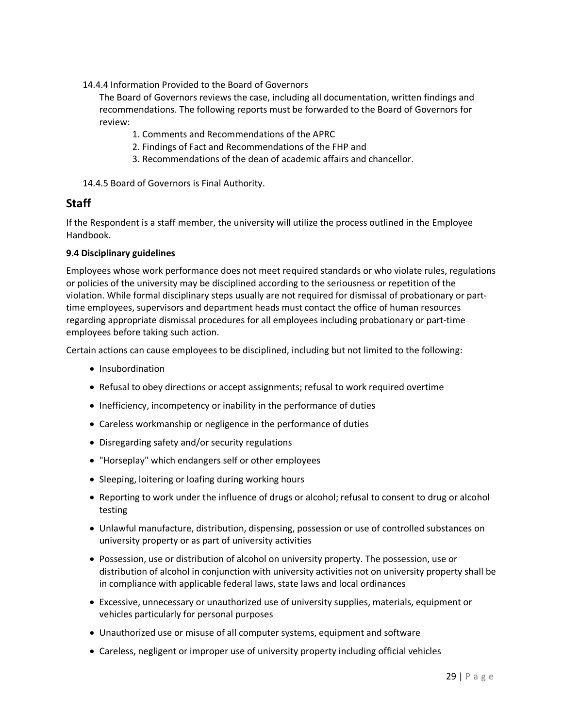14.4.4 Information Provided to the Board of Governors

The Board of Governors reviews the case, including all documentation, written findings and recommendations. The following reports must be forwarded to the Board of Governors for review:

1. Comments and Recommendations of the APRC
2. Findings of Fact and Recommendations of the FHP and
3. Recommendations of the dean of academic affairs and chancellor.

14.4.5 Board of Governors is Final Authority.

## Staff

If the Respondent is a staff member, the university will utilize the process outlined in the Employee Handbook.

**9.4 Disciplinary guidelines**

Employees whose work performance does not meet required standards or who violate rules, regulations or policies of the university may be disciplined according to the seriousness or repetition of the violation. While formal disciplinary steps usually are not required for dismissal of probationary or part-time employees, supervisors and department heads must contact the office of human resources regarding appropriate dismissal procedures for all employees including probationary or part-time employees before taking such action.

Certain actions can cause employees to be disciplined, including but not limited to the following:

- Insubordination
- Refusal to obey directions or accept assignments; refusal to work required overtime
- Inefficiency, incompetency or inability in the performance of duties
- Careless workmanship or negligence in the performance of duties
- Disregarding safety and/or security regulations
- "Horseplay" which endangers self or other employees
- Sleeping, loitering or loafing during working hours
- Reporting to work under the influence of drugs or alcohol; refusal to consent to drug or alcohol testing
- Unlawful manufacture, distribution, dispensing, possession or use of controlled substances on university property or as part of university activities
- Possession, use or distribution of alcohol on university property. The possession, use or distribution of alcohol in conjunction with university activities not on university property shall be in compliance with applicable federal laws, state laws and local ordinances
- Excessive, unnecessary or unauthorized use of university supplies, materials, equipment or vehicles particularly for personal purposes
- Unauthorized use or misuse of all computer systems, equipment and software
- Careless, negligent or improper use of university property including official vehicles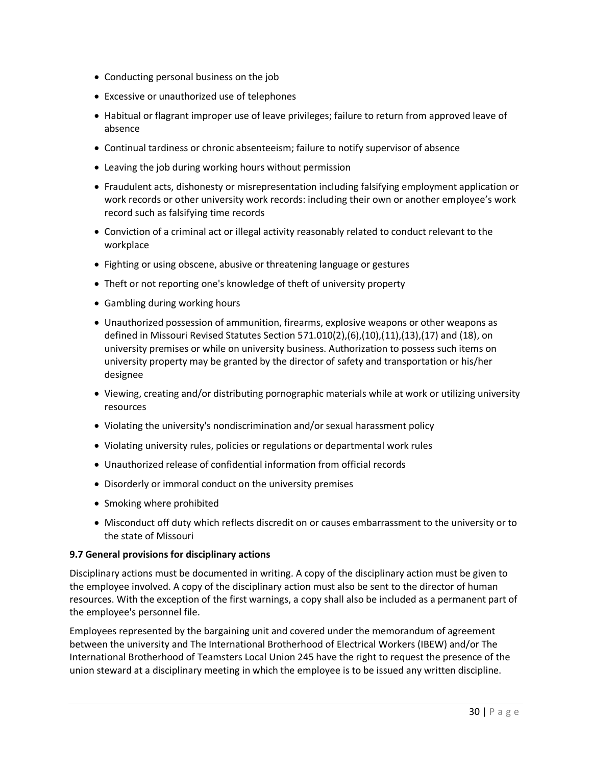- Conducting personal business on the job
- Excessive or unauthorized use of telephones
- Habitual or flagrant improper use of leave privileges; failure to return from approved leave of absence
- Continual tardiness or chronic absenteeism; failure to notify supervisor of absence
- Leaving the job during working hours without permission
- Fraudulent acts, dishonesty or misrepresentation including falsifying employment application or work records or other university work records: including their own or another employee's work record such as falsifying time records
- Conviction of a criminal act or illegal activity reasonably related to conduct relevant to the workplace
- Fighting or using obscene, abusive or threatening language or gestures
- Theft or not reporting one's knowledge of theft of university property
- Gambling during working hours
- Unauthorized possession of ammunition, firearms, explosive weapons or other weapons as defined in Missouri Revised Statutes Section 571.010(2),(6),(10),(11),(13),(17) and (18), on university premises or while on university business. Authorization to possess such items on university property may be granted by the director of safety and transportation or his/her designee
- Viewing, creating and/or distributing pornographic materials while at work or utilizing university resources
- Violating the university's nondiscrimination and/or sexual harassment policy
- Violating university rules, policies or regulations or departmental work rules
- Unauthorized release of confidential information from official records
- Disorderly or immoral conduct on the university premises
- Smoking where prohibited
- Misconduct off duty which reflects discredit on or causes embarrassment to the university or to the state of Missouri

**9.7 General provisions for disciplinary actions**

Disciplinary actions must be documented in writing. A copy of the disciplinary action must be given to the employee involved. A copy of the disciplinary action must also be sent to the director of human resources. With the exception of the first warnings, a copy shall also be included as a permanent part of the employee's personnel file.

Employees represented by the bargaining unit and covered under the memorandum of agreement between the university and The International Brotherhood of Electrical Workers (IBEW) and/or The International Brotherhood of Teamsters Local Union 245 have the right to request the presence of the union steward at a disciplinary meeting in which the employee is to be issued any written discipline.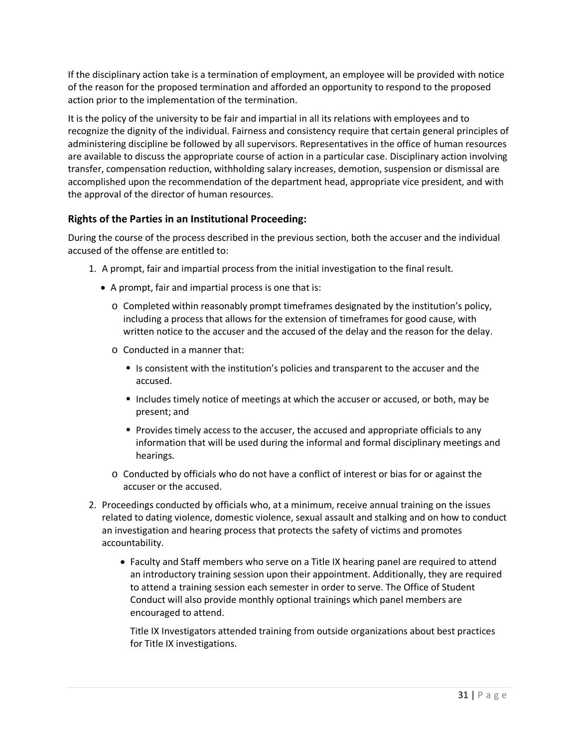If the disciplinary action take is a termination of employment, an employee will be provided with notice of the reason for the proposed termination and afforded an opportunity to respond to the proposed action prior to the implementation of the termination.

It is the policy of the university to be fair and impartial in all its relations with employees and to recognize the dignity of the individual. Fairness and consistency require that certain general principles of administering discipline be followed by all supervisors. Representatives in the office of human resources are available to discuss the appropriate course of action in a particular case. Disciplinary action involving transfer, compensation reduction, withholding salary increases, demotion, suspension or dismissal are accomplished upon the recommendation of the department head, appropriate vice president, and with the approval of the director of human resources.

### Rights of the Parties in an Institutional Proceeding:

During the course of the process described in the previous section, both the accuser and the individual accused of the offense are entitled to:

1. A prompt, fair and impartial process from the initial investigation to the final result.
   - A prompt, fair and impartial process is one that is:
     - Completed within reasonably prompt timeframes designated by the institution's policy, including a process that allows for the extension of timeframes for good cause, with written notice to the accuser and the accused of the delay and the reason for the delay.
     - Conducted in a manner that:
       - Is consistent with the institution's policies and transparent to the accuser and the accused.
       - Includes timely notice of meetings at which the accuser or accused, or both, may be present; and
       - Provides timely access to the accuser, the accused and appropriate officials to any information that will be used during the informal and formal disciplinary meetings and hearings.
     - Conducted by officials who do not have a conflict of interest or bias for or against the accuser or the accused.
2. Proceedings conducted by officials who, at a minimum, receive annual training on the issues related to dating violence, domestic violence, sexual assault and stalking and on how to conduct an investigation and hearing process that protects the safety of victims and promotes accountability.
   - Faculty and Staff members who serve on a Title IX hearing panel are required to attend an introductory training session upon their appointment. Additionally, they are required to attend a training session each semester in order to serve. The Office of Student Conduct will also provide monthly optional trainings which panel members are encouraged to attend.

     Title IX Investigators attended training from outside organizations about best practices for Title IX investigations.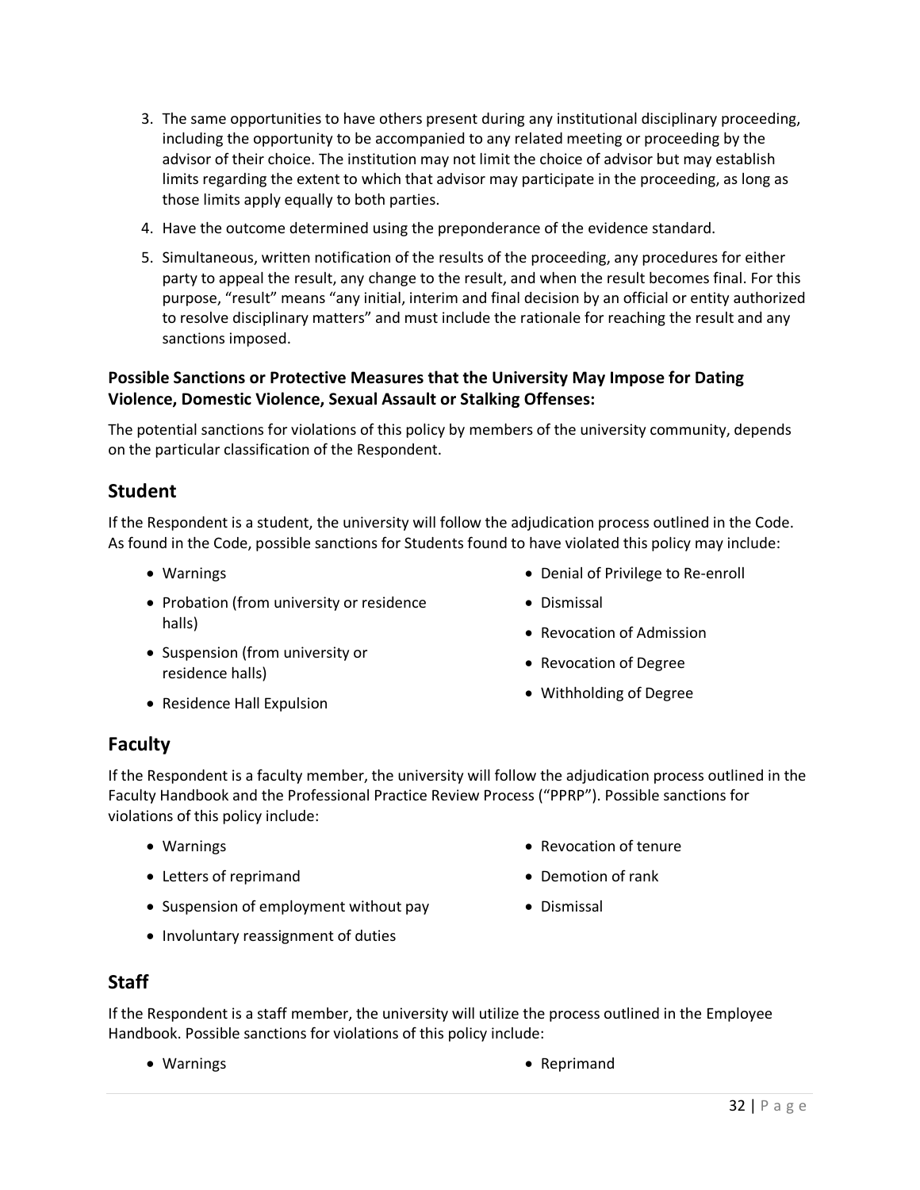3. The same opportunities to have others present during any institutional disciplinary proceeding, including the opportunity to be accompanied to any related meeting or proceeding by the advisor of their choice. The institution may not limit the choice of advisor but may establish limits regarding the extent to which that advisor may participate in the proceeding, as long as those limits apply equally to both parties.
4. Have the outcome determined using the preponderance of the evidence standard.
5. Simultaneous, written notification of the results of the proceeding, any procedures for either party to appeal the result, any change to the result, and when the result becomes final. For this purpose, "result" means "any initial, interim and final decision by an official or entity authorized to resolve disciplinary matters" and must include the rationale for reaching the result and any sanctions imposed.

**Possible Sanctions or Protective Measures that the University May Impose for Dating Violence, Domestic Violence, Sexual Assault or Stalking Offenses:**

The potential sanctions for violations of this policy by members of the university community, depends on the particular classification of the Respondent.

## Student

If the Respondent is a student, the university will follow the adjudication process outlined in the Code. As found in the Code, possible sanctions for Students found to have violated this policy may include:

- Warnings
- Probation (from university or residence halls)
- Suspension (from university or residence halls)
- Residence Hall Expulsion
- Denial of Privilege to Re-enroll
- Dismissal
- Revocation of Admission
- Revocation of Degree
- Withholding of Degree

## Faculty

If the Respondent is a faculty member, the university will follow the adjudication process outlined in the Faculty Handbook and the Professional Practice Review Process ("PPRP"). Possible sanctions for violations of this policy include:

- Warnings
- Letters of reprimand
- Suspension of employment without pay
- Involuntary reassignment of duties
- Revocation of tenure
- Demotion of rank
- Dismissal

## Staff

If the Respondent is a staff member, the university will utilize the process outlined in the Employee Handbook. Possible sanctions for violations of this policy include:

- Warnings
- Reprimand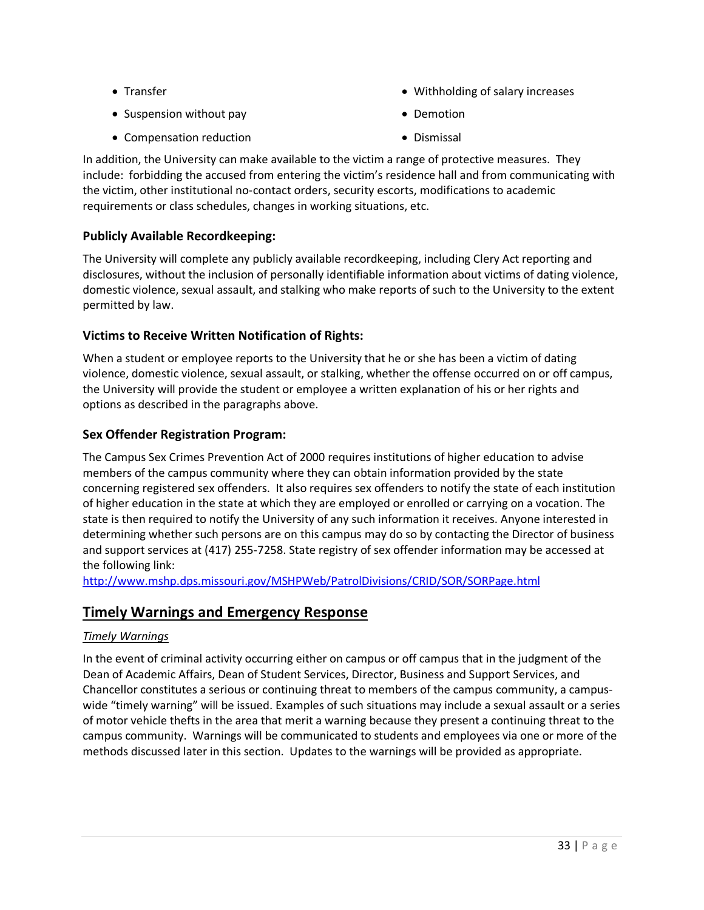- Transfer
- Suspension without pay
- Compensation reduction
- Withholding of salary increases
- Demotion
- Dismissal

In addition, the University can make available to the victim a range of protective measures. They include: forbidding the accused from entering the victim's residence hall and from communicating with the victim, other institutional no-contact orders, security escorts, modifications to academic requirements or class schedules, changes in working situations, etc.

### Publicly Available Recordkeeping:

The University will complete any publicly available recordkeeping, including Clery Act reporting and disclosures, without the inclusion of personally identifiable information about victims of dating violence, domestic violence, sexual assault, and stalking who make reports of such to the University to the extent permitted by law.

### Victims to Receive Written Notification of Rights:

When a student or employee reports to the University that he or she has been a victim of dating violence, domestic violence, sexual assault, or stalking, whether the offense occurred on or off campus, the University will provide the student or employee a written explanation of his or her rights and options as described in the paragraphs above.

### Sex Offender Registration Program:

The Campus Sex Crimes Prevention Act of 2000 requires institutions of higher education to advise members of the campus community where they can obtain information provided by the state concerning registered sex offenders. It also requires sex offenders to notify the state of each institution of higher education in the state at which they are employed or enrolled or carrying on a vocation. The state is then required to notify the University of any such information it receives. Anyone interested in determining whether such persons are on this campus may do so by contacting the Director of business and support services at (417) 255-7258. State registry of sex offender information may be accessed at the following link:
http://www.mshp.dps.missouri.gov/MSHPWeb/PatrolDivisions/CRID/SOR/SORPage.html

## Timely Warnings and Emergency Response

*Timely Warnings*

In the event of criminal activity occurring either on campus or off campus that in the judgment of the Dean of Academic Affairs, Dean of Student Services, Director, Business and Support Services, and Chancellor constitutes a serious or continuing threat to members of the campus community, a campus-wide "timely warning" will be issued. Examples of such situations may include a sexual assault or a series of motor vehicle thefts in the area that merit a warning because they present a continuing threat to the campus community. Warnings will be communicated to students and employees via one or more of the methods discussed later in this section. Updates to the warnings will be provided as appropriate.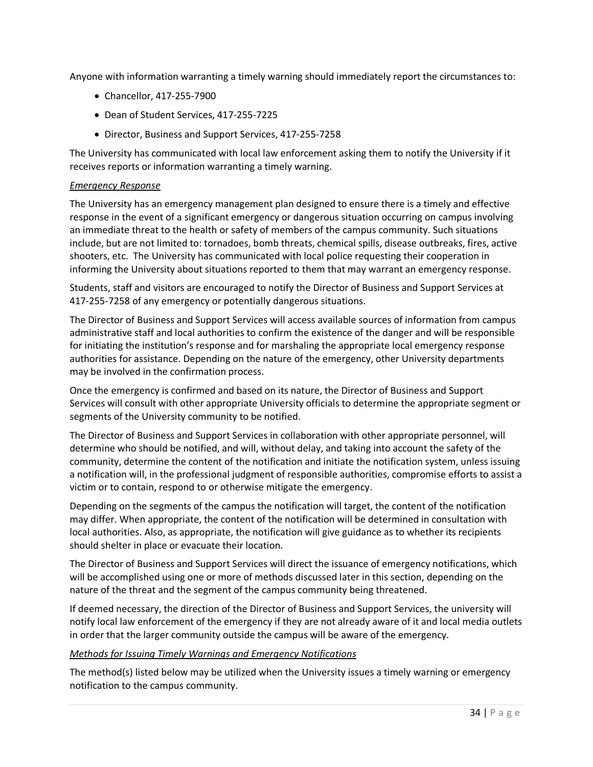Anyone with information warranting a timely warning should immediately report the circumstances to:

- Chancellor, 417-255-7900
- Dean of Student Services, 417-255-7225
- Director, Business and Support Services, 417-255-7258

The University has communicated with local law enforcement asking them to notify the University if it receives reports or information warranting a timely warning.

*Emergency Response*

The University has an emergency management plan designed to ensure there is a timely and effective response in the event of a significant emergency or dangerous situation occurring on campus involving an immediate threat to the health or safety of members of the campus community. Such situations include, but are not limited to: tornadoes, bomb threats, chemical spills, disease outbreaks, fires, active shooters, etc. The University has communicated with local police requesting their cooperation in informing the University about situations reported to them that may warrant an emergency response.

Students, staff and visitors are encouraged to notify the Director of Business and Support Services at 417-255-7258 of any emergency or potentially dangerous situations.

The Director of Business and Support Services will access available sources of information from campus administrative staff and local authorities to confirm the existence of the danger and will be responsible for initiating the institution's response and for marshaling the appropriate local emergency response authorities for assistance. Depending on the nature of the emergency, other University departments may be involved in the confirmation process.

Once the emergency is confirmed and based on its nature, the Director of Business and Support Services will consult with other appropriate University officials to determine the appropriate segment or segments of the University community to be notified.

The Director of Business and Support Services in collaboration with other appropriate personnel, will determine who should be notified, and will, without delay, and taking into account the safety of the community, determine the content of the notification and initiate the notification system, unless issuing a notification will, in the professional judgment of responsible authorities, compromise efforts to assist a victim or to contain, respond to or otherwise mitigate the emergency.

Depending on the segments of the campus the notification will target, the content of the notification may differ. When appropriate, the content of the notification will be determined in consultation with local authorities. Also, as appropriate, the notification will give guidance as to whether its recipients should shelter in place or evacuate their location.

The Director of Business and Support Services will direct the issuance of emergency notifications, which will be accomplished using one or more of methods discussed later in this section, depending on the nature of the threat and the segment of the campus community being threatened.

If deemed necessary, the direction of the Director of Business and Support Services, the university will notify local law enforcement of the emergency if they are not already aware of it and local media outlets in order that the larger community outside the campus will be aware of the emergency.

*Methods for Issuing Timely Warnings and Emergency Notifications*

The method(s) listed below may be utilized when the University issues a timely warning or emergency notification to the campus community.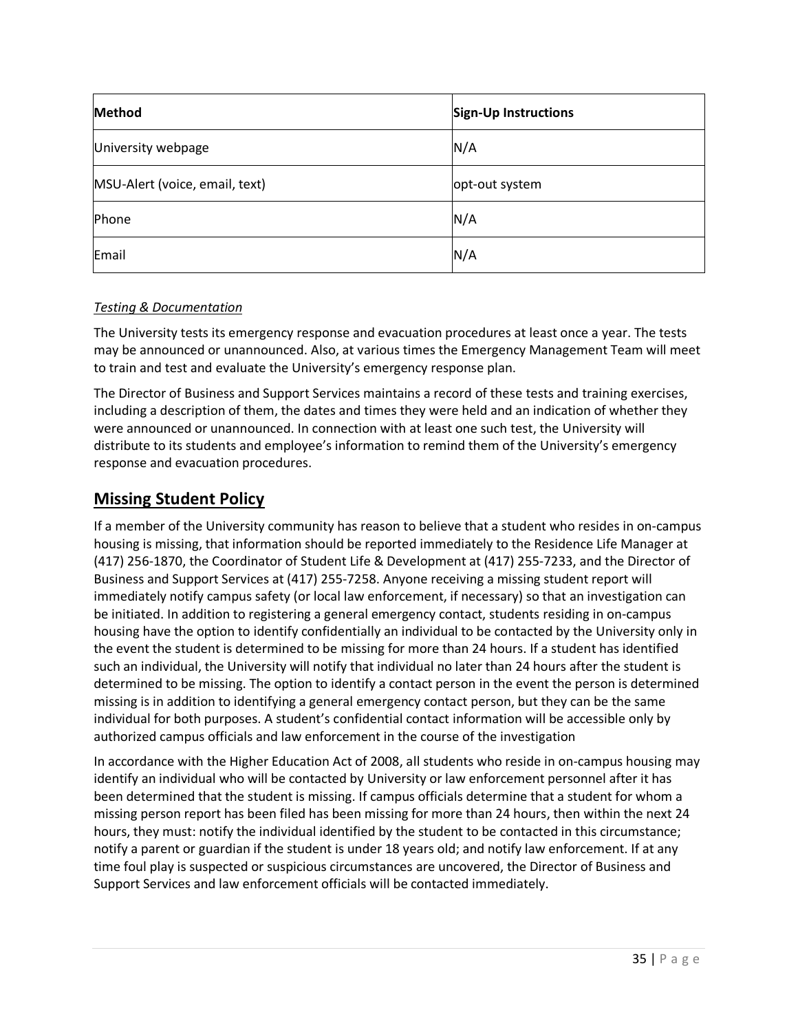| Method | Sign-Up Instructions |
|---|---|
| University webpage | N/A |
| MSU-Alert (voice, email, text) | opt-out system |
| Phone | N/A |
| Email | N/A |

*Testing & Documentation*

The University tests its emergency response and evacuation procedures at least once a year. The tests may be announced or unannounced. Also, at various times the Emergency Management Team will meet to train and test and evaluate the University's emergency response plan.

The Director of Business and Support Services maintains a record of these tests and training exercises, including a description of them, the dates and times they were held and an indication of whether they were announced or unannounced. In connection with at least one such test, the University will distribute to its students and employee's information to remind them of the University's emergency response and evacuation procedures.

## Missing Student Policy

If a member of the University community has reason to believe that a student who resides in on-campus housing is missing, that information should be reported immediately to the Residence Life Manager at (417) 256-1870, the Coordinator of Student Life & Development at (417) 255-7233, and the Director of Business and Support Services at (417) 255-7258. Anyone receiving a missing student report will immediately notify campus safety (or local law enforcement, if necessary) so that an investigation can be initiated. In addition to registering a general emergency contact, students residing in on-campus housing have the option to identify confidentially an individual to be contacted by the University only in the event the student is determined to be missing for more than 24 hours. If a student has identified such an individual, the University will notify that individual no later than 24 hours after the student is determined to be missing. The option to identify a contact person in the event the person is determined missing is in addition to identifying a general emergency contact person, but they can be the same individual for both purposes. A student's confidential contact information will be accessible only by authorized campus officials and law enforcement in the course of the investigation

In accordance with the Higher Education Act of 2008, all students who reside in on-campus housing may identify an individual who will be contacted by University or law enforcement personnel after it has been determined that the student is missing. If campus officials determine that a student for whom a missing person report has been filed has been missing for more than 24 hours, then within the next 24 hours, they must: notify the individual identified by the student to be contacted in this circumstance; notify a parent or guardian if the student is under 18 years old; and notify law enforcement. If at any time foul play is suspected or suspicious circumstances are uncovered, the Director of Business and Support Services and law enforcement officials will be contacted immediately.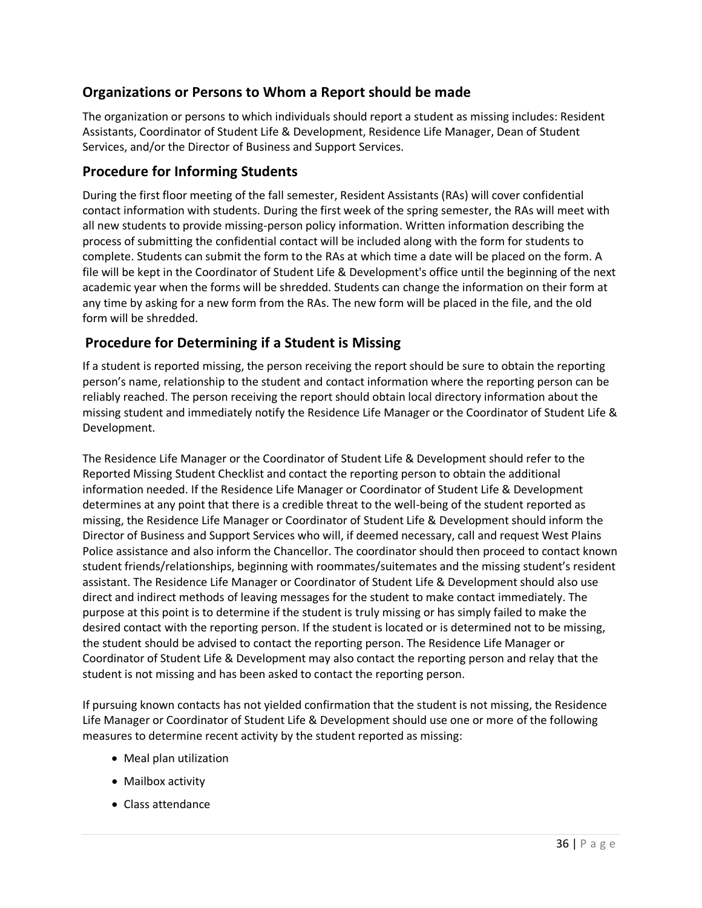## Organizations or Persons to Whom a Report should be made

The organization or persons to which individuals should report a student as missing includes: Resident Assistants, Coordinator of Student Life & Development, Residence Life Manager, Dean of Student Services, and/or the Director of Business and Support Services.

## Procedure for Informing Students

During the first floor meeting of the fall semester, Resident Assistants (RAs) will cover confidential contact information with students. During the first week of the spring semester, the RAs will meet with all new students to provide missing-person policy information. Written information describing the process of submitting the confidential contact will be included along with the form for students to complete. Students can submit the form to the RAs at which time a date will be placed on the form. A file will be kept in the Coordinator of Student Life & Development's office until the beginning of the next academic year when the forms will be shredded. Students can change the information on their form at any time by asking for a new form from the RAs. The new form will be placed in the file, and the old form will be shredded.

## Procedure for Determining if a Student is Missing

If a student is reported missing, the person receiving the report should be sure to obtain the reporting person's name, relationship to the student and contact information where the reporting person can be reliably reached. The person receiving the report should obtain local directory information about the missing student and immediately notify the Residence Life Manager or the Coordinator of Student Life & Development.

The Residence Life Manager or the Coordinator of Student Life & Development should refer to the Reported Missing Student Checklist and contact the reporting person to obtain the additional information needed. If the Residence Life Manager or Coordinator of Student Life & Development determines at any point that there is a credible threat to the well-being of the student reported as missing, the Residence Life Manager or Coordinator of Student Life & Development should inform the Director of Business and Support Services who will, if deemed necessary, call and request West Plains Police assistance and also inform the Chancellor. The coordinator should then proceed to contact known student friends/relationships, beginning with roommates/suitemates and the missing student's resident assistant. The Residence Life Manager or Coordinator of Student Life & Development should also use direct and indirect methods of leaving messages for the student to make contact immediately. The purpose at this point is to determine if the student is truly missing or has simply failed to make the desired contact with the reporting person. If the student is located or is determined not to be missing, the student should be advised to contact the reporting person. The Residence Life Manager or Coordinator of Student Life & Development may also contact the reporting person and relay that the student is not missing and has been asked to contact the reporting person.

If pursuing known contacts has not yielded confirmation that the student is not missing, the Residence Life Manager or Coordinator of Student Life & Development should use one or more of the following measures to determine recent activity by the student reported as missing:

- Meal plan utilization
- Mailbox activity
- Class attendance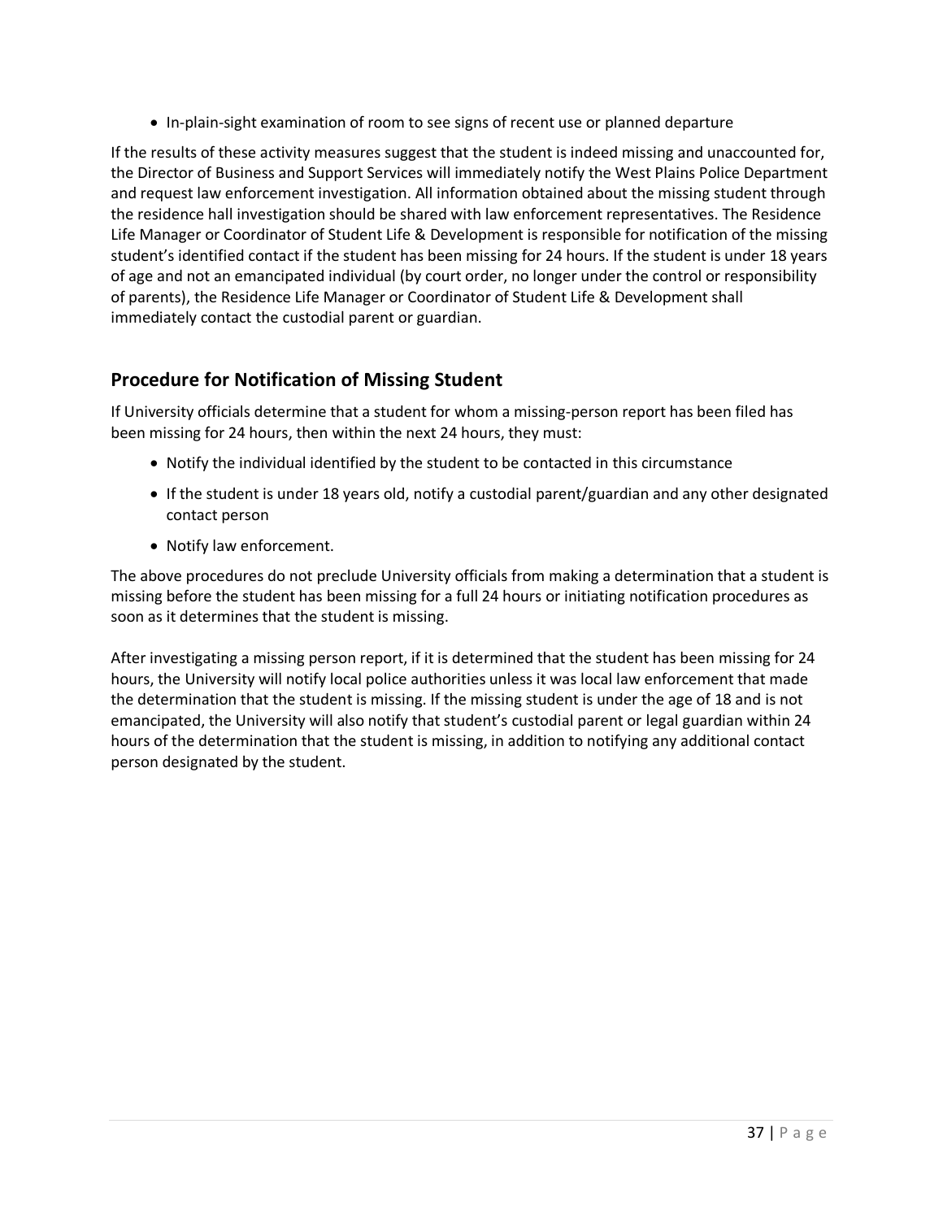- In-plain-sight examination of room to see signs of recent use or planned departure

If the results of these activity measures suggest that the student is indeed missing and unaccounted for, the Director of Business and Support Services will immediately notify the West Plains Police Department and request law enforcement investigation. All information obtained about the missing student through the residence hall investigation should be shared with law enforcement representatives. The Residence Life Manager or Coordinator of Student Life & Development is responsible for notification of the missing student's identified contact if the student has been missing for 24 hours. If the student is under 18 years of age and not an emancipated individual (by court order, no longer under the control or responsibility of parents), the Residence Life Manager or Coordinator of Student Life & Development shall immediately contact the custodial parent or guardian.

## Procedure for Notification of Missing Student

If University officials determine that a student for whom a missing-person report has been filed has been missing for 24 hours, then within the next 24 hours, they must:

- Notify the individual identified by the student to be contacted in this circumstance
- If the student is under 18 years old, notify a custodial parent/guardian and any other designated contact person
- Notify law enforcement.

The above procedures do not preclude University officials from making a determination that a student is missing before the student has been missing for a full 24 hours or initiating notification procedures as soon as it determines that the student is missing.

After investigating a missing person report, if it is determined that the student has been missing for 24 hours, the University will notify local police authorities unless it was local law enforcement that made the determination that the student is missing. If the missing student is under the age of 18 and is not emancipated, the University will also notify that student's custodial parent or legal guardian within 24 hours of the determination that the student is missing, in addition to notifying any additional contact person designated by the student.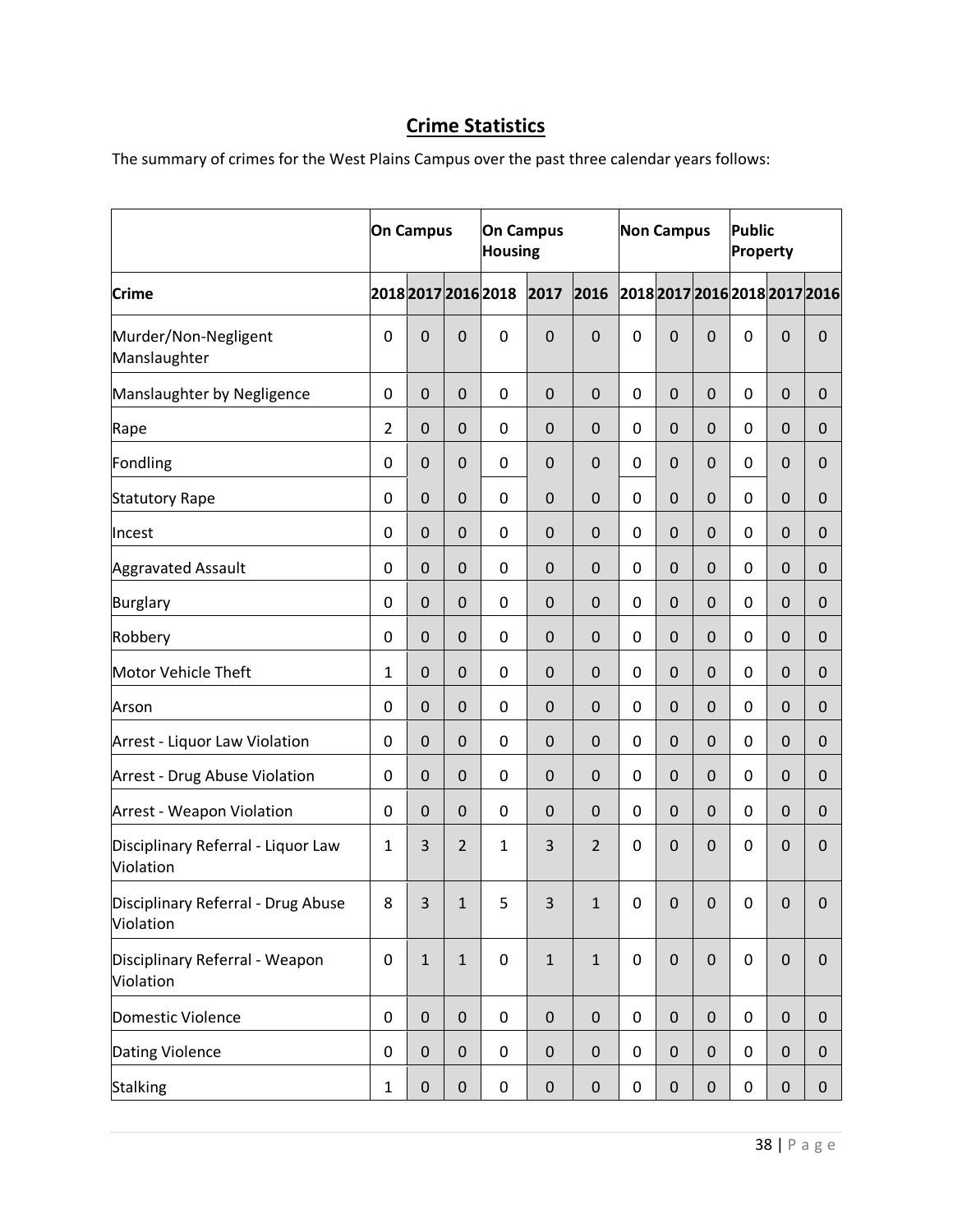## Crime Statistics

The summary of crimes for the West Plains Campus over the past three calendar years follows:

| | On Campus | | | On Campus Housing | | | Non Campus | | | Public Property | | |
|---|---|---|---|---|---|---|---|---|---|---|---|---|
| **Crime** | **2018** | **2017** | **2016** | **2018** | **2017** | **2016** | **2018** | **2017** | **2016** | **2018** | **2017** | **2016** |
| Murder/Non-Negligent Manslaughter | 0 | 0 | 0 | 0 | 0 | 0 | 0 | 0 | 0 | 0 | 0 | 0 |
| Manslaughter by Negligence | 0 | 0 | 0 | 0 | 0 | 0 | 0 | 0 | 0 | 0 | 0 | 0 |
| Rape | 2 | 0 | 0 | 0 | 0 | 0 | 0 | 0 | 0 | 0 | 0 | 0 |
| Fondling | 0 | 0 | 0 | 0 | 0 | 0 | 0 | 0 | 0 | 0 | 0 | 0 |
| Statutory Rape | 0 | 0 | 0 | 0 | 0 | 0 | 0 | 0 | 0 | 0 | 0 | 0 |
| Incest | 0 | 0 | 0 | 0 | 0 | 0 | 0 | 0 | 0 | 0 | 0 | 0 |
| Aggravated Assault | 0 | 0 | 0 | 0 | 0 | 0 | 0 | 0 | 0 | 0 | 0 | 0 |
| Burglary | 0 | 0 | 0 | 0 | 0 | 0 | 0 | 0 | 0 | 0 | 0 | 0 |
| Robbery | 0 | 0 | 0 | 0 | 0 | 0 | 0 | 0 | 0 | 0 | 0 | 0 |
| Motor Vehicle Theft | 1 | 0 | 0 | 0 | 0 | 0 | 0 | 0 | 0 | 0 | 0 | 0 |
| Arson | 0 | 0 | 0 | 0 | 0 | 0 | 0 | 0 | 0 | 0 | 0 | 0 |
| Arrest - Liquor Law Violation | 0 | 0 | 0 | 0 | 0 | 0 | 0 | 0 | 0 | 0 | 0 | 0 |
| Arrest - Drug Abuse Violation | 0 | 0 | 0 | 0 | 0 | 0 | 0 | 0 | 0 | 0 | 0 | 0 |
| Arrest - Weapon Violation | 0 | 0 | 0 | 0 | 0 | 0 | 0 | 0 | 0 | 0 | 0 | 0 |
| Disciplinary Referral - Liquor Law Violation | 1 | 3 | 2 | 1 | 3 | 2 | 0 | 0 | 0 | 0 | 0 | 0 |
| Disciplinary Referral - Drug Abuse Violation | 8 | 3 | 1 | 5 | 3 | 1 | 0 | 0 | 0 | 0 | 0 | 0 |
| Disciplinary Referral - Weapon Violation | 0 | 1 | 1 | 0 | 1 | 1 | 0 | 0 | 0 | 0 | 0 | 0 |
| Domestic Violence | 0 | 0 | 0 | 0 | 0 | 0 | 0 | 0 | 0 | 0 | 0 | 0 |
| Dating Violence | 0 | 0 | 0 | 0 | 0 | 0 | 0 | 0 | 0 | 0 | 0 | 0 |
| Stalking | 1 | 0 | 0 | 0 | 0 | 0 | 0 | 0 | 0 | 0 | 0 | 0 |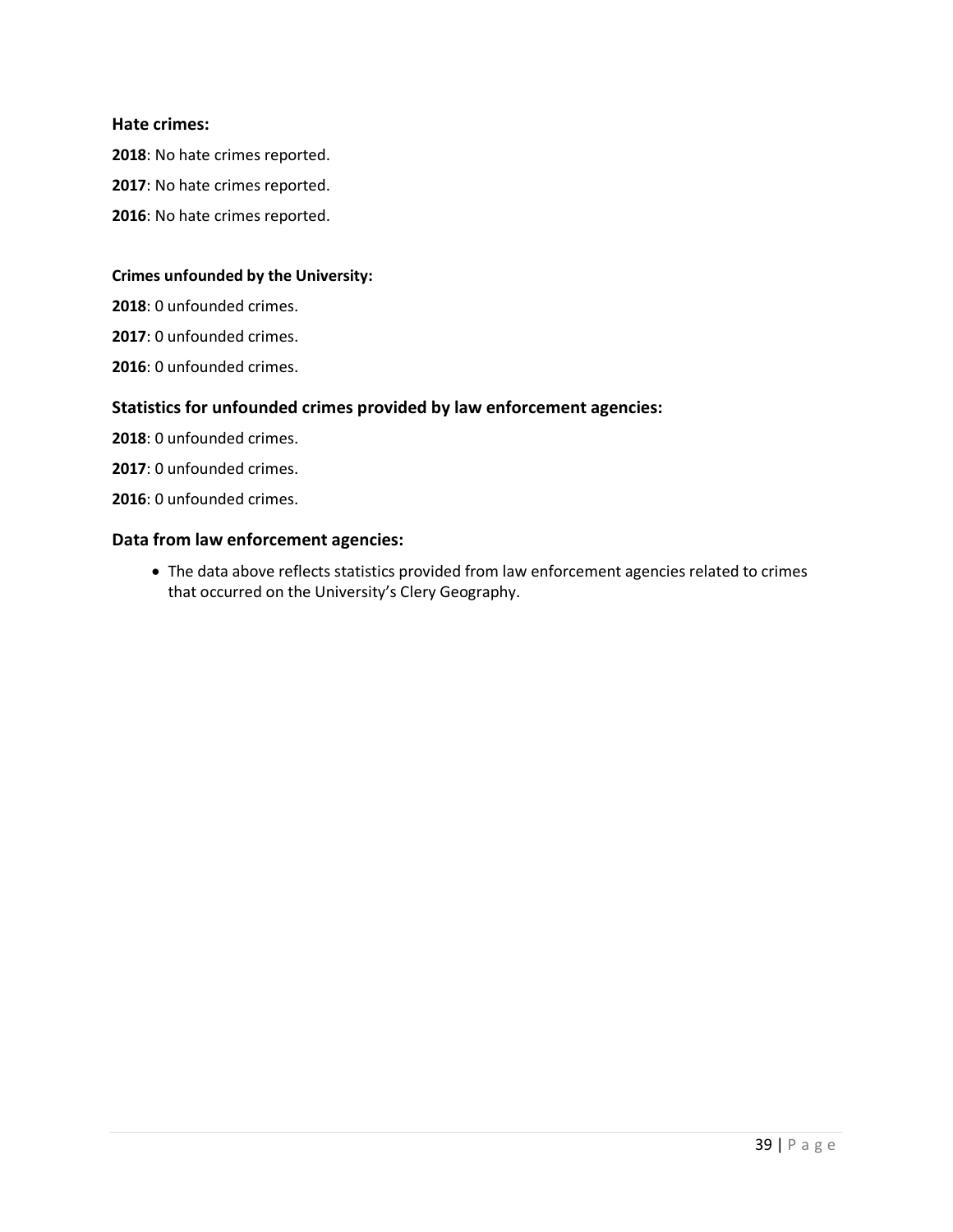### Hate crimes:

**2018**: No hate crimes reported.

**2017**: No hate crimes reported.

**2016**: No hate crimes reported.

#### Crimes unfounded by the University:

**2018**: 0 unfounded crimes.

**2017**: 0 unfounded crimes.

**2016**: 0 unfounded crimes.

### Statistics for unfounded crimes provided by law enforcement agencies:

**2018**: 0 unfounded crimes.

**2017**: 0 unfounded crimes.

**2016**: 0 unfounded crimes.

### Data from law enforcement agencies:

- The data above reflects statistics provided from law enforcement agencies related to crimes that occurred on the University's Clery Geography.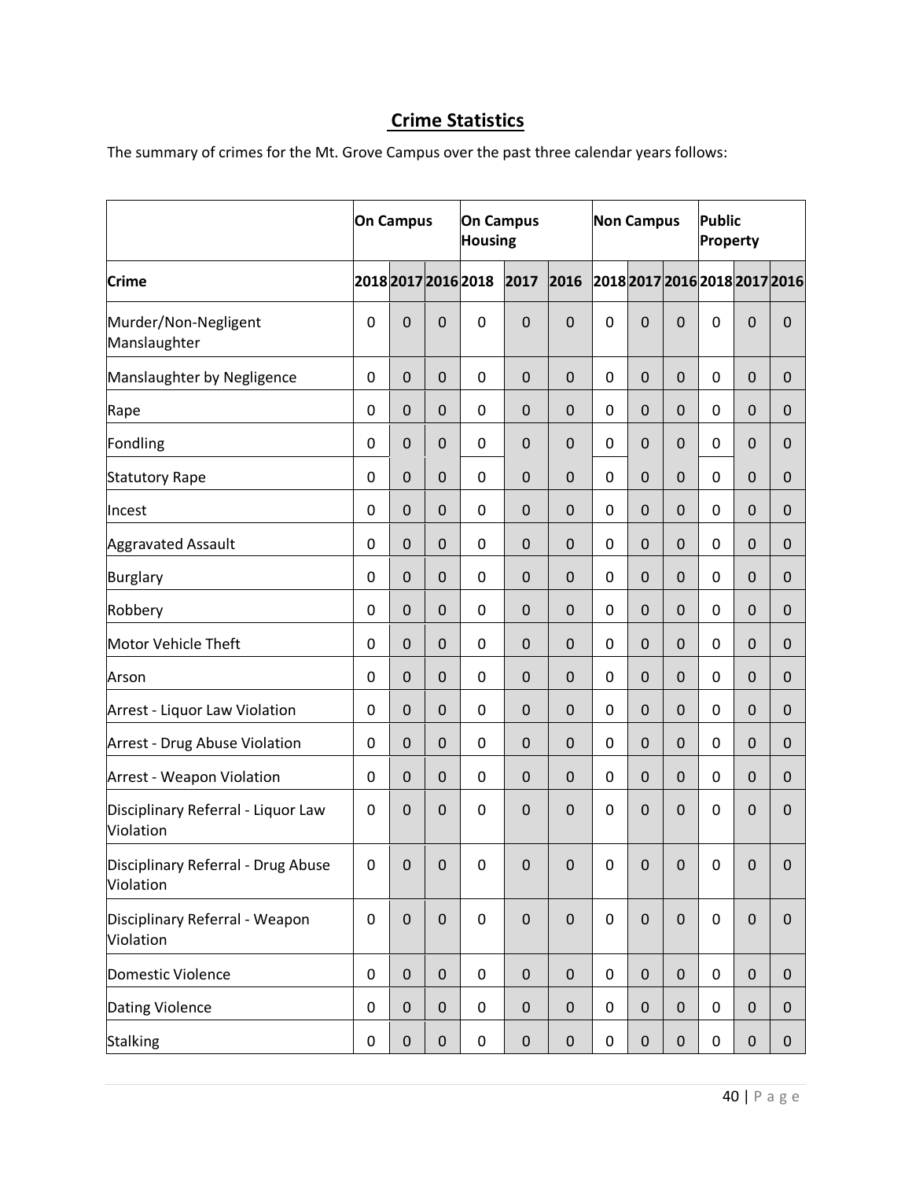## Crime Statistics

The summary of crimes for the Mt. Grove Campus over the past three calendar years follows:

| | On Campus | | | On Campus Housing | | | Non Campus | | | Public Property | | |
|---|---|---|---|---|---|---|---|---|---|---|---|---|
| **Crime** | 2018 | 2017 | 2016 | 2018 | 2017 | 2016 | 2018 | 2017 | 2016 | 2018 | 2017 | 2016 |
| Murder/Non-Negligent Manslaughter | 0 | 0 | 0 | 0 | 0 | 0 | 0 | 0 | 0 | 0 | 0 | 0 |
| Manslaughter by Negligence | 0 | 0 | 0 | 0 | 0 | 0 | 0 | 0 | 0 | 0 | 0 | 0 |
| Rape | 0 | 0 | 0 | 0 | 0 | 0 | 0 | 0 | 0 | 0 | 0 | 0 |
| Fondling | 0 | 0 | 0 | 0 | 0 | 0 | 0 | 0 | 0 | 0 | 0 | 0 |
| Statutory Rape | 0 | 0 | 0 | 0 | 0 | 0 | 0 | 0 | 0 | 0 | 0 | 0 |
| Incest | 0 | 0 | 0 | 0 | 0 | 0 | 0 | 0 | 0 | 0 | 0 | 0 |
| Aggravated Assault | 0 | 0 | 0 | 0 | 0 | 0 | 0 | 0 | 0 | 0 | 0 | 0 |
| Burglary | 0 | 0 | 0 | 0 | 0 | 0 | 0 | 0 | 0 | 0 | 0 | 0 |
| Robbery | 0 | 0 | 0 | 0 | 0 | 0 | 0 | 0 | 0 | 0 | 0 | 0 |
| Motor Vehicle Theft | 0 | 0 | 0 | 0 | 0 | 0 | 0 | 0 | 0 | 0 | 0 | 0 |
| Arson | 0 | 0 | 0 | 0 | 0 | 0 | 0 | 0 | 0 | 0 | 0 | 0 |
| Arrest - Liquor Law Violation | 0 | 0 | 0 | 0 | 0 | 0 | 0 | 0 | 0 | 0 | 0 | 0 |
| Arrest - Drug Abuse Violation | 0 | 0 | 0 | 0 | 0 | 0 | 0 | 0 | 0 | 0 | 0 | 0 |
| Arrest - Weapon Violation | 0 | 0 | 0 | 0 | 0 | 0 | 0 | 0 | 0 | 0 | 0 | 0 |
| Disciplinary Referral - Liquor Law Violation | 0 | 0 | 0 | 0 | 0 | 0 | 0 | 0 | 0 | 0 | 0 | 0 |
| Disciplinary Referral - Drug Abuse Violation | 0 | 0 | 0 | 0 | 0 | 0 | 0 | 0 | 0 | 0 | 0 | 0 |
| Disciplinary Referral - Weapon Violation | 0 | 0 | 0 | 0 | 0 | 0 | 0 | 0 | 0 | 0 | 0 | 0 |
| Domestic Violence | 0 | 0 | 0 | 0 | 0 | 0 | 0 | 0 | 0 | 0 | 0 | 0 |
| Dating Violence | 0 | 0 | 0 | 0 | 0 | 0 | 0 | 0 | 0 | 0 | 0 | 0 |
| Stalking | 0 | 0 | 0 | 0 | 0 | 0 | 0 | 0 | 0 | 0 | 0 | 0 |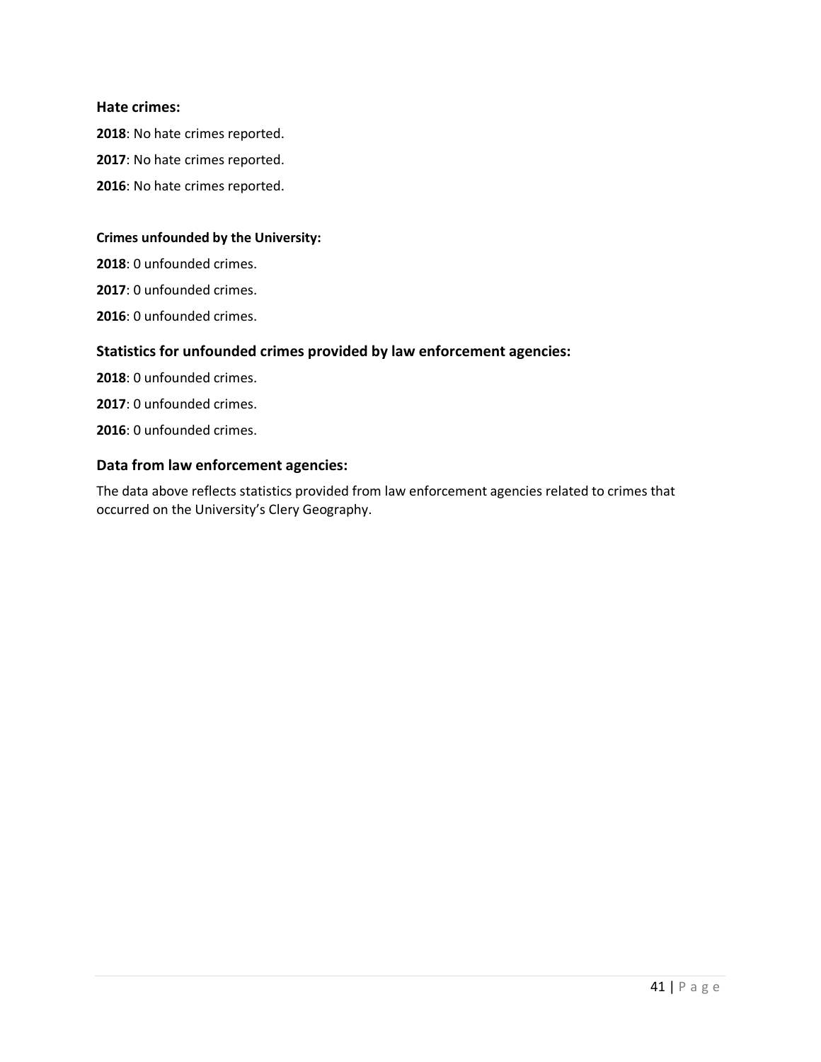### Hate crimes:

**2018**: No hate crimes reported.

**2017**: No hate crimes reported.

**2016**: No hate crimes reported.

#### Crimes unfounded by the University:

**2018**: 0 unfounded crimes.

**2017**: 0 unfounded crimes.

**2016**: 0 unfounded crimes.

### Statistics for unfounded crimes provided by law enforcement agencies:

**2018**: 0 unfounded crimes.

**2017**: 0 unfounded crimes.

**2016**: 0 unfounded crimes.

### Data from law enforcement agencies:

The data above reflects statistics provided from law enforcement agencies related to crimes that occurred on the University's Clery Geography.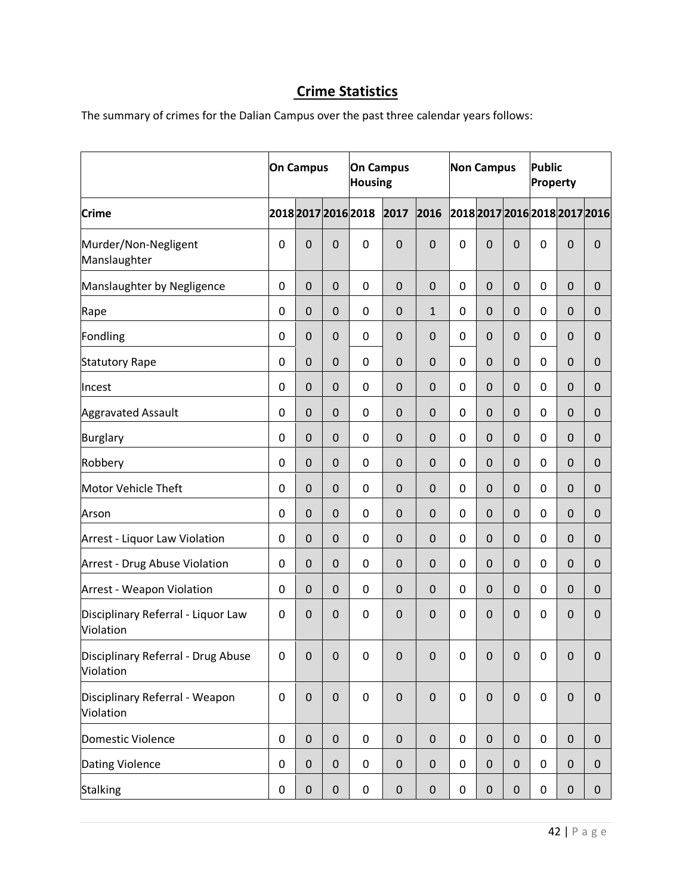## Crime Statistics

The summary of crimes for the Dalian Campus over the past three calendar years follows:

| | On Campus | | | On Campus Housing | | | Non Campus | | | Public Property | | |
|---|---|---|---|---|---|---|---|---|---|---|---|---|
| **Crime** | 2018 | 2017 | 2016 | 2018 | 2017 | 2016 | 2018 | 2017 | 2016 | 2018 | 2017 | 2016 |
| Murder/Non-Negligent Manslaughter | 0 | 0 | 0 | 0 | 0 | 0 | 0 | 0 | 0 | 0 | 0 | 0 |
| Manslaughter by Negligence | 0 | 0 | 0 | 0 | 0 | 0 | 0 | 0 | 0 | 0 | 0 | 0 |
| Rape | 0 | 0 | 0 | 0 | 0 | 1 | 0 | 0 | 0 | 0 | 0 | 0 |
| Fondling | 0 | 0 | 0 | 0 | 0 | 0 | 0 | 0 | 0 | 0 | 0 | 0 |
| Statutory Rape | 0 | 0 | 0 | 0 | 0 | 0 | 0 | 0 | 0 | 0 | 0 | 0 |
| Incest | 0 | 0 | 0 | 0 | 0 | 0 | 0 | 0 | 0 | 0 | 0 | 0 |
| Aggravated Assault | 0 | 0 | 0 | 0 | 0 | 0 | 0 | 0 | 0 | 0 | 0 | 0 |
| Burglary | 0 | 0 | 0 | 0 | 0 | 0 | 0 | 0 | 0 | 0 | 0 | 0 |
| Robbery | 0 | 0 | 0 | 0 | 0 | 0 | 0 | 0 | 0 | 0 | 0 | 0 |
| Motor Vehicle Theft | 0 | 0 | 0 | 0 | 0 | 0 | 0 | 0 | 0 | 0 | 0 | 0 |
| Arson | 0 | 0 | 0 | 0 | 0 | 0 | 0 | 0 | 0 | 0 | 0 | 0 |
| Arrest - Liquor Law Violation | 0 | 0 | 0 | 0 | 0 | 0 | 0 | 0 | 0 | 0 | 0 | 0 |
| Arrest - Drug Abuse Violation | 0 | 0 | 0 | 0 | 0 | 0 | 0 | 0 | 0 | 0 | 0 | 0 |
| Arrest - Weapon Violation | 0 | 0 | 0 | 0 | 0 | 0 | 0 | 0 | 0 | 0 | 0 | 0 |
| Disciplinary Referral - Liquor Law Violation | 0 | 0 | 0 | 0 | 0 | 0 | 0 | 0 | 0 | 0 | 0 | 0 |
| Disciplinary Referral - Drug Abuse Violation | 0 | 0 | 0 | 0 | 0 | 0 | 0 | 0 | 0 | 0 | 0 | 0 |
| Disciplinary Referral - Weapon Violation | 0 | 0 | 0 | 0 | 0 | 0 | 0 | 0 | 0 | 0 | 0 | 0 |
| Domestic Violence | 0 | 0 | 0 | 0 | 0 | 0 | 0 | 0 | 0 | 0 | 0 | 0 |
| Dating Violence | 0 | 0 | 0 | 0 | 0 | 0 | 0 | 0 | 0 | 0 | 0 | 0 |
| Stalking | 0 | 0 | 0 | 0 | 0 | 0 | 0 | 0 | 0 | 0 | 0 | 0 |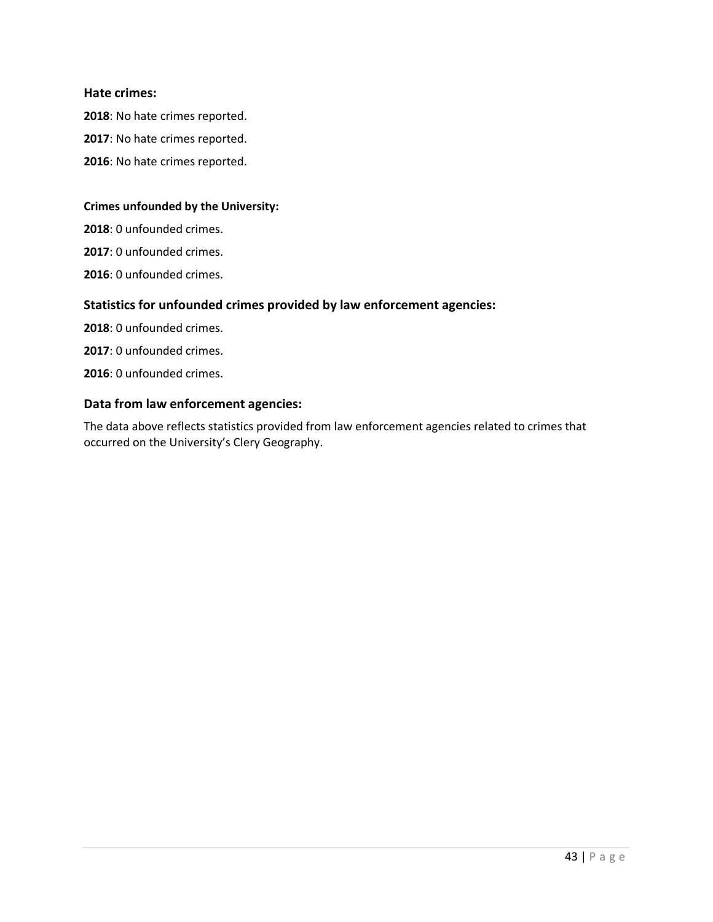### Hate crimes:

**2018**: No hate crimes reported.

**2017**: No hate crimes reported.

**2016**: No hate crimes reported.

#### Crimes unfounded by the University:

**2018**: 0 unfounded crimes.

**2017**: 0 unfounded crimes.

**2016**: 0 unfounded crimes.

### Statistics for unfounded crimes provided by law enforcement agencies:

**2018**: 0 unfounded crimes.

**2017**: 0 unfounded crimes.

**2016**: 0 unfounded crimes.

### Data from law enforcement agencies:

The data above reflects statistics provided from law enforcement agencies related to crimes that occurred on the University's Clery Geography.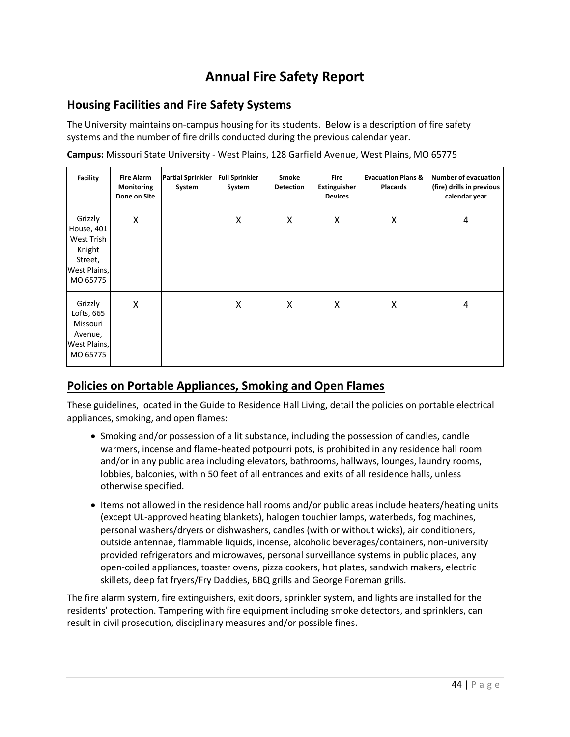# Annual Fire Safety Report

## Housing Facilities and Fire Safety Systems

The University maintains on-campus housing for its students. Below is a description of fire safety systems and the number of fire drills conducted during the previous calendar year.

**Campus:** Missouri State University - West Plains, 128 Garfield Avenue, West Plains, MO 65775

| Facility | Fire Alarm Monitoring Done on Site | Partial Sprinkler System | Full Sprinkler System | Smoke Detection | Fire Extinguisher Devices | Evacuation Plans & Placards | Number of evacuation (fire) drills in previous calendar year |
|---|---|---|---|---|---|---|---|
| Grizzly House, 401 West Trish Knight Street, West Plains, MO 65775 | X | | X | X | X | X | 4 |
| Grizzly Lofts, 665 Missouri Avenue, West Plains, MO 65775 | X | | X | X | X | X | 4 |

## Policies on Portable Appliances, Smoking and Open Flames

These guidelines, located in the Guide to Residence Hall Living, detail the policies on portable electrical appliances, smoking, and open flames:

- Smoking and/or possession of a lit substance, including the possession of candles, candle warmers, incense and flame-heated potpourri pots, is prohibited in any residence hall room and/or in any public area including elevators, bathrooms, hallways, lounges, laundry rooms, lobbies, balconies, within 50 feet of all entrances and exits of all residence halls, unless otherwise specified.
- Items not allowed in the residence hall rooms and/or public areas include heaters/heating units (except UL-approved heating blankets), halogen touchier lamps, waterbeds, fog machines, personal washers/dryers or dishwashers, candles (with or without wicks), air conditioners, outside antennae, flammable liquids, incense, alcoholic beverages/containers, non-university provided refrigerators and microwaves, personal surveillance systems in public places, any open-coiled appliances, toaster ovens, pizza cookers, hot plates, sandwich makers, electric skillets, deep fat fryers/Fry Daddies, BBQ grills and George Foreman grills.

The fire alarm system, fire extinguishers, exit doors, sprinkler system, and lights are installed for the residents' protection. Tampering with fire equipment including smoke detectors, and sprinklers, can result in civil prosecution, disciplinary measures and/or possible fines.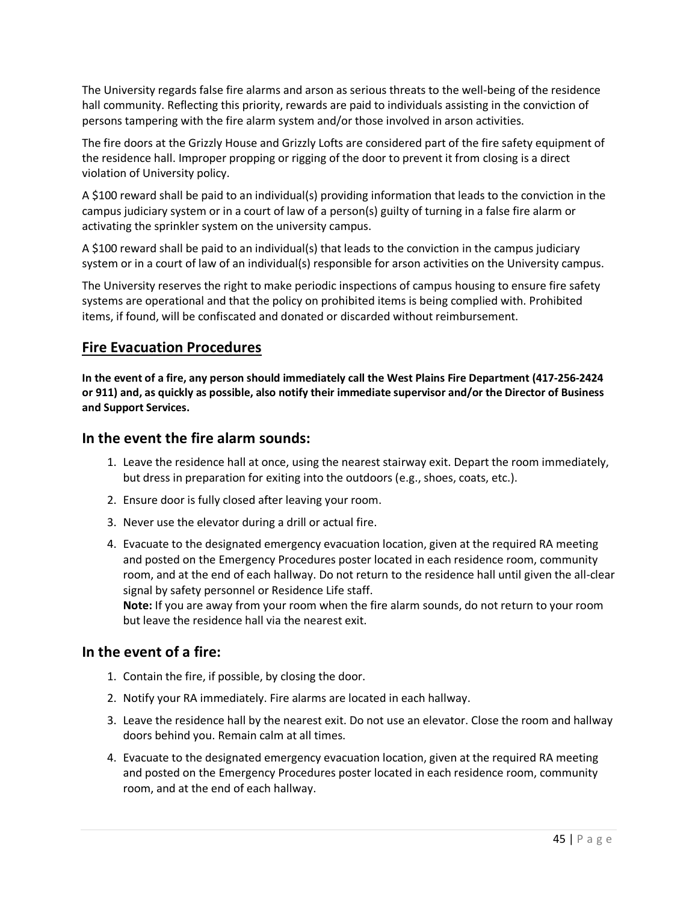The University regards false fire alarms and arson as serious threats to the well-being of the residence hall community. Reflecting this priority, rewards are paid to individuals assisting in the conviction of persons tampering with the fire alarm system and/or those involved in arson activities.

The fire doors at the Grizzly House and Grizzly Lofts are considered part of the fire safety equipment of the residence hall. Improper propping or rigging of the door to prevent it from closing is a direct violation of University policy.

A $100 reward shall be paid to an individual(s) providing information that leads to the conviction in the campus judiciary system or in a court of law of a person(s) guilty of turning in a false fire alarm or activating the sprinkler system on the university campus.

A $100 reward shall be paid to an individual(s) that leads to the conviction in the campus judiciary system or in a court of law of an individual(s) responsible for arson activities on the University campus.

The University reserves the right to make periodic inspections of campus housing to ensure fire safety systems are operational and that the policy on prohibited items is being complied with. Prohibited items, if found, will be confiscated and donated or discarded without reimbursement.

## Fire Evacuation Procedures

**In the event of a fire, any person should immediately call the West Plains Fire Department (417-256-2424 or 911) and, as quickly as possible, also notify their immediate supervisor and/or the Director of Business and Support Services.**

### In the event the fire alarm sounds:

1. Leave the residence hall at once, using the nearest stairway exit. Depart the room immediately, but dress in preparation for exiting into the outdoors (e.g., shoes, coats, etc.).
2. Ensure door is fully closed after leaving your room.
3. Never use the elevator during a drill or actual fire.
4. Evacuate to the designated emergency evacuation location, given at the required RA meeting and posted on the Emergency Procedures poster located in each residence room, community room, and at the end of each hallway. Do not return to the residence hall until given the all-clear signal by safety personnel or Residence Life staff.
   **Note:** If you are away from your room when the fire alarm sounds, do not return to your room but leave the residence hall via the nearest exit.

### In the event of a fire:

1. Contain the fire, if possible, by closing the door.
2. Notify your RA immediately. Fire alarms are located in each hallway.
3. Leave the residence hall by the nearest exit. Do not use an elevator. Close the room and hallway doors behind you. Remain calm at all times.
4. Evacuate to the designated emergency evacuation location, given at the required RA meeting and posted on the Emergency Procedures poster located in each residence room, community room, and at the end of each hallway.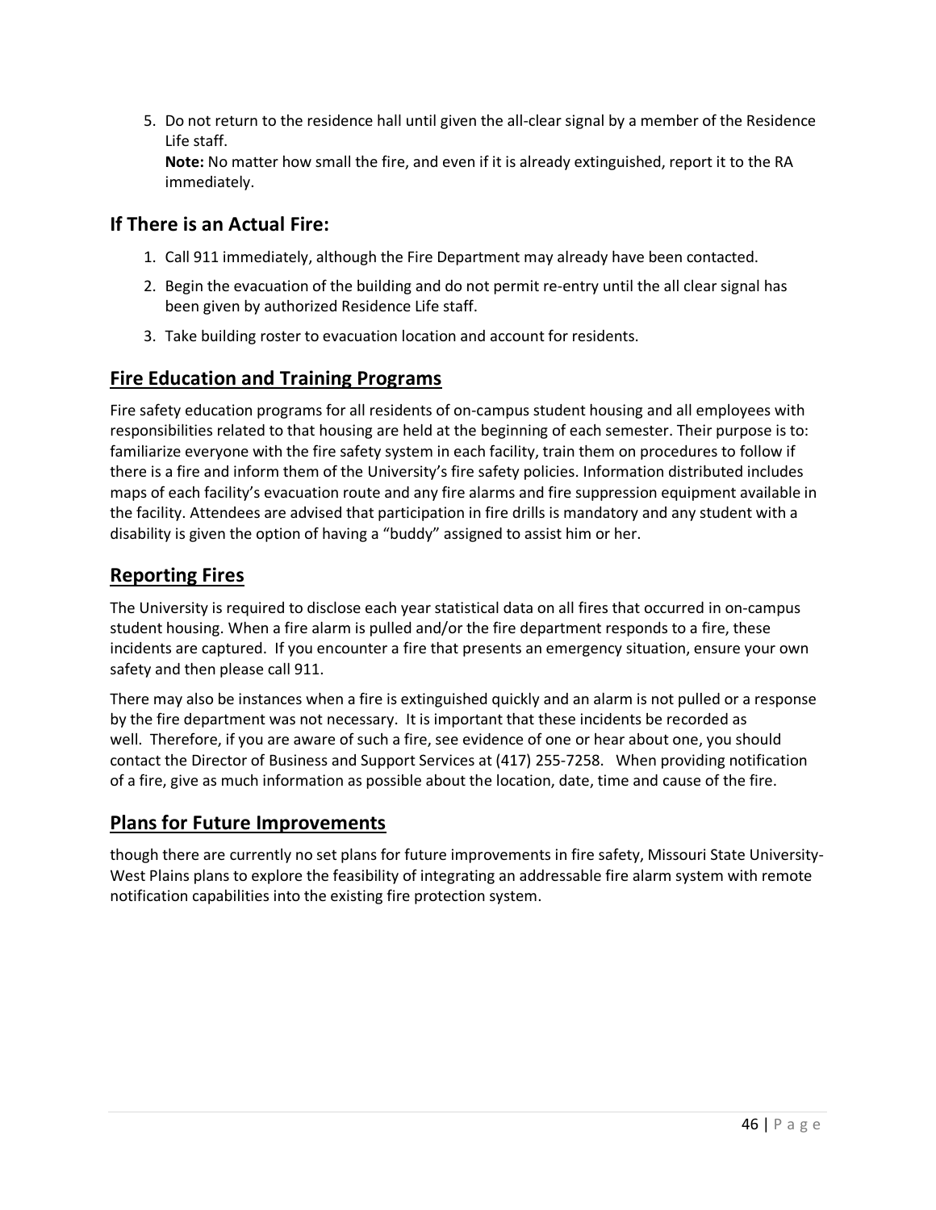5. Do not return to the residence hall until given the all-clear signal by a member of the Residence Life staff.
   **Note:** No matter how small the fire, and even if it is already extinguished, report it to the RA immediately.

### If There is an Actual Fire:

1. Call 911 immediately, although the Fire Department may already have been contacted.
2. Begin the evacuation of the building and do not permit re-entry until the all clear signal has been given by authorized Residence Life staff.
3. Take building roster to evacuation location and account for residents.

## Fire Education and Training Programs

Fire safety education programs for all residents of on-campus student housing and all employees with responsibilities related to that housing are held at the beginning of each semester. Their purpose is to: familiarize everyone with the fire safety system in each facility, train them on procedures to follow if there is a fire and inform them of the University's fire safety policies. Information distributed includes maps of each facility's evacuation route and any fire alarms and fire suppression equipment available in the facility. Attendees are advised that participation in fire drills is mandatory and any student with a disability is given the option of having a "buddy" assigned to assist him or her.

## Reporting Fires

The University is required to disclose each year statistical data on all fires that occurred in on-campus student housing. When a fire alarm is pulled and/or the fire department responds to a fire, these incidents are captured. If you encounter a fire that presents an emergency situation, ensure your own safety and then please call 911.

There may also be instances when a fire is extinguished quickly and an alarm is not pulled or a response by the fire department was not necessary. It is important that these incidents be recorded as well. Therefore, if you are aware of such a fire, see evidence of one or hear about one, you should contact the Director of Business and Support Services at (417) 255-7258. When providing notification of a fire, give as much information as possible about the location, date, time and cause of the fire.

## Plans for Future Improvements

though there are currently no set plans for future improvements in fire safety, Missouri State University-West Plains plans to explore the feasibility of integrating an addressable fire alarm system with remote notification capabilities into the existing fire protection system.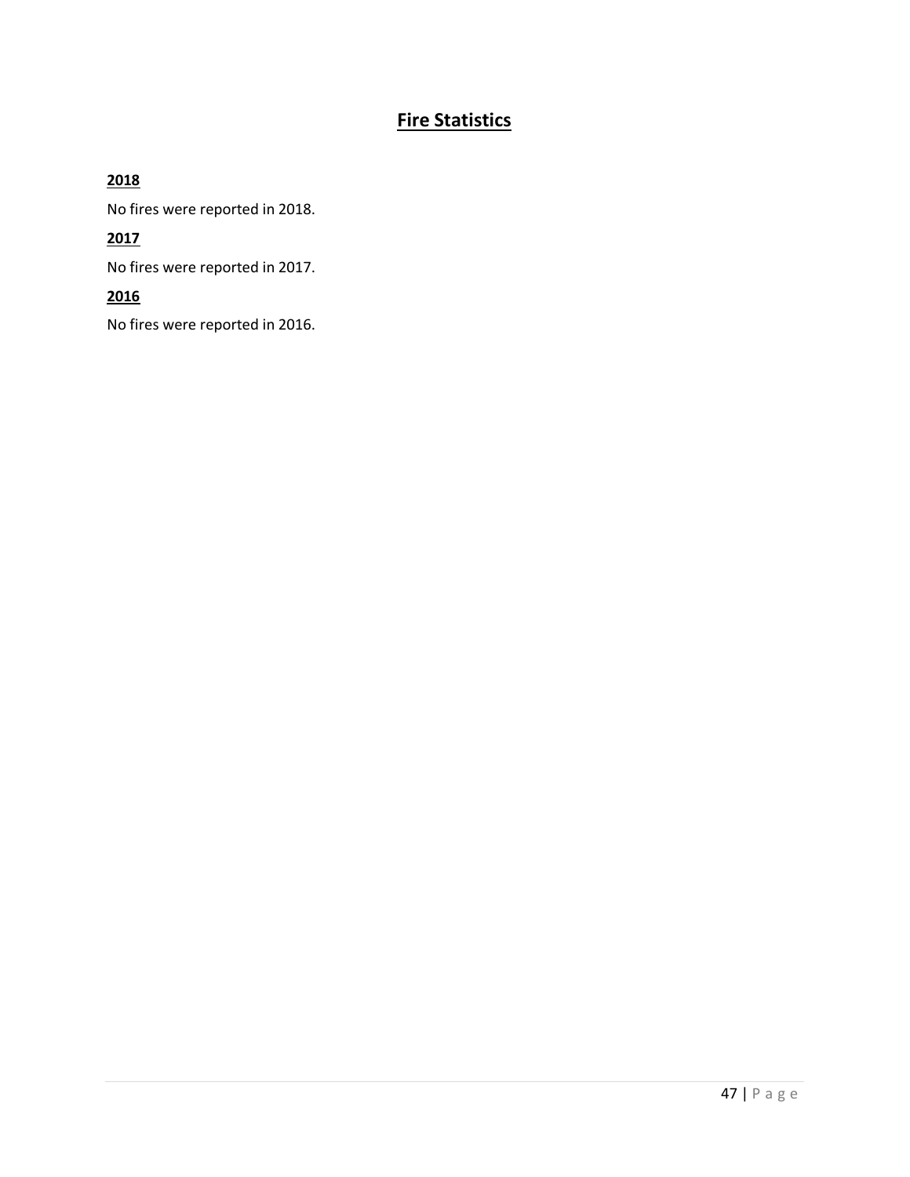# Fire Statistics

## 2018

No fires were reported in 2018.

## 2017

No fires were reported in 2017.

## 2016

No fires were reported in 2016.